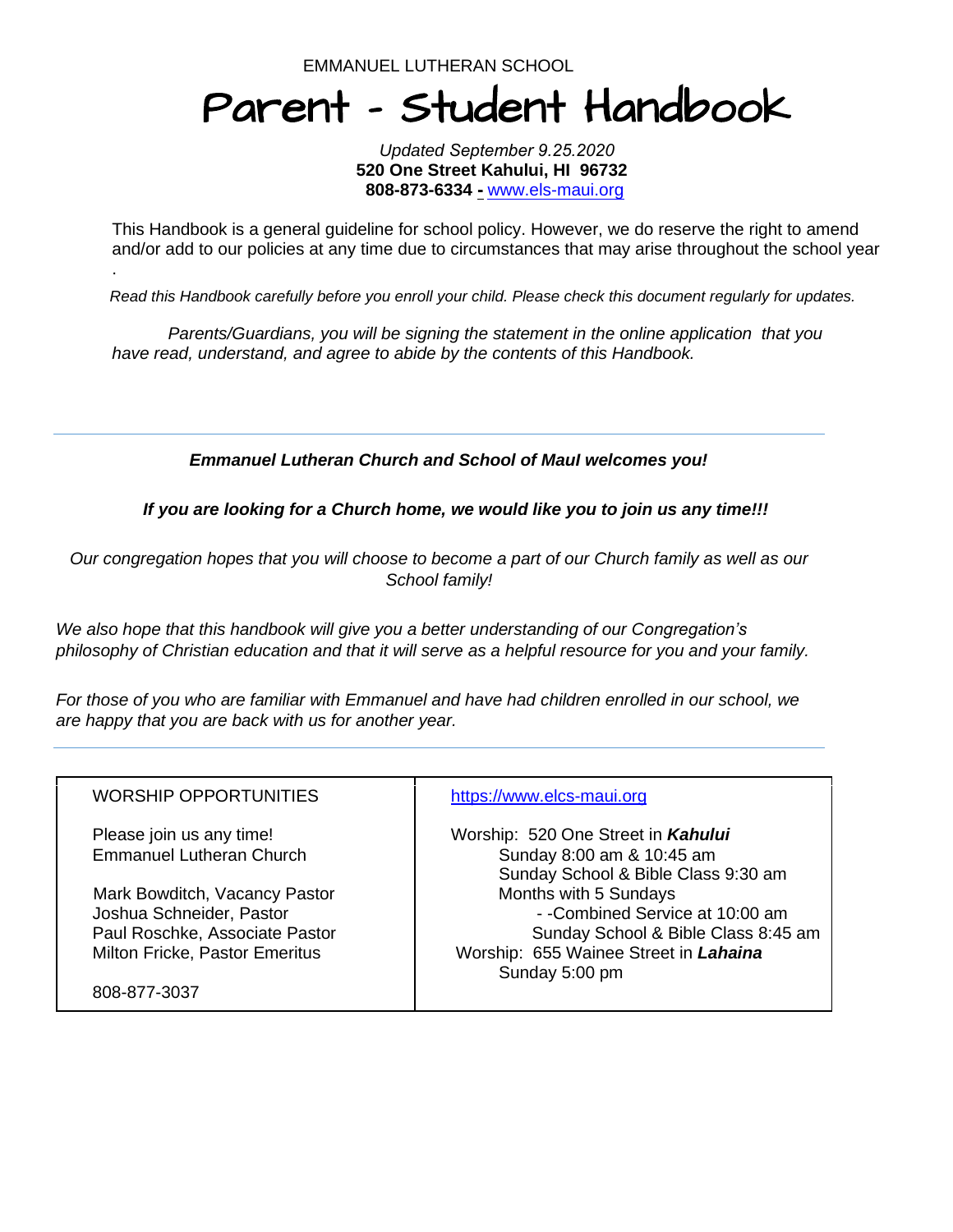EMMANUEL LUTHERAN SCHOOL

# Parent - Student Handbook

*Updated September 9.25.2020*
**520 One Street Kahului, HI 96732**
**808-873-6334 -** www.els-maui.org

This Handbook is a general guideline for school policy. However, we do reserve the right to amend and/or add to our policies at any time due to circumstances that may arise throughout the school year .

*Read this Handbook carefully before you enroll your child. Please check this document regularly for updates.*

*Parents/Guardians, you will be signing the statement in the online application that you have read, understand, and agree to abide by the contents of this Handbook.*

---

***Emmanuel Lutheran Church and School of MauI welcomes you!***

***If you are looking for a Church home, we would like you to join us any time!!!***

*Our congregation hopes that you will choose to become a part of our Church family as well as our School family!*

*We also hope that this handbook will give you a better understanding of our Congregation's philosophy of Christian education and that it will serve as a helpful resource for you and your family.*

*For those of you who are familiar with Emmanuel and have had children enrolled in our school, we are happy that you are back with us for another year.*

---

| WORSHIP OPPORTUNITIES | https://www.elcs-maui.org |
|---|---|
| Please join us any time!<br>Emmanuel Lutheran Church<br><br>Mark Bowditch, Vacancy Pastor<br>Joshua Schneider, Pastor<br>Paul Roschke, Associate Pastor<br>Milton Fricke, Pastor Emeritus<br><br>808-877-3037 | Worship: 520 One Street in ***Kahului***<br>Sunday 8:00 am & 10:45 am<br>Sunday School & Bible Class 9:30 am<br>Months with 5 Sundays<br>- -Combined Service at 10:00 am<br>Sunday School & Bible Class 8:45 am<br>Worship: 655 Wainee Street in ***Lahaina***<br>Sunday 5:00 pm |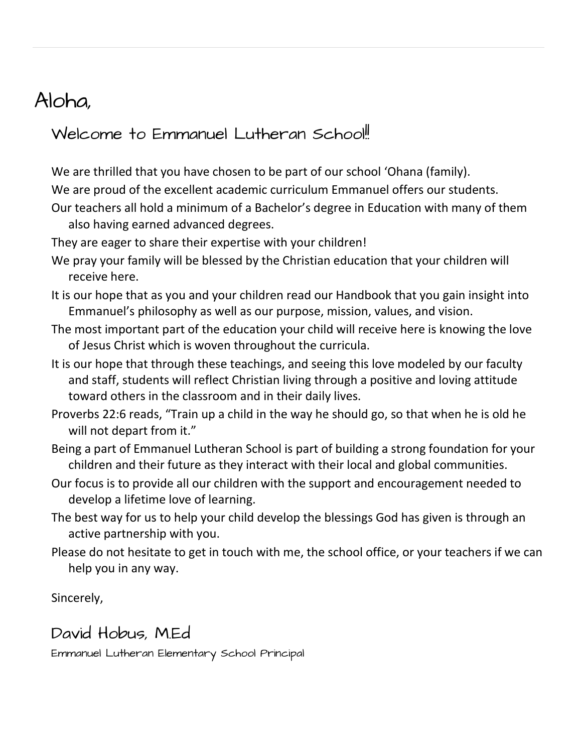# Aloha,

## Welcome to Emmanuel Lutheran School!!!

We are thrilled that you have chosen to be part of our school 'Ohana (family).

We are proud of the excellent academic curriculum Emmanuel offers our students.

Our teachers all hold a minimum of a Bachelor's degree in Education with many of them also having earned advanced degrees.

They are eager to share their expertise with your children!

We pray your family will be blessed by the Christian education that your children will receive here.

It is our hope that as you and your children read our Handbook that you gain insight into Emmanuel's philosophy as well as our purpose, mission, values, and vision.

The most important part of the education your child will receive here is knowing the love of Jesus Christ which is woven throughout the curricula.

It is our hope that through these teachings, and seeing this love modeled by our faculty and staff, students will reflect Christian living through a positive and loving attitude toward others in the classroom and in their daily lives.

Proverbs 22:6 reads, "Train up a child in the way he should go, so that when he is old he will not depart from it."

Being a part of Emmanuel Lutheran School is part of building a strong foundation for your children and their future as they interact with their local and global communities.

Our focus is to provide all our children with the support and encouragement needed to develop a lifetime love of learning.

The best way for us to help your child develop the blessings God has given is through an active partnership with you.

Please do not hesitate to get in touch with me, the school office, or your teachers if we can help you in any way.

Sincerely,

David Hobus, M.Ed

Emmanuel Lutheran Elementary School Principal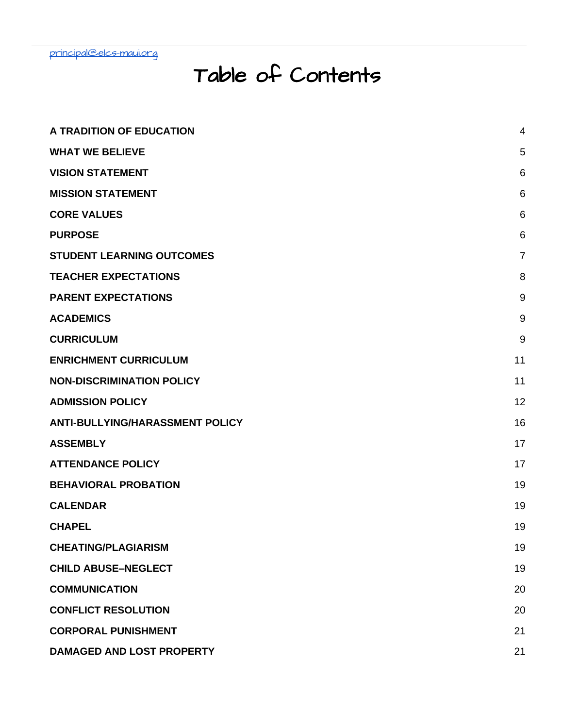principal@elcs-maui.org

# Table of Contents

| | |
|---|---|
| **A TRADITION OF EDUCATION** | 4 |
| **WHAT WE BELIEVE** | 5 |
| **VISION STATEMENT** | 6 |
| **MISSION STATEMENT** | 6 |
| **CORE VALUES** | 6 |
| **PURPOSE** | 6 |
| **STUDENT LEARNING OUTCOMES** | 7 |
| **TEACHER EXPECTATIONS** | 8 |
| **PARENT EXPECTATIONS** | 9 |
| **ACADEMICS** | 9 |
| **CURRICULUM** | 9 |
| **ENRICHMENT CURRICULUM** | 11 |
| **NON-DISCRIMINATION POLICY** | 11 |
| **ADMISSION POLICY** | 12 |
| **ANTI-BULLYING/HARASSMENT POLICY** | 16 |
| **ASSEMBLY** | 17 |
| **ATTENDANCE POLICY** | 17 |
| **BEHAVIORAL PROBATION** | 19 |
| **CALENDAR** | 19 |
| **CHAPEL** | 19 |
| **CHEATING/PLAGIARISM** | 19 |
| **CHILD ABUSE–NEGLECT** | 19 |
| **COMMUNICATION** | 20 |
| **CONFLICT RESOLUTION** | 20 |
| **CORPORAL PUNISHMENT** | 21 |
| **DAMAGED AND LOST PROPERTY** | 21 |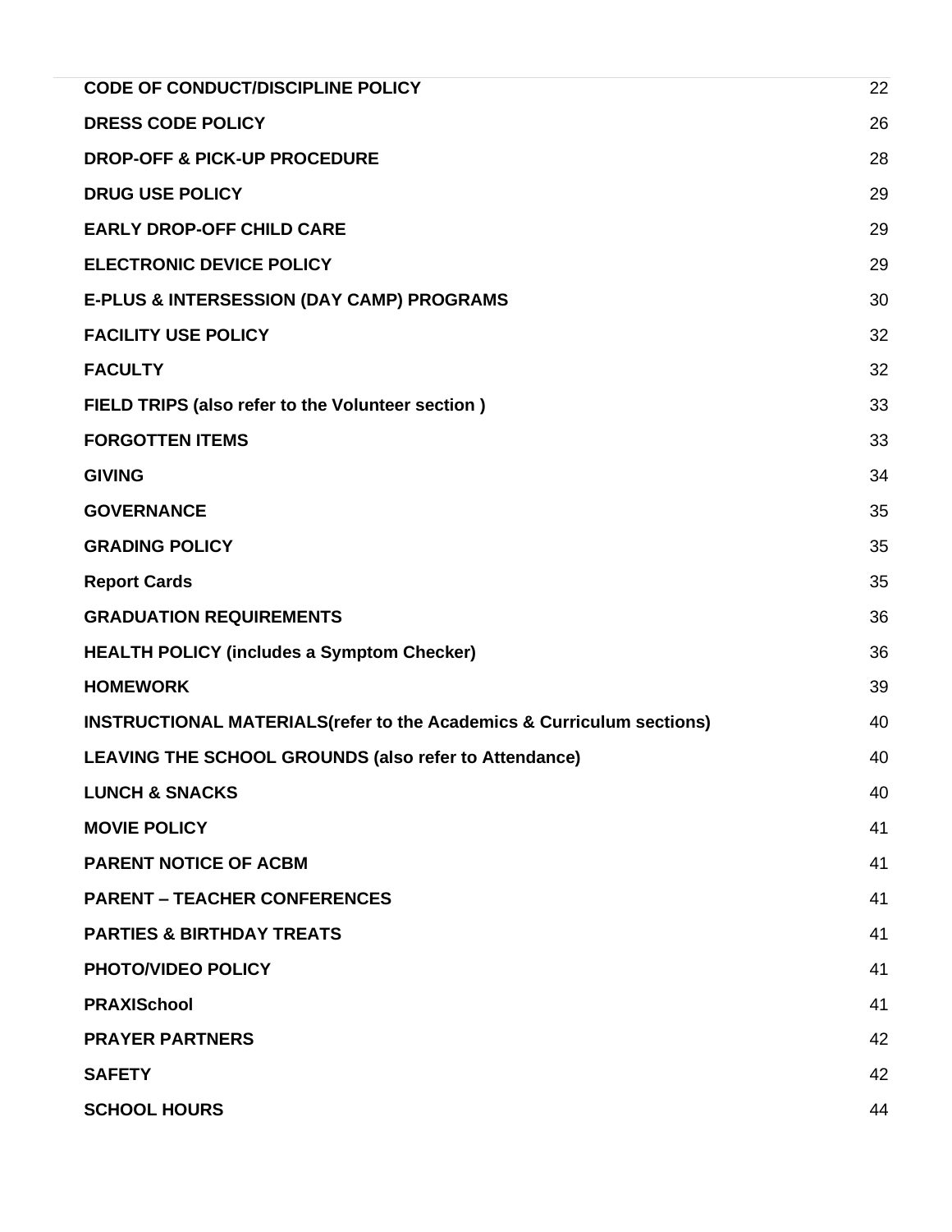| | |
|---|---|
| **CODE OF CONDUCT/DISCIPLINE POLICY** | 22 |
| **DRESS CODE POLICY** | 26 |
| **DROP-OFF & PICK-UP PROCEDURE** | 28 |
| **DRUG USE POLICY** | 29 |
| **EARLY DROP-OFF CHILD CARE** | 29 |
| **ELECTRONIC DEVICE POLICY** | 29 |
| **E-PLUS & INTERSESSION (DAY CAMP) PROGRAMS** | 30 |
| **FACILITY USE POLICY** | 32 |
| **FACULTY** | 32 |
| **FIELD TRIPS (also refer to the Volunteer section )** | 33 |
| **FORGOTTEN ITEMS** | 33 |
| **GIVING** | 34 |
| **GOVERNANCE** | 35 |
| **GRADING POLICY** | 35 |
| **Report Cards** | 35 |
| **GRADUATION REQUIREMENTS** | 36 |
| **HEALTH POLICY (includes a Symptom Checker)** | 36 |
| **HOMEWORK** | 39 |
| **INSTRUCTIONAL MATERIALS(refer to the Academics & Curriculum sections)** | 40 |
| **LEAVING THE SCHOOL GROUNDS (also refer to Attendance)** | 40 |
| **LUNCH & SNACKS** | 40 |
| **MOVIE POLICY** | 41 |
| **PARENT NOTICE OF ACBM** | 41 |
| **PARENT – TEACHER CONFERENCES** | 41 |
| **PARTIES & BIRTHDAY TREATS** | 41 |
| **PHOTO/VIDEO POLICY** | 41 |
| **PRAXISchool** | 41 |
| **PRAYER PARTNERS** | 42 |
| **SAFETY** | 42 |
| **SCHOOL HOURS** | 44 |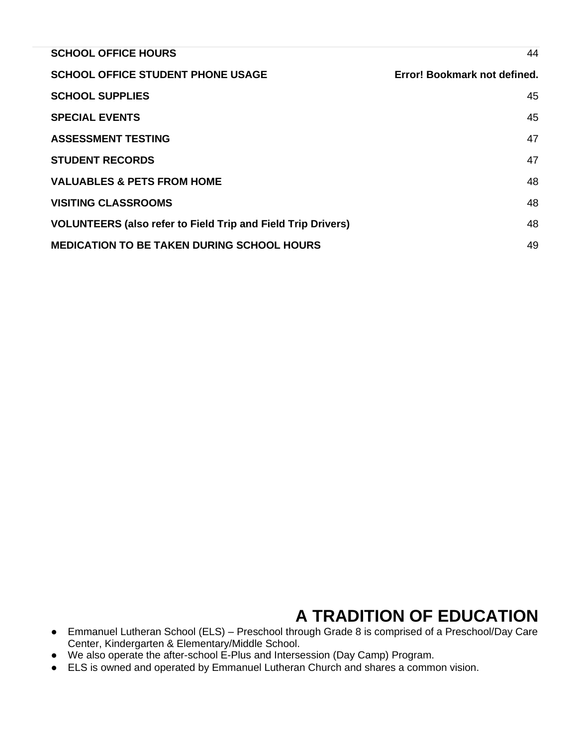| | |
|---|---|
| **SCHOOL OFFICE HOURS** | 44 |
| **SCHOOL OFFICE STUDENT PHONE USAGE** | **Error! Bookmark not defined.** |
| **SCHOOL SUPPLIES** | 45 |
| **SPECIAL EVENTS** | 45 |
| **ASSESSMENT TESTING** | 47 |
| **STUDENT RECORDS** | 47 |
| **VALUABLES & PETS FROM HOME** | 48 |
| **VISITING CLASSROOMS** | 48 |
| **VOLUNTEERS (also refer to Field Trip and Field Trip Drivers)** | 48 |
| **MEDICATION TO BE TAKEN DURING SCHOOL HOURS** | 49 |

# A TRADITION OF EDUCATION

- Emmanuel Lutheran School (ELS) – Preschool through Grade 8 is comprised of a Preschool/Day Care Center, Kindergarten & Elementary/Middle School.
- We also operate the after-school E-Plus and Intersession (Day Camp) Program.
- ELS is owned and operated by Emmanuel Lutheran Church and shares a common vision.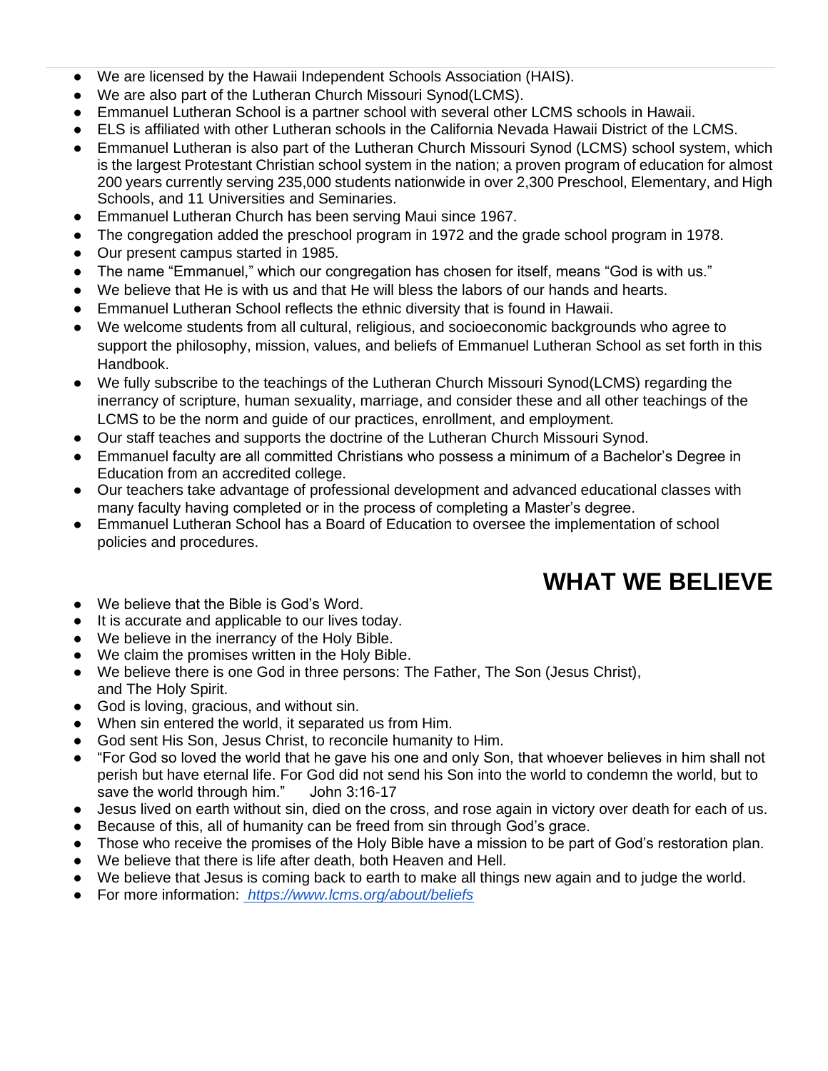- We are licensed by the Hawaii Independent Schools Association (HAIS).
- We are also part of the Lutheran Church Missouri Synod(LCMS).
- Emmanuel Lutheran School is a partner school with several other LCMS schools in Hawaii.
- ELS is affiliated with other Lutheran schools in the California Nevada Hawaii District of the LCMS.
- Emmanuel Lutheran is also part of the Lutheran Church Missouri Synod (LCMS) school system, which is the largest Protestant Christian school system in the nation; a proven program of education for almost 200 years currently serving 235,000 students nationwide in over 2,300 Preschool, Elementary, and High Schools, and 11 Universities and Seminaries.
- Emmanuel Lutheran Church has been serving Maui since 1967.
- The congregation added the preschool program in 1972 and the grade school program in 1978.
- Our present campus started in 1985.
- The name "Emmanuel," which our congregation has chosen for itself, means "God is with us."
- We believe that He is with us and that He will bless the labors of our hands and hearts.
- Emmanuel Lutheran School reflects the ethnic diversity that is found in Hawaii.
- We welcome students from all cultural, religious, and socioeconomic backgrounds who agree to support the philosophy, mission, values, and beliefs of Emmanuel Lutheran School as set forth in this Handbook.
- We fully subscribe to the teachings of the Lutheran Church Missouri Synod(LCMS) regarding the inerrancy of scripture, human sexuality, marriage, and consider these and all other teachings of the LCMS to be the norm and guide of our practices, enrollment, and employment.
- Our staff teaches and supports the doctrine of the Lutheran Church Missouri Synod.
- Emmanuel faculty are all committed Christians who possess a minimum of a Bachelor's Degree in Education from an accredited college.
- Our teachers take advantage of professional development and advanced educational classes with many faculty having completed or in the process of completing a Master's degree.
- Emmanuel Lutheran School has a Board of Education to oversee the implementation of school policies and procedures.

# WHAT WE BELIEVE

- We believe that the Bible is God's Word.
- It is accurate and applicable to our lives today.
- We believe in the inerrancy of the Holy Bible.
- We claim the promises written in the Holy Bible.
- We believe there is one God in three persons: The Father, The Son (Jesus Christ), and The Holy Spirit.
- God is loving, gracious, and without sin.
- When sin entered the world, it separated us from Him.
- God sent His Son, Jesus Christ, to reconcile humanity to Him.
- "For God so loved the world that he gave his one and only Son, that whoever believes in him shall not perish but have eternal life. For God did not send his Son into the world to condemn the world, but to save the world through him." John 3:16-17
- Jesus lived on earth without sin, died on the cross, and rose again in victory over death for each of us.
- Because of this, all of humanity can be freed from sin through God's grace.
- Those who receive the promises of the Holy Bible have a mission to be part of God's restoration plan.
- We believe that there is life after death, both Heaven and Hell.
- We believe that Jesus is coming back to earth to make all things new again and to judge the world.
- For more information: *https://www.lcms.org/about/beliefs*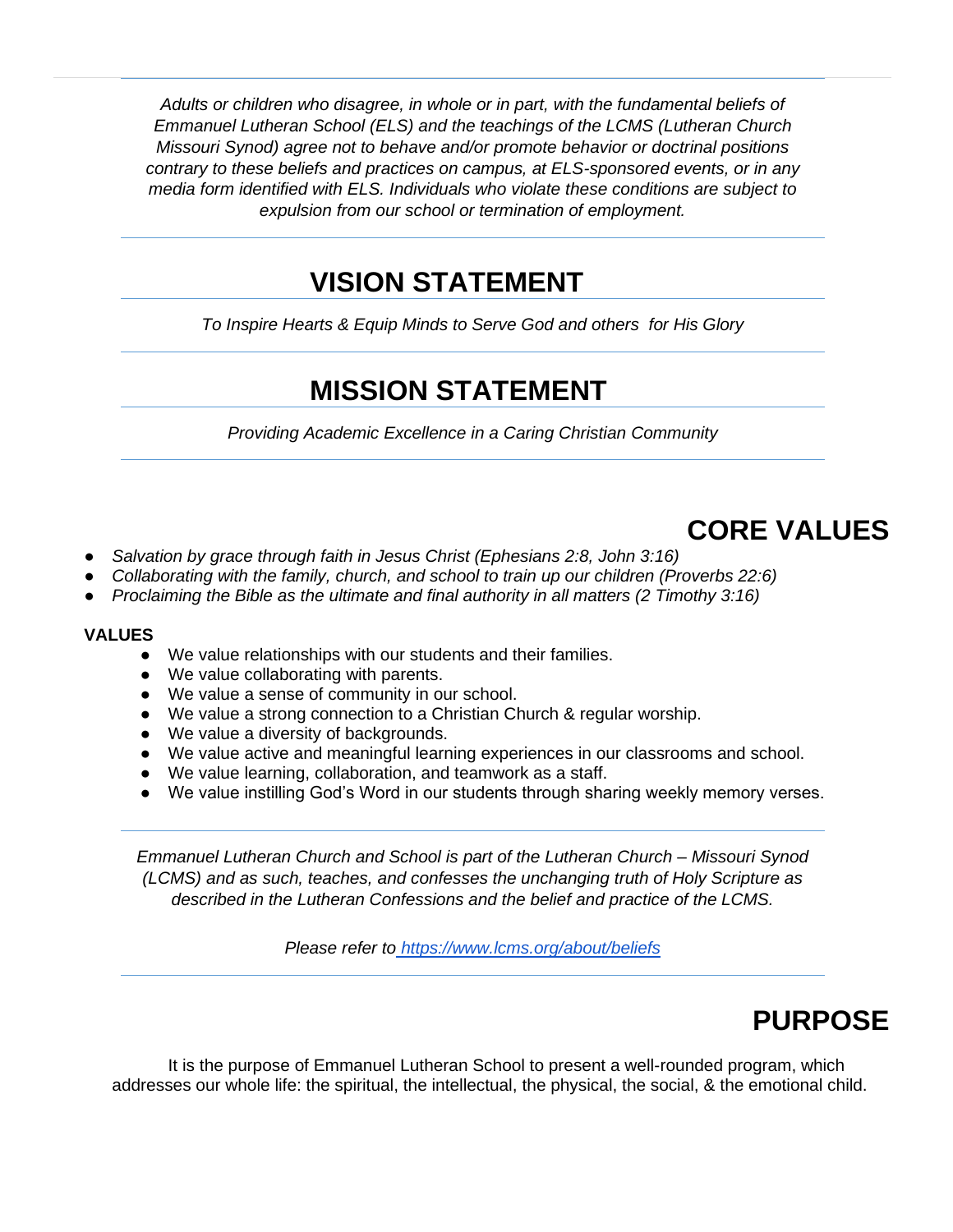*Adults or children who disagree, in whole or in part, with the fundamental beliefs of Emmanuel Lutheran School (ELS) and the teachings of the LCMS (Lutheran Church Missouri Synod) agree not to behave and/or promote behavior or doctrinal positions contrary to these beliefs and practices on campus, at ELS-sponsored events, or in any media form identified with ELS. Individuals who violate these conditions are subject to expulsion from our school or termination of employment.*

---

# VISION STATEMENT

*To Inspire Hearts & Equip Minds to Serve God and others for His Glory*

---

# MISSION STATEMENT

*Providing Academic Excellence in a Caring Christian Community*

---

# CORE VALUES

- *Salvation by grace through faith in Jesus Christ (Ephesians 2:8, John 3:16)*
- *Collaborating with the family, church, and school to train up our children (Proverbs 22:6)*
- *Proclaiming the Bible as the ultimate and final authority in all matters (2 Timothy 3:16)*

**VALUES**

- We value relationships with our students and their families.
- We value collaborating with parents.
- We value a sense of community in our school.
- We value a strong connection to a Christian Church & regular worship.
- We value a diversity of backgrounds.
- We value active and meaningful learning experiences in our classrooms and school.
- We value learning, collaboration, and teamwork as a staff.
- We value instilling God's Word in our students through sharing weekly memory verses.

---

*Emmanuel Lutheran Church and School is part of the Lutheran Church – Missouri Synod (LCMS) and as such, teaches, and confesses the unchanging truth of Holy Scripture as described in the Lutheran Confessions and the belief and practice of the LCMS.*

*Please refer to [https://www.lcms.org/about/beliefs](https://www.lcms.org/about/beliefs)*

---

# PURPOSE

It is the purpose of Emmanuel Lutheran School to present a well-rounded program, which addresses our whole life: the spiritual, the intellectual, the physical, the social, & the emotional child.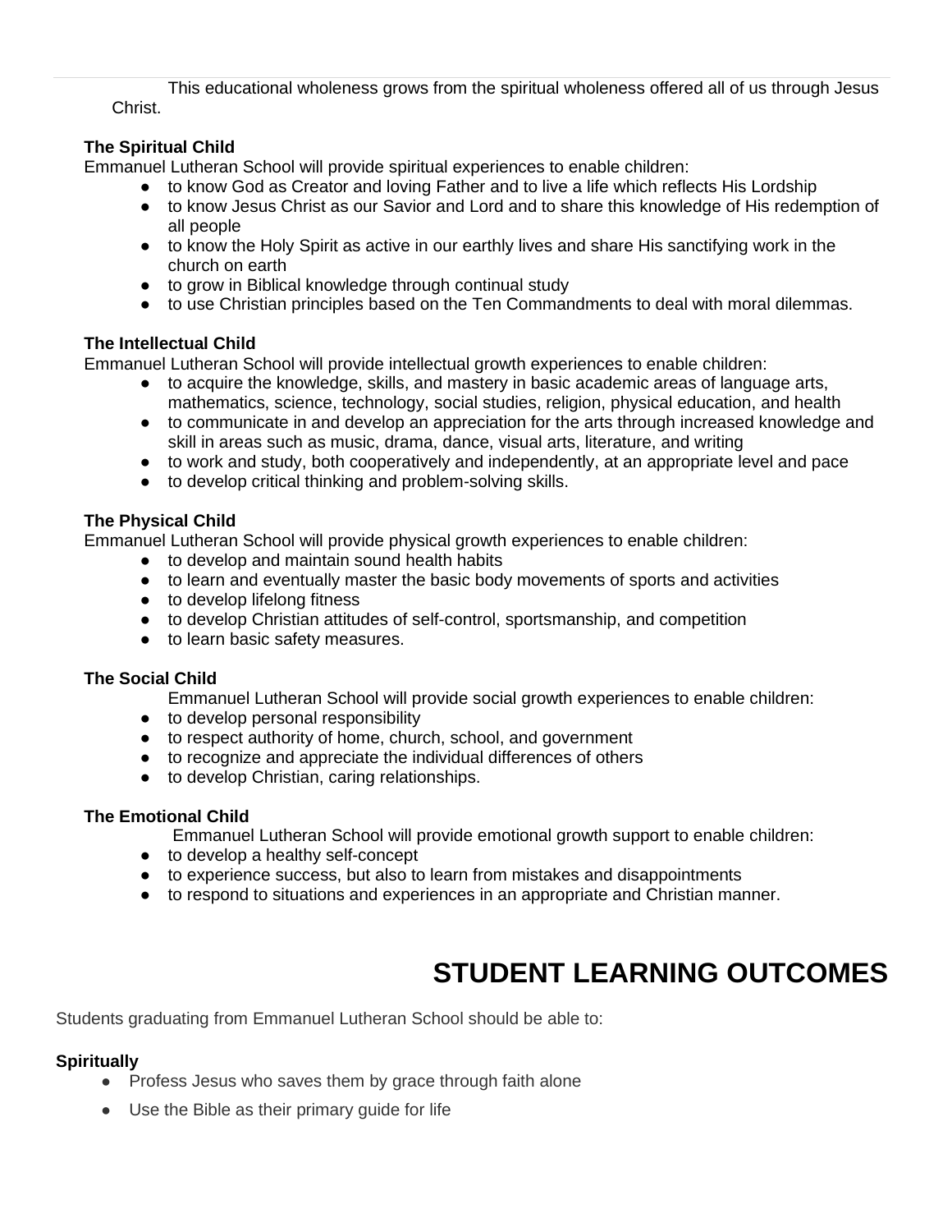This educational wholeness grows from the spiritual wholeness offered all of us through Jesus Christ.

**The Spiritual Child**

Emmanuel Lutheran School will provide spiritual experiences to enable children:

- to know God as Creator and loving Father and to live a life which reflects His Lordship
- to know Jesus Christ as our Savior and Lord and to share this knowledge of His redemption of all people
- to know the Holy Spirit as active in our earthly lives and share His sanctifying work in the church on earth
- to grow in Biblical knowledge through continual study
- to use Christian principles based on the Ten Commandments to deal with moral dilemmas.

**The Intellectual Child**

Emmanuel Lutheran School will provide intellectual growth experiences to enable children:

- to acquire the knowledge, skills, and mastery in basic academic areas of language arts, mathematics, science, technology, social studies, religion, physical education, and health
- to communicate in and develop an appreciation for the arts through increased knowledge and skill in areas such as music, drama, dance, visual arts, literature, and writing
- to work and study, both cooperatively and independently, at an appropriate level and pace
- to develop critical thinking and problem-solving skills.

**The Physical Child**

Emmanuel Lutheran School will provide physical growth experiences to enable children:

- to develop and maintain sound health habits
- to learn and eventually master the basic body movements of sports and activities
- to develop lifelong fitness
- to develop Christian attitudes of self-control, sportsmanship, and competition
- to learn basic safety measures.

**The Social Child**

Emmanuel Lutheran School will provide social growth experiences to enable children:

- to develop personal responsibility
- to respect authority of home, church, school, and government
- to recognize and appreciate the individual differences of others
- to develop Christian, caring relationships.

**The Emotional Child**

Emmanuel Lutheran School will provide emotional growth support to enable children:

- to develop a healthy self-concept
- to experience success, but also to learn from mistakes and disappointments
- to respond to situations and experiences in an appropriate and Christian manner.

# STUDENT LEARNING OUTCOMES

Students graduating from Emmanuel Lutheran School should be able to:

**Spiritually**

- Profess Jesus who saves them by grace through faith alone
- Use the Bible as their primary guide for life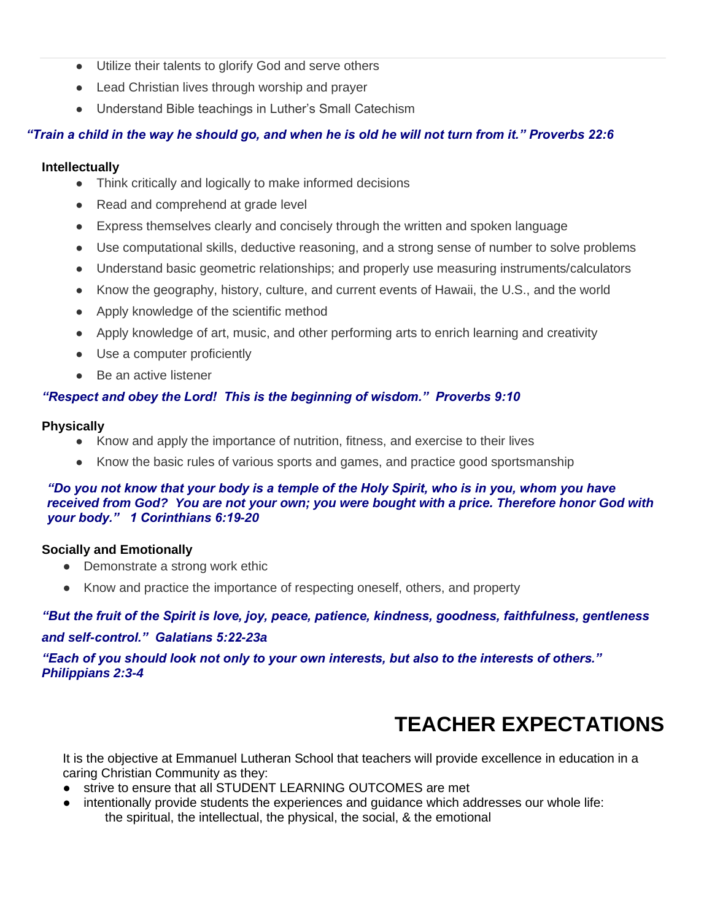- Utilize their talents to glorify God and serve others
- Lead Christian lives through worship and prayer
- Understand Bible teachings in Luther's Small Catechism

***"Train a child in the way he should go, and when he is old he will not turn from it." Proverbs 22:6***

**Intellectually**

- Think critically and logically to make informed decisions
- Read and comprehend at grade level
- Express themselves clearly and concisely through the written and spoken language
- Use computational skills, deductive reasoning, and a strong sense of number to solve problems
- Understand basic geometric relationships; and properly use measuring instruments/calculators
- Know the geography, history, culture, and current events of Hawaii, the U.S., and the world
- Apply knowledge of the scientific method
- Apply knowledge of art, music, and other performing arts to enrich learning and creativity
- Use a computer proficiently
- Be an active listener

***"Respect and obey the Lord! This is the beginning of wisdom." Proverbs 9:10***

**Physically**

- Know and apply the importance of nutrition, fitness, and exercise to their lives
- Know the basic rules of various sports and games, and practice good sportsmanship

***"Do you not know that your body is a temple of the Holy Spirit, who is in you, whom you have received from God? You are not your own; you were bought with a price. Therefore honor God with your body." 1 Corinthians 6:19-20***

**Socially and Emotionally**

- Demonstrate a strong work ethic
- Know and practice the importance of respecting oneself, others, and property

***"But the fruit of the Spirit is love, joy, peace, patience, kindness, goodness, faithfulness, gentleness and self-control." Galatians 5:22-23a***

***"Each of you should look not only to your own interests, but also to the interests of others." Philippians 2:3-4***

# TEACHER EXPECTATIONS

It is the objective at Emmanuel Lutheran School that teachers will provide excellence in education in a caring Christian Community as they:

- strive to ensure that all STUDENT LEARNING OUTCOMES are met
- intentionally provide students the experiences and guidance which addresses our whole life: the spiritual, the intellectual, the physical, the social, & the emotional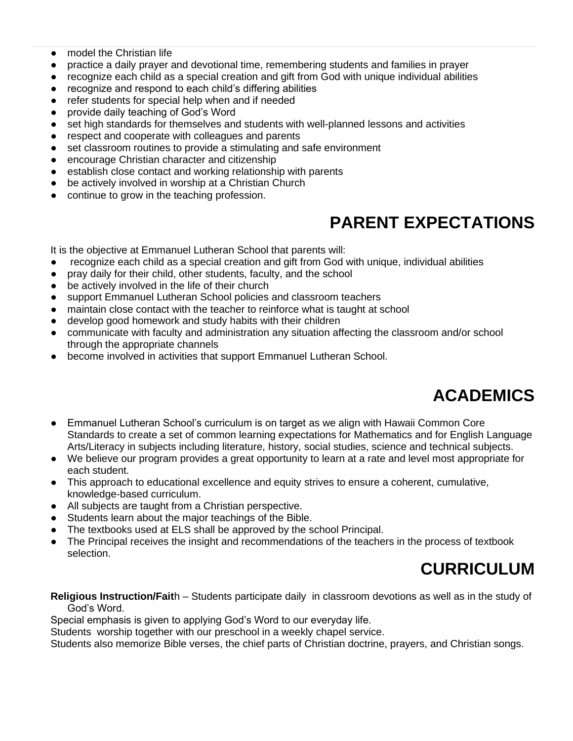- model the Christian life
- practice a daily prayer and devotional time, remembering students and families in prayer
- recognize each child as a special creation and gift from God with unique individual abilities
- recognize and respond to each child's differing abilities
- refer students for special help when and if needed
- provide daily teaching of God's Word
- set high standards for themselves and students with well-planned lessons and activities
- respect and cooperate with colleagues and parents
- set classroom routines to provide a stimulating and safe environment
- encourage Christian character and citizenship
- establish close contact and working relationship with parents
- be actively involved in worship at a Christian Church
- continue to grow in the teaching profession.

# PARENT EXPECTATIONS

It is the objective at Emmanuel Lutheran School that parents will:

- recognize each child as a special creation and gift from God with unique, individual abilities
- pray daily for their child, other students, faculty, and the school
- be actively involved in the life of their church
- support Emmanuel Lutheran School policies and classroom teachers
- maintain close contact with the teacher to reinforce what is taught at school
- develop good homework and study habits with their children
- communicate with faculty and administration any situation affecting the classroom and/or school through the appropriate channels
- become involved in activities that support Emmanuel Lutheran School.

# ACADEMICS

- Emmanuel Lutheran School's curriculum is on target as we align with Hawaii Common Core Standards to create a set of common learning expectations for Mathematics and for English Language Arts/Literacy in subjects including literature, history, social studies, science and technical subjects.
- We believe our program provides a great opportunity to learn at a rate and level most appropriate for each student.
- This approach to educational excellence and equity strives to ensure a coherent, cumulative, knowledge-based curriculum.
- All subjects are taught from a Christian perspective.
- Students learn about the major teachings of the Bible.
- The textbooks used at ELS shall be approved by the school Principal.
- The Principal receives the insight and recommendations of the teachers in the process of textbook selection.

# CURRICULUM

**Religious Instruction/Faith** – Students participate daily in classroom devotions as well as in the study of God's Word.

Special emphasis is given to applying God's Word to our everyday life.

Students worship together with our preschool in a weekly chapel service.

Students also memorize Bible verses, the chief parts of Christian doctrine, prayers, and Christian songs.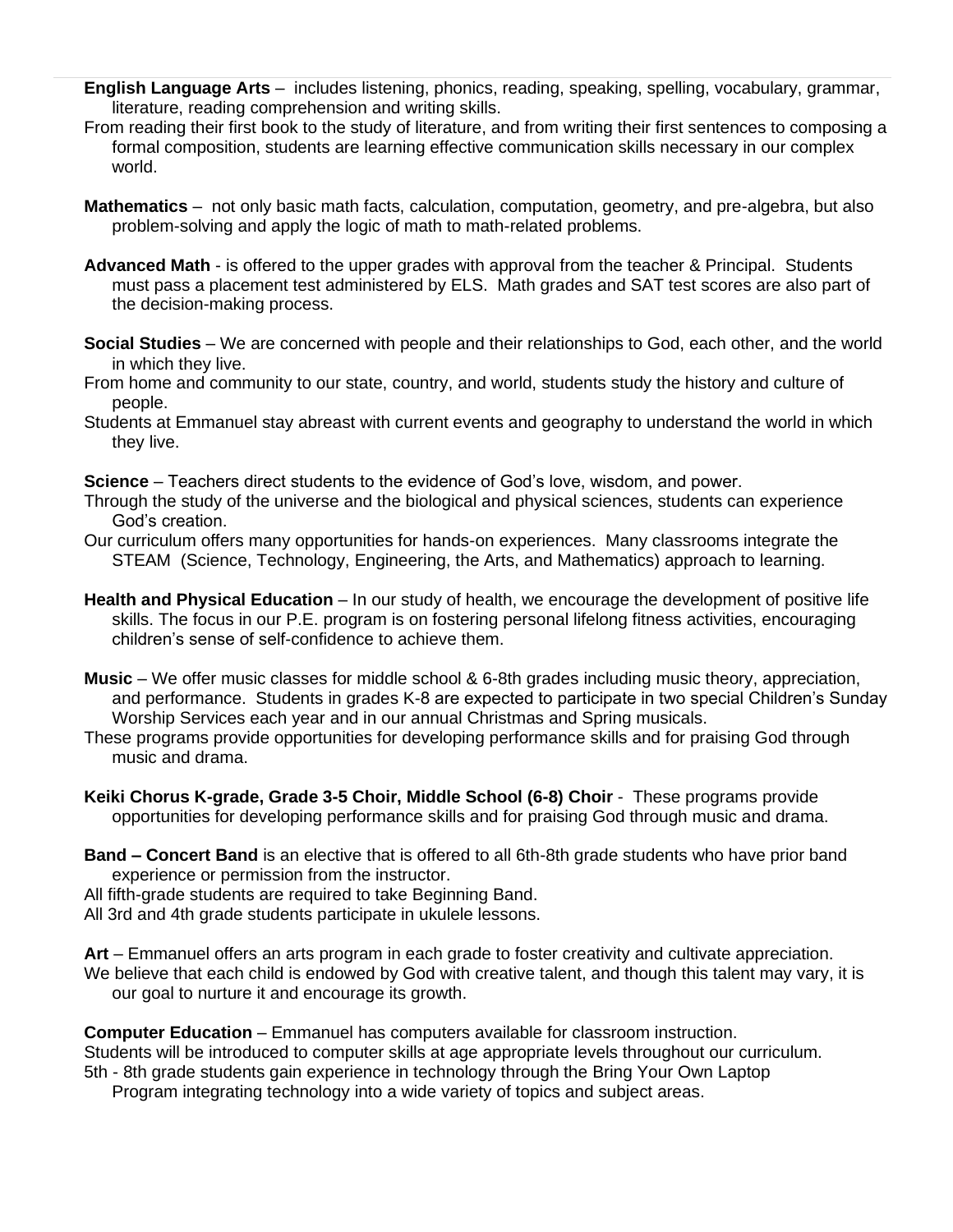**English Language Arts** – includes listening, phonics, reading, speaking, spelling, vocabulary, grammar, literature, reading comprehension and writing skills.

From reading their first book to the study of literature, and from writing their first sentences to composing a formal composition, students are learning effective communication skills necessary in our complex world.

**Mathematics** – not only basic math facts, calculation, computation, geometry, and pre-algebra, but also problem-solving and apply the logic of math to math-related problems.

**Advanced Math** - is offered to the upper grades with approval from the teacher & Principal. Students must pass a placement test administered by ELS. Math grades and SAT test scores are also part of the decision-making process.

**Social Studies** – We are concerned with people and their relationships to God, each other, and the world in which they live.

From home and community to our state, country, and world, students study the history and culture of people.

Students at Emmanuel stay abreast with current events and geography to understand the world in which they live.

**Science** – Teachers direct students to the evidence of God's love, wisdom, and power.

Through the study of the universe and the biological and physical sciences, students can experience God's creation.

Our curriculum offers many opportunities for hands-on experiences. Many classrooms integrate the STEAM (Science, Technology, Engineering, the Arts, and Mathematics) approach to learning.

**Health and Physical Education** – In our study of health, we encourage the development of positive life skills. The focus in our P.E. program is on fostering personal lifelong fitness activities, encouraging children's sense of self-confidence to achieve them.

**Music** – We offer music classes for middle school & 6-8th grades including music theory, appreciation, and performance. Students in grades K-8 are expected to participate in two special Children's Sunday Worship Services each year and in our annual Christmas and Spring musicals.

These programs provide opportunities for developing performance skills and for praising God through music and drama.

**Keiki Chorus K-grade, Grade 3-5 Choir, Middle School (6-8) Choir** - These programs provide opportunities for developing performance skills and for praising God through music and drama.

**Band – Concert Band** is an elective that is offered to all 6th-8th grade students who have prior band experience or permission from the instructor.

All fifth-grade students are required to take Beginning Band.

All 3rd and 4th grade students participate in ukulele lessons.

**Art** – Emmanuel offers an arts program in each grade to foster creativity and cultivate appreciation.

We believe that each child is endowed by God with creative talent, and though this talent may vary, it is our goal to nurture it and encourage its growth.

**Computer Education** – Emmanuel has computers available for classroom instruction.

Students will be introduced to computer skills at age appropriate levels throughout our curriculum.

5th - 8th grade students gain experience in technology through the Bring Your Own Laptop Program integrating technology into a wide variety of topics and subject areas.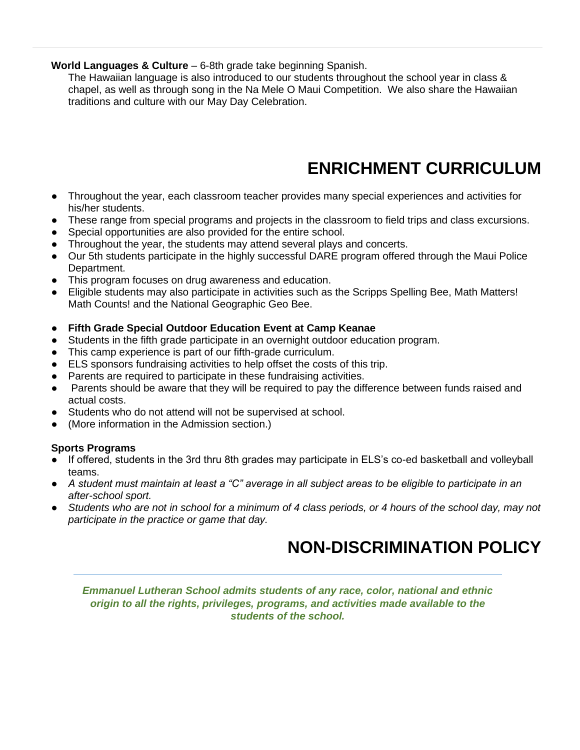**World Languages & Culture** – 6-8th grade take beginning Spanish.

The Hawaiian language is also introduced to our students throughout the school year in class & chapel, as well as through song in the Na Mele O Maui Competition. We also share the Hawaiian traditions and culture with our May Day Celebration.

# ENRICHMENT CURRICULUM

- Throughout the year, each classroom teacher provides many special experiences and activities for his/her students.
- These range from special programs and projects in the classroom to field trips and class excursions.
- Special opportunities are also provided for the entire school.
- Throughout the year, the students may attend several plays and concerts.
- Our 5th students participate in the highly successful DARE program offered through the Maui Police Department.
- This program focuses on drug awareness and education.
- Eligible students may also participate in activities such as the Scripps Spelling Bee, Math Matters! Math Counts! and the National Geographic Geo Bee.

- **Fifth Grade Special Outdoor Education Event at Camp Keanae**
- Students in the fifth grade participate in an overnight outdoor education program.
- This camp experience is part of our fifth-grade curriculum.
- ELS sponsors fundraising activities to help offset the costs of this trip.
- Parents are required to participate in these fundraising activities.
- Parents should be aware that they will be required to pay the difference between funds raised and actual costs.
- Students who do not attend will not be supervised at school.
- (More information in the Admission section.)

**Sports Programs**

- If offered, students in the 3rd thru 8th grades may participate in ELS's co-ed basketball and volleyball teams.
- *A student must maintain at least a "C" average in all subject areas to be eligible to participate in an after-school sport.*
- *Students who are not in school for a minimum of 4 class periods, or 4 hours of the school day, may not participate in the practice or game that day.*

# NON-DISCRIMINATION POLICY

***Emmanuel Lutheran School admits students of any race, color, national and ethnic origin to all the rights, privileges, programs, and activities made available to the students of the school.***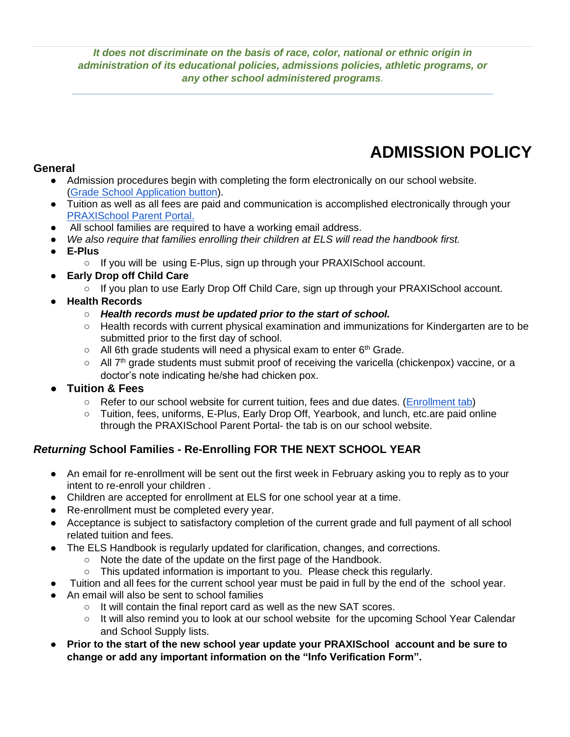***It does not discriminate on the basis of race, color, national or ethnic origin in administration of its educational policies, admissions policies, athletic programs, or any other school administered programs.***

---

# ADMISSION POLICY

### General

- Admission procedures begin with completing the form electronically on our school website. (Grade School Application button).
- Tuition as well as all fees are paid and communication is accomplished electronically through your PRAXISchool Parent Portal.
- All school families are required to have a working email address.
- *We also require that families enrolling their children at ELS will read the handbook first.*
- **E-Plus**
  - If you will be using E-Plus, sign up through your PRAXISchool account.
- **Early Drop off Child Care**
  - If you plan to use Early Drop Off Child Care, sign up through your PRAXISchool account.
- **Health Records**
  - ***Health records must be updated prior to the start of school.***
  - Health records with current physical examination and immunizations for Kindergarten are to be submitted prior to the first day of school.
  - All 6th grade students will need a physical exam to enter 6th Grade.
  - All 7th grade students must submit proof of receiving the varicella (chickenpox) vaccine, or a doctor's note indicating he/she had chicken pox.
- **Tuition & Fees**
  - Refer to our school website for current tuition, fees and due dates. (Enrollment tab)
  - Tuition, fees, uniforms, E-Plus, Early Drop Off, Yearbook, and lunch, etc.are paid online through the PRAXISchool Parent Portal- the tab is on our school website.

### *Returning* School Families - Re-Enrolling FOR THE NEXT SCHOOL YEAR

- An email for re-enrollment will be sent out the first week in February asking you to reply as to your intent to re-enroll your children .
- Children are accepted for enrollment at ELS for one school year at a time.
- Re-enrollment must be completed every year.
- Acceptance is subject to satisfactory completion of the current grade and full payment of all school related tuition and fees.
- The ELS Handbook is regularly updated for clarification, changes, and corrections.
  - Note the date of the update on the first page of the Handbook.
  - This updated information is important to you. Please check this regularly.
- Tuition and all fees for the current school year must be paid in full by the end of the school year.
- An email will also be sent to school families
  - It will contain the final report card as well as the new SAT scores.
  - It will also remind you to look at our school website for the upcoming School Year Calendar and School Supply lists.
- **Prior to the start of the new school year update your PRAXISchool account and be sure to change or add any important information on the "Info Verification Form".**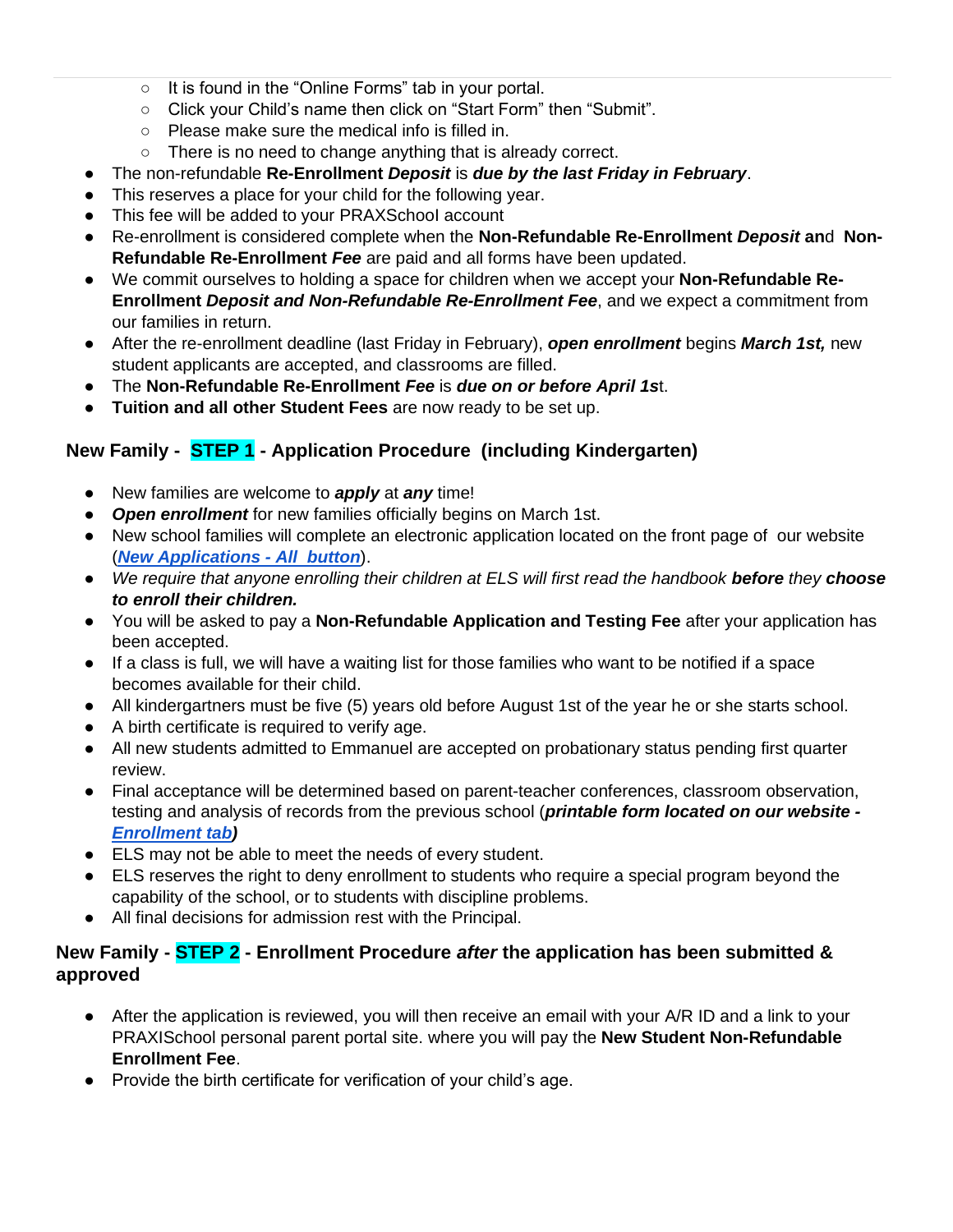- It is found in the "Online Forms" tab in your portal.
    - Click your Child's name then click on "Start Form" then "Submit".
    - Please make sure the medical info is filled in.
    - There is no need to change anything that is already correct.
- The non-refundable **Re-Enrollment *Deposit*** is ***due by the last Friday in February***.
- This reserves a place for your child for the following year.
- This fee will be added to your PRAXSchool account
- Re-enrollment is considered complete when the **Non-Refundable Re-Enrollment *Deposit* an**d **Non-Refundable Re-Enrollment *Fee*** are paid and all forms have been updated.
- We commit ourselves to holding a space for children when we accept your **Non-Refundable Re-Enrollment *Deposit and Non-Refundable Re-Enrollment Fee***, and we expect a commitment from our families in return.
- After the re-enrollment deadline (last Friday in February), ***open enrollment*** begins ***March 1st,*** new student applicants are accepted, and classrooms are filled.
- The **Non-Refundable Re-Enrollment *Fee*** is ***due on or before April 1s***t.
- **Tuition and all other Student Fees** are now ready to be set up.

## New Family - STEP 1 - Application Procedure (including Kindergarten)

- New families are welcome to ***apply*** at ***any*** time!
- ***Open enrollment*** for new families officially begins on March 1st.
- New school families will complete an electronic application located on the front page of our website (***New Applications - All button***).
- *We require that anyone enrolling their children at ELS will first read the handbook **before** they **choose to enroll their children.***
- You will be asked to pay a **Non-Refundable Application and Testing Fee** after your application has been accepted.
- If a class is full, we will have a waiting list for those families who want to be notified if a space becomes available for their child.
- All kindergartners must be five (5) years old before August 1st of the year he or she starts school.
- A birth certificate is required to verify age.
- All new students admitted to Emmanuel are accepted on probationary status pending first quarter review.
- Final acceptance will be determined based on parent-teacher conferences, classroom observation, testing and analysis of records from the previous school (***printable form located on our website - Enrollment tab)***
- ELS may not be able to meet the needs of every student.
- ELS reserves the right to deny enrollment to students who require a special program beyond the capability of the school, or to students with discipline problems.
- All final decisions for admission rest with the Principal.

## New Family - STEP 2 - Enrollment Procedure *after* the application has been submitted & approved

- After the application is reviewed, you will then receive an email with your A/R ID and a link to your PRAXISchool personal parent portal site. where you will pay the **New Student Non-Refundable Enrollment Fee**.
- Provide the birth certificate for verification of your child's age.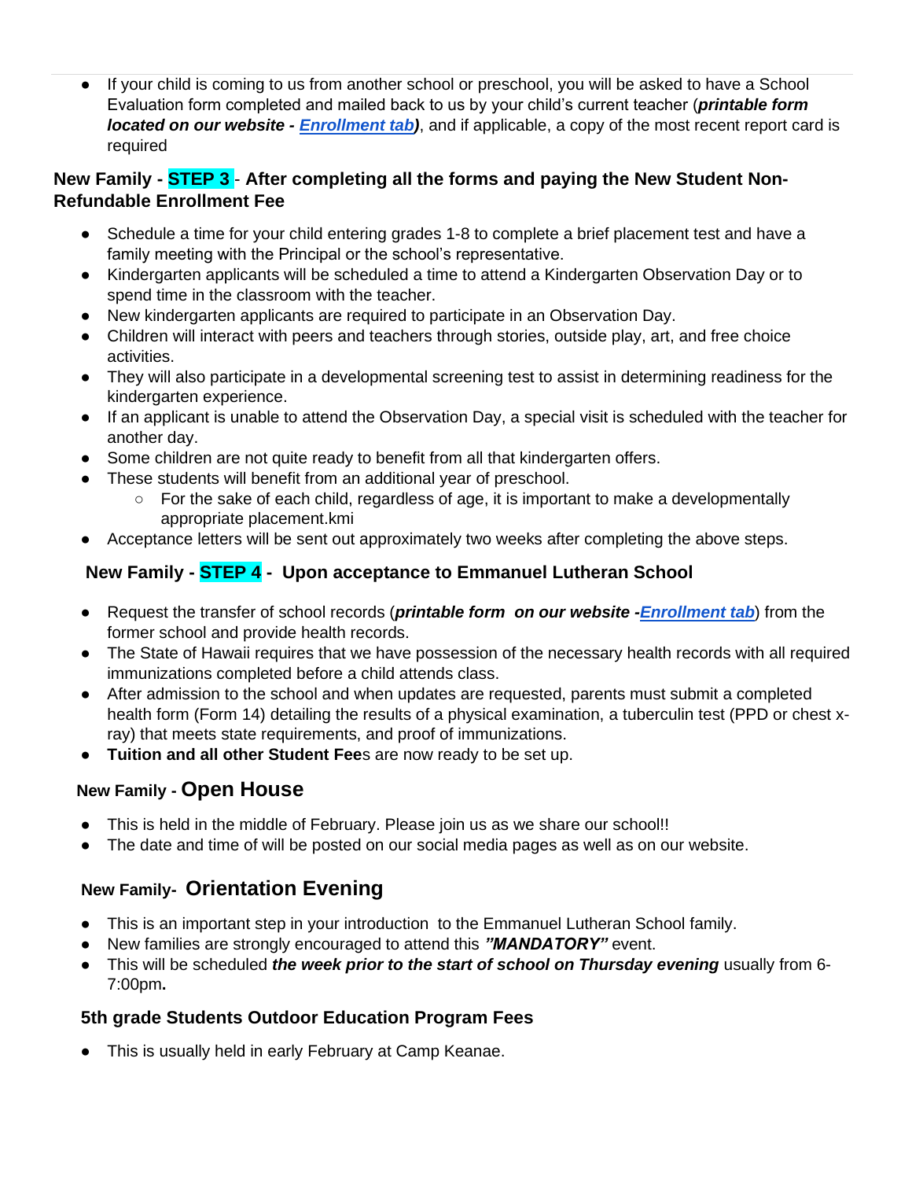- If your child is coming to us from another school or preschool, you will be asked to have a School Evaluation form completed and mailed back to us by your child's current teacher (***printable form located on our website - Enrollment tab)***, and if applicable, a copy of the most recent report card is required

### New Family - STEP 3 - After completing all the forms and paying the New Student Non-Refundable Enrollment Fee

- Schedule a time for your child entering grades 1-8 to complete a brief placement test and have a family meeting with the Principal or the school's representative.
- Kindergarten applicants will be scheduled a time to attend a Kindergarten Observation Day or to spend time in the classroom with the teacher.
- New kindergarten applicants are required to participate in an Observation Day.
- Children will interact with peers and teachers through stories, outside play, art, and free choice activities.
- They will also participate in a developmental screening test to assist in determining readiness for the kindergarten experience.
- If an applicant is unable to attend the Observation Day, a special visit is scheduled with the teacher for another day.
- Some children are not quite ready to benefit from all that kindergarten offers.
- These students will benefit from an additional year of preschool.
  - For the sake of each child, regardless of age, it is important to make a developmentally appropriate placement.kmi
- Acceptance letters will be sent out approximately two weeks after completing the above steps.

### New Family - STEP 4 - Upon acceptance to Emmanuel Lutheran School

- Request the transfer of school records (***printable form on our website -Enrollment tab***) from the former school and provide health records.
- The State of Hawaii requires that we have possession of the necessary health records with all required immunizations completed before a child attends class.
- After admission to the school and when updates are requested, parents must submit a completed health form (Form 14) detailing the results of a physical examination, a tuberculin test (PPD or chest x-ray) that meets state requirements, and proof of immunizations.
- **Tuition and all other Student Fee**s are now ready to be set up.

### New Family - Open House

- This is held in the middle of February. Please join us as we share our school!!
- The date and time of will be posted on our social media pages as well as on our website.

### New Family- Orientation Evening

- This is an important step in your introduction to the Emmanuel Lutheran School family.
- New families are strongly encouraged to attend this ***"MANDATORY"*** event.
- This will be scheduled ***the week prior to the start of school on Thursday evening*** usually from 6-7:00pm**.**

### 5th grade Students Outdoor Education Program Fees

- This is usually held in early February at Camp Keanae.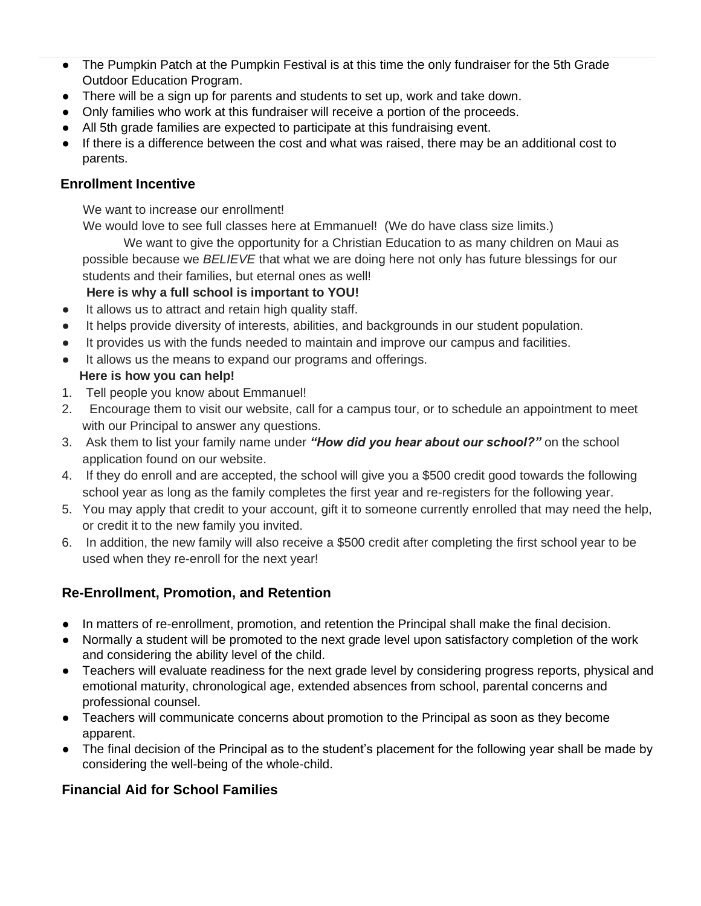- The Pumpkin Patch at the Pumpkin Festival is at this time the only fundraiser for the 5th Grade Outdoor Education Program.
- There will be a sign up for parents and students to set up, work and take down.
- Only families who work at this fundraiser will receive a portion of the proceeds.
- All 5th grade families are expected to participate at this fundraising event.
- If there is a difference between the cost and what was raised, there may be an additional cost to parents.

## Enrollment Incentive

We want to increase our enrollment!

We would love to see full classes here at Emmanuel! (We do have class size limits.)

We want to give the opportunity for a Christian Education to as many children on Maui as possible because we *BELIEVE* that what we are doing here not only has future blessings for our students and their families, but eternal ones as well!

**Here is why a full school is important to YOU!**

- It allows us to attract and retain high quality staff.
- It helps provide diversity of interests, abilities, and backgrounds in our student population.
- It provides us with the funds needed to maintain and improve our campus and facilities.
- It allows us the means to expand our programs and offerings.

**Here is how you can help!**

1. Tell people you know about Emmanuel!
2. Encourage them to visit our website, call for a campus tour, or to schedule an appointment to meet with our Principal to answer any questions.
3. Ask them to list your family name under ***"How did you hear about our school?"*** on the school application found on our website.
4. If they do enroll and are accepted, the school will give you a $500 credit good towards the following school year as long as the family completes the first year and re-registers for the following year.
5. You may apply that credit to your account, gift it to someone currently enrolled that may need the help, or credit it to the new family you invited.
6. In addition, the new family will also receive a $500 credit after completing the first school year to be used when they re-enroll for the next year!

## Re-Enrollment, Promotion, and Retention

- In matters of re-enrollment, promotion, and retention the Principal shall make the final decision.
- Normally a student will be promoted to the next grade level upon satisfactory completion of the work and considering the ability level of the child.
- Teachers will evaluate readiness for the next grade level by considering progress reports, physical and emotional maturity, chronological age, extended absences from school, parental concerns and professional counsel.
- Teachers will communicate concerns about promotion to the Principal as soon as they become apparent.
- The final decision of the Principal as to the student's placement for the following year shall be made by considering the well-being of the whole-child.

## Financial Aid for School Families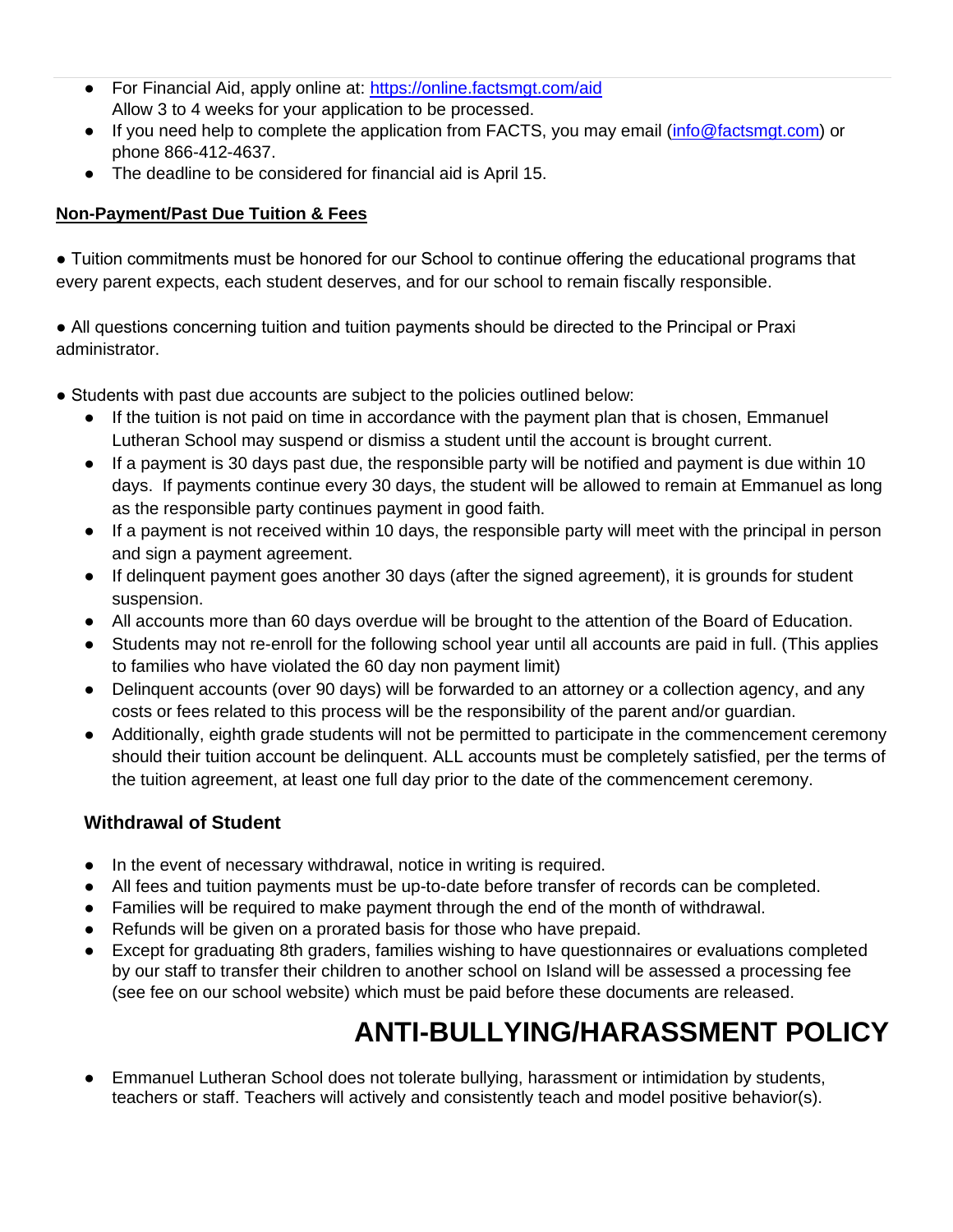- For Financial Aid, apply online at: https://online.factsmgt.com/aid
  Allow 3 to 4 weeks for your application to be processed.
- If you need help to complete the application from FACTS, you may email (info@factsmgt.com) or phone 866-412-4637.
- The deadline to be considered for financial aid is April 15.

**Non-Payment/Past Due Tuition & Fees**

● Tuition commitments must be honored for our School to continue offering the educational programs that every parent expects, each student deserves, and for our school to remain fiscally responsible.

● All questions concerning tuition and tuition payments should be directed to the Principal or Praxi administrator.

● Students with past due accounts are subject to the policies outlined below:

- If the tuition is not paid on time in accordance with the payment plan that is chosen, Emmanuel Lutheran School may suspend or dismiss a student until the account is brought current.
- If a payment is 30 days past due, the responsible party will be notified and payment is due within 10 days. If payments continue every 30 days, the student will be allowed to remain at Emmanuel as long as the responsible party continues payment in good faith.
- If a payment is not received within 10 days, the responsible party will meet with the principal in person and sign a payment agreement.
- If delinquent payment goes another 30 days (after the signed agreement), it is grounds for student suspension.
- All accounts more than 60 days overdue will be brought to the attention of the Board of Education.
- Students may not re-enroll for the following school year until all accounts are paid in full. (This applies to families who have violated the 60 day non payment limit)
- Delinquent accounts (over 90 days) will be forwarded to an attorney or a collection agency, and any costs or fees related to this process will be the responsibility of the parent and/or guardian.
- Additionally, eighth grade students will not be permitted to participate in the commencement ceremony should their tuition account be delinquent. ALL accounts must be completely satisfied, per the terms of the tuition agreement, at least one full day prior to the date of the commencement ceremony.

### Withdrawal of Student

- In the event of necessary withdrawal, notice in writing is required.
- All fees and tuition payments must be up-to-date before transfer of records can be completed.
- Families will be required to make payment through the end of the month of withdrawal.
- Refunds will be given on a prorated basis for those who have prepaid.
- Except for graduating 8th graders, families wishing to have questionnaires or evaluations completed by our staff to transfer their children to another school on Island will be assessed a processing fee (see fee on our school website) which must be paid before these documents are released.

# ANTI-BULLYING/HARASSMENT POLICY

- Emmanuel Lutheran School does not tolerate bullying, harassment or intimidation by students, teachers or staff. Teachers will actively and consistently teach and model positive behavior(s).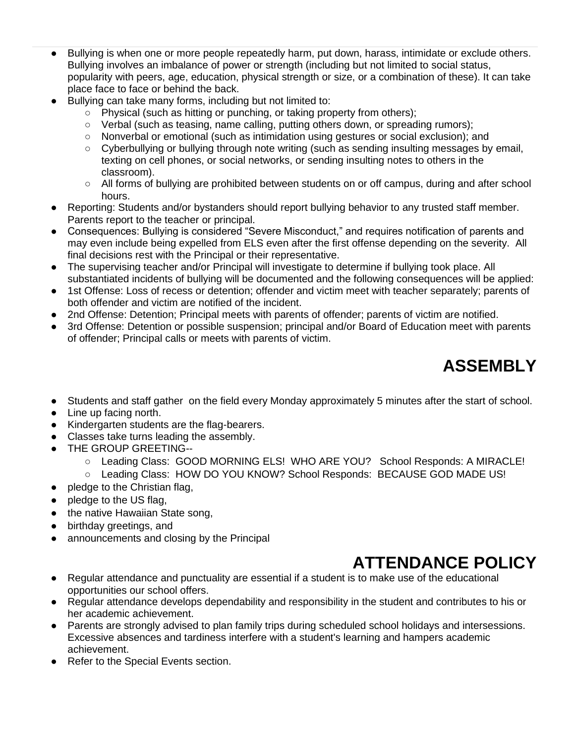- Bullying is when one or more people repeatedly harm, put down, harass, intimidate or exclude others. Bullying involves an imbalance of power or strength (including but not limited to social status, popularity with peers, age, education, physical strength or size, or a combination of these). It can take place face to face or behind the back.
- Bullying can take many forms, including but not limited to:
  - Physical (such as hitting or punching, or taking property from others);
  - Verbal (such as teasing, name calling, putting others down, or spreading rumors);
  - Nonverbal or emotional (such as intimidation using gestures or social exclusion); and
  - Cyberbullying or bullying through note writing (such as sending insulting messages by email, texting on cell phones, or social networks, or sending insulting notes to others in the classroom).
  - All forms of bullying are prohibited between students on or off campus, during and after school hours.
- Reporting: Students and/or bystanders should report bullying behavior to any trusted staff member. Parents report to the teacher or principal.
- Consequences: Bullying is considered "Severe Misconduct," and requires notification of parents and may even include being expelled from ELS even after the first offense depending on the severity. All final decisions rest with the Principal or their representative.
- The supervising teacher and/or Principal will investigate to determine if bullying took place. All substantiated incidents of bullying will be documented and the following consequences will be applied:
- 1st Offense: Loss of recess or detention; offender and victim meet with teacher separately; parents of both offender and victim are notified of the incident.
- 2nd Offense: Detention; Principal meets with parents of offender; parents of victim are notified.
- 3rd Offense: Detention or possible suspension; principal and/or Board of Education meet with parents of offender; Principal calls or meets with parents of victim.

# ASSEMBLY

- Students and staff gather on the field every Monday approximately 5 minutes after the start of school.
- Line up facing north.
- Kindergarten students are the flag-bearers.
- Classes take turns leading the assembly.
- THE GROUP GREETING--
  - Leading Class: GOOD MORNING ELS! WHO ARE YOU? School Responds: A MIRACLE!
  - Leading Class: HOW DO YOU KNOW? School Responds: BECAUSE GOD MADE US!
- pledge to the Christian flag,
- pledge to the US flag,
- the native Hawaiian State song,
- birthday greetings, and
- announcements and closing by the Principal

# ATTENDANCE POLICY

- Regular attendance and punctuality are essential if a student is to make use of the educational opportunities our school offers.
- Regular attendance develops dependability and responsibility in the student and contributes to his or her academic achievement.
- Parents are strongly advised to plan family trips during scheduled school holidays and intersessions. Excessive absences and tardiness interfere with a student's learning and hampers academic achievement.
- Refer to the Special Events section.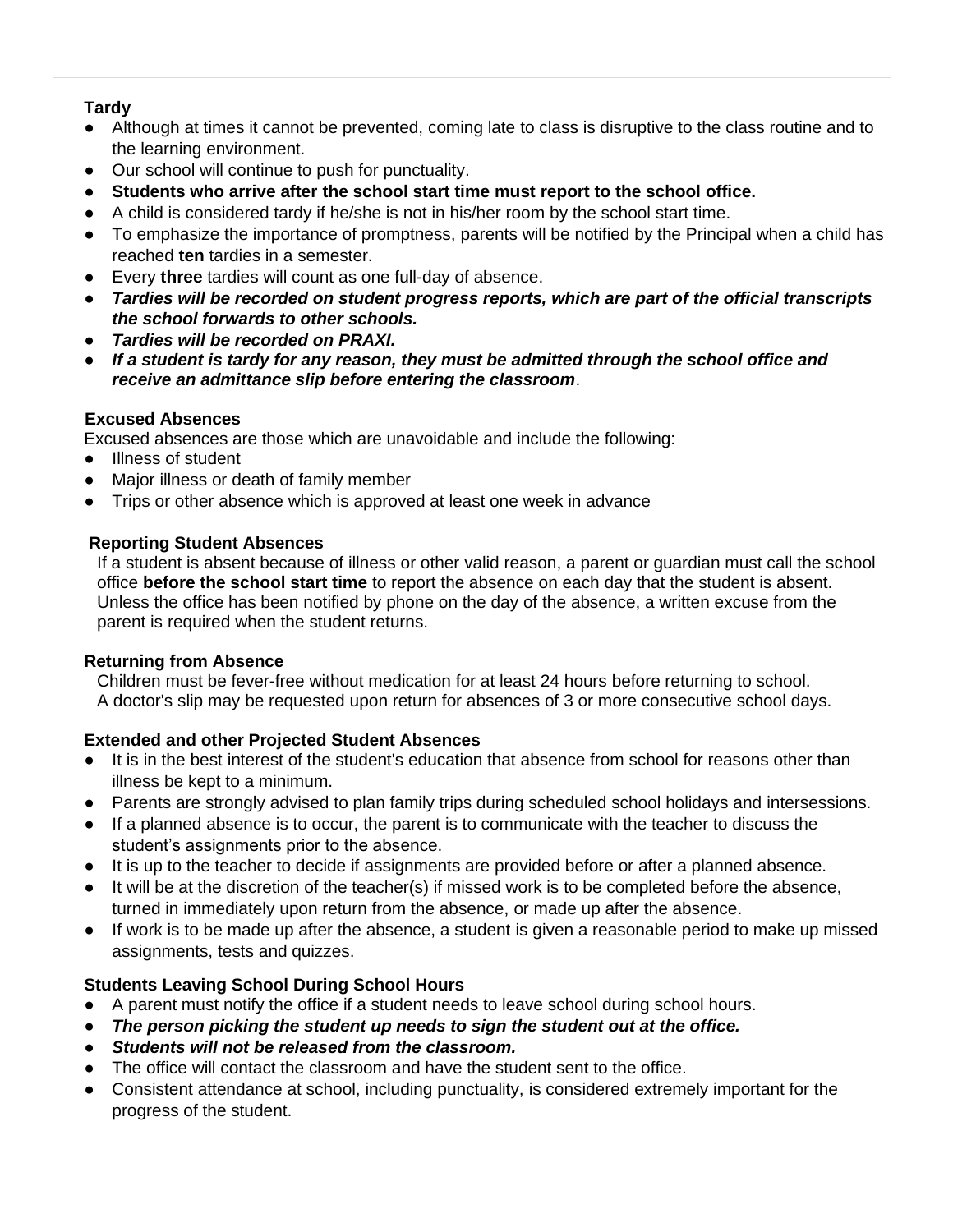**Tardy**

- Although at times it cannot be prevented, coming late to class is disruptive to the class routine and to the learning environment.
- Our school will continue to push for punctuality.
- **Students who arrive after the school start time must report to the school office.**
- A child is considered tardy if he/she is not in his/her room by the school start time.
- To emphasize the importance of promptness, parents will be notified by the Principal when a child has reached **ten** tardies in a semester.
- Every **three** tardies will count as one full-day of absence.
- ***Tardies will be recorded on student progress reports, which are part of the official transcripts the school forwards to other schools.***
- ***Tardies will be recorded on PRAXI.***
- ***If a student is tardy for any reason, they must be admitted through the school office and receive an admittance slip before entering the classroom***.

**Excused Absences**

Excused absences are those which are unavoidable and include the following:

- Illness of student
- Major illness or death of family member
- Trips or other absence which is approved at least one week in advance

**Reporting Student Absences**

If a student is absent because of illness or other valid reason, a parent or guardian must call the school office **before the school start time** to report the absence on each day that the student is absent. Unless the office has been notified by phone on the day of the absence, a written excuse from the parent is required when the student returns.

**Returning from Absence**

Children must be fever-free without medication for at least 24 hours before returning to school. A doctor's slip may be requested upon return for absences of 3 or more consecutive school days.

**Extended and other Projected Student Absences**

- It is in the best interest of the student's education that absence from school for reasons other than illness be kept to a minimum.
- Parents are strongly advised to plan family trips during scheduled school holidays and intersessions.
- If a planned absence is to occur, the parent is to communicate with the teacher to discuss the student's assignments prior to the absence.
- It is up to the teacher to decide if assignments are provided before or after a planned absence.
- It will be at the discretion of the teacher(s) if missed work is to be completed before the absence, turned in immediately upon return from the absence, or made up after the absence.
- If work is to be made up after the absence, a student is given a reasonable period to make up missed assignments, tests and quizzes.

**Students Leaving School During School Hours**

- A parent must notify the office if a student needs to leave school during school hours.
- ***The person picking the student up needs to sign the student out at the office.***
- ***Students will not be released from the classroom.***
- The office will contact the classroom and have the student sent to the office.
- Consistent attendance at school, including punctuality, is considered extremely important for the progress of the student.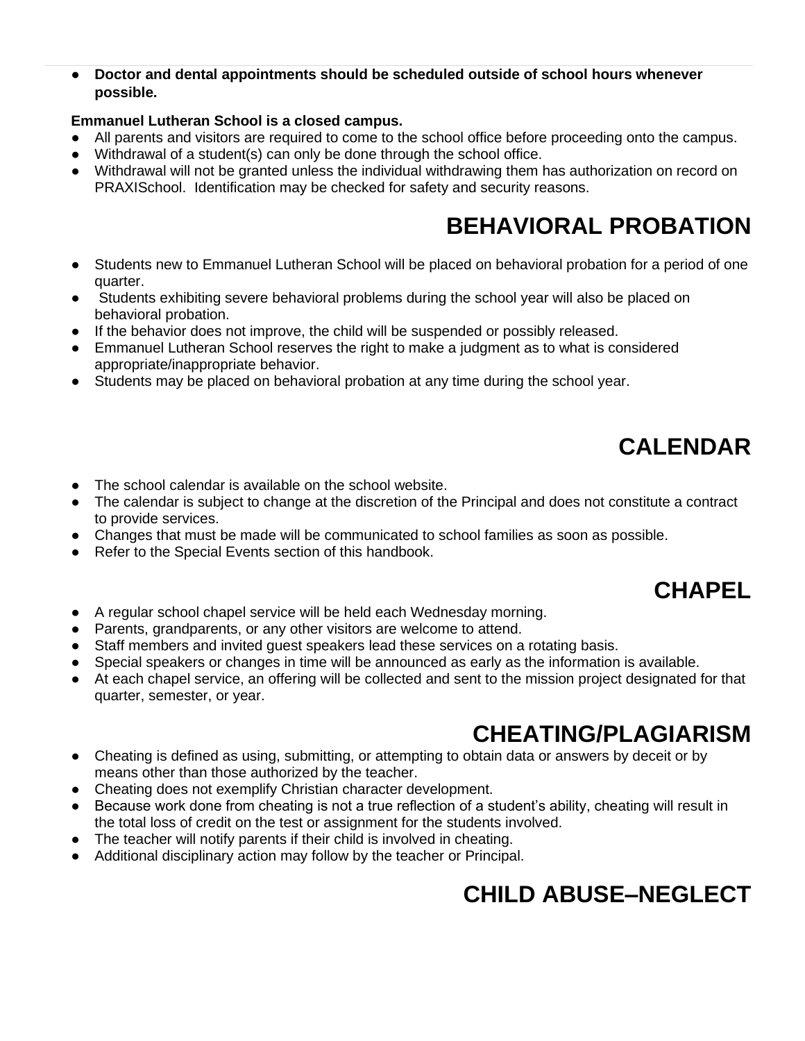- **Doctor and dental appointments should be scheduled outside of school hours whenever possible.**

**Emmanuel Lutheran School is a closed campus.**

- All parents and visitors are required to come to the school office before proceeding onto the campus.
- Withdrawal of a student(s) can only be done through the school office.
- Withdrawal will not be granted unless the individual withdrawing them has authorization on record on PRAXISchool. Identification may be checked for safety and security reasons.

# BEHAVIORAL PROBATION

- Students new to Emmanuel Lutheran School will be placed on behavioral probation for a period of one quarter.
- Students exhibiting severe behavioral problems during the school year will also be placed on behavioral probation.
- If the behavior does not improve, the child will be suspended or possibly released.
- Emmanuel Lutheran School reserves the right to make a judgment as to what is considered appropriate/inappropriate behavior.
- Students may be placed on behavioral probation at any time during the school year.

# CALENDAR

- The school calendar is available on the school website.
- The calendar is subject to change at the discretion of the Principal and does not constitute a contract to provide services.
- Changes that must be made will be communicated to school families as soon as possible.
- Refer to the Special Events section of this handbook.

# CHAPEL

- A regular school chapel service will be held each Wednesday morning.
- Parents, grandparents, or any other visitors are welcome to attend.
- Staff members and invited guest speakers lead these services on a rotating basis.
- Special speakers or changes in time will be announced as early as the information is available.
- At each chapel service, an offering will be collected and sent to the mission project designated for that quarter, semester, or year.

# CHEATING/PLAGIARISM

- Cheating is defined as using, submitting, or attempting to obtain data or answers by deceit or by means other than those authorized by the teacher.
- Cheating does not exemplify Christian character development.
- Because work done from cheating is not a true reflection of a student's ability, cheating will result in the total loss of credit on the test or assignment for the students involved.
- The teacher will notify parents if their child is involved in cheating.
- Additional disciplinary action may follow by the teacher or Principal.

# CHILD ABUSE–NEGLECT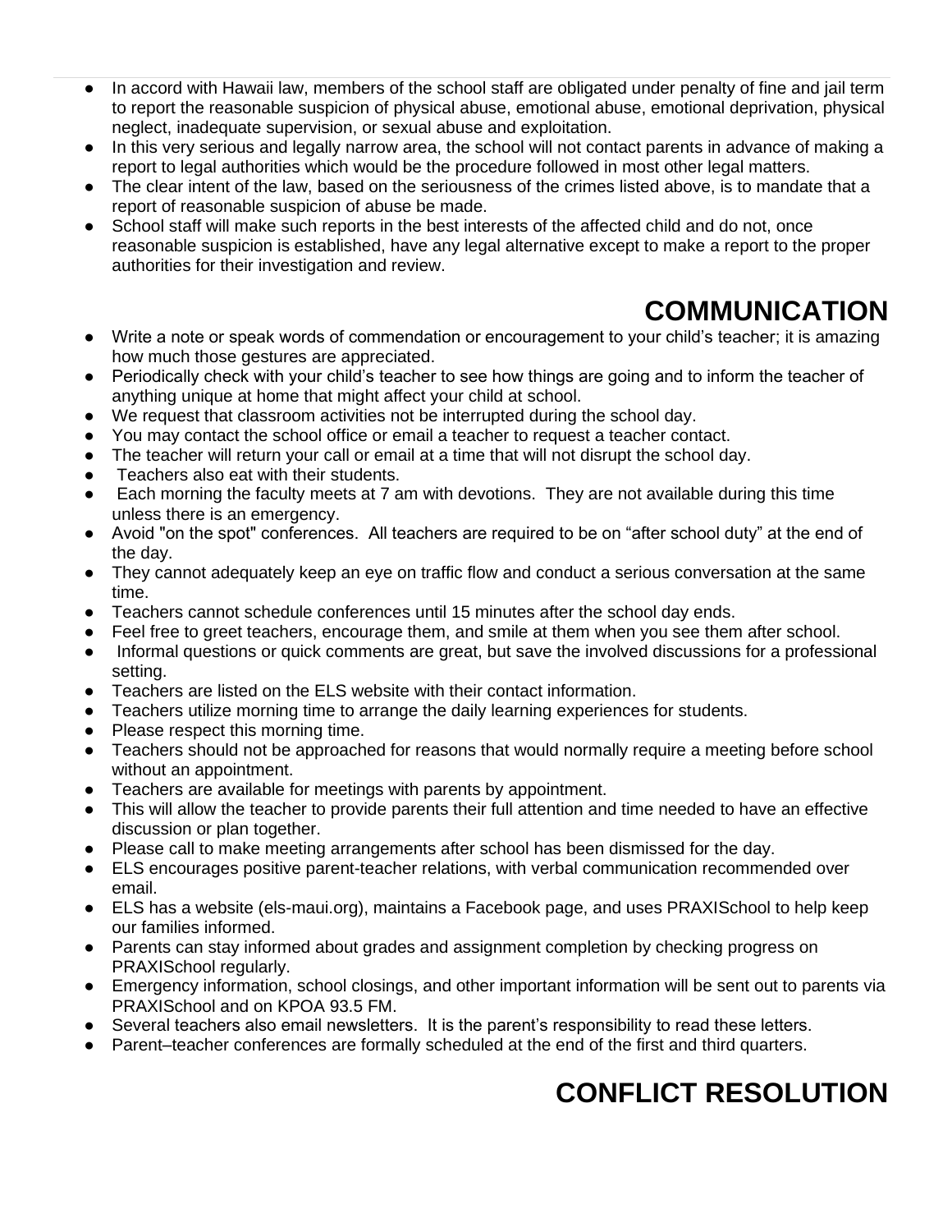- In accord with Hawaii law, members of the school staff are obligated under penalty of fine and jail term to report the reasonable suspicion of physical abuse, emotional abuse, emotional deprivation, physical neglect, inadequate supervision, or sexual abuse and exploitation.
- In this very serious and legally narrow area, the school will not contact parents in advance of making a report to legal authorities which would be the procedure followed in most other legal matters.
- The clear intent of the law, based on the seriousness of the crimes listed above, is to mandate that a report of reasonable suspicion of abuse be made.
- School staff will make such reports in the best interests of the affected child and do not, once reasonable suspicion is established, have any legal alternative except to make a report to the proper authorities for their investigation and review.

# COMMUNICATION

- Write a note or speak words of commendation or encouragement to your child's teacher; it is amazing how much those gestures are appreciated.
- Periodically check with your child's teacher to see how things are going and to inform the teacher of anything unique at home that might affect your child at school.
- We request that classroom activities not be interrupted during the school day.
- You may contact the school office or email a teacher to request a teacher contact.
- The teacher will return your call or email at a time that will not disrupt the school day.
- Teachers also eat with their students.
- Each morning the faculty meets at 7 am with devotions. They are not available during this time unless there is an emergency.
- Avoid "on the spot" conferences. All teachers are required to be on "after school duty" at the end of the day.
- They cannot adequately keep an eye on traffic flow and conduct a serious conversation at the same time.
- Teachers cannot schedule conferences until 15 minutes after the school day ends.
- Feel free to greet teachers, encourage them, and smile at them when you see them after school.
- Informal questions or quick comments are great, but save the involved discussions for a professional setting.
- Teachers are listed on the ELS website with their contact information.
- Teachers utilize morning time to arrange the daily learning experiences for students.
- Please respect this morning time.
- Teachers should not be approached for reasons that would normally require a meeting before school without an appointment.
- Teachers are available for meetings with parents by appointment.
- This will allow the teacher to provide parents their full attention and time needed to have an effective discussion or plan together.
- Please call to make meeting arrangements after school has been dismissed for the day.
- ELS encourages positive parent-teacher relations, with verbal communication recommended over email.
- ELS has a website (els-maui.org), maintains a Facebook page, and uses PRAXISchool to help keep our families informed.
- Parents can stay informed about grades and assignment completion by checking progress on PRAXISchool regularly.
- Emergency information, school closings, and other important information will be sent out to parents via PRAXISchool and on KPOA 93.5 FM.
- Several teachers also email newsletters. It is the parent's responsibility to read these letters.
- Parent–teacher conferences are formally scheduled at the end of the first and third quarters.

# CONFLICT RESOLUTION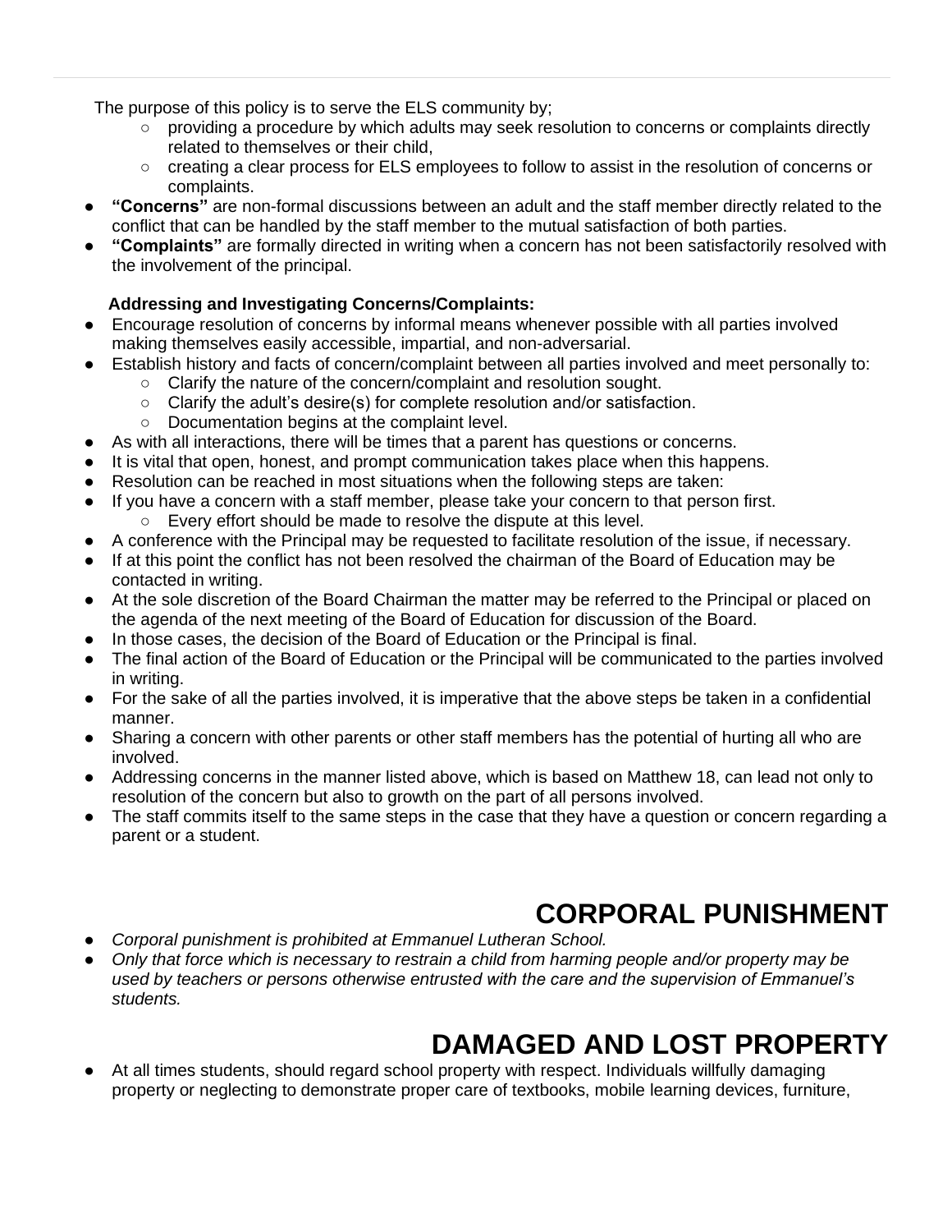The purpose of this policy is to serve the ELS community by;

- providing a procedure by which adults may seek resolution to concerns or complaints directly related to themselves or their child,
- creating a clear process for ELS employees to follow to assist in the resolution of concerns or complaints.

- **"Concerns"** are non-formal discussions between an adult and the staff member directly related to the conflict that can be handled by the staff member to the mutual satisfaction of both parties.
- **"Complaints"** are formally directed in writing when a concern has not been satisfactorily resolved with the involvement of the principal.

**Addressing and Investigating Concerns/Complaints:**

- Encourage resolution of concerns by informal means whenever possible with all parties involved making themselves easily accessible, impartial, and non-adversarial.
- Establish history and facts of concern/complaint between all parties involved and meet personally to:
  - Clarify the nature of the concern/complaint and resolution sought.
  - Clarify the adult's desire(s) for complete resolution and/or satisfaction.
  - Documentation begins at the complaint level.
- As with all interactions, there will be times that a parent has questions or concerns.
- It is vital that open, honest, and prompt communication takes place when this happens.
- Resolution can be reached in most situations when the following steps are taken:
- If you have a concern with a staff member, please take your concern to that person first.
  - Every effort should be made to resolve the dispute at this level.
- A conference with the Principal may be requested to facilitate resolution of the issue, if necessary.
- If at this point the conflict has not been resolved the chairman of the Board of Education may be contacted in writing.
- At the sole discretion of the Board Chairman the matter may be referred to the Principal or placed on the agenda of the next meeting of the Board of Education for discussion of the Board.
- In those cases, the decision of the Board of Education or the Principal is final.
- The final action of the Board of Education or the Principal will be communicated to the parties involved in writing.
- For the sake of all the parties involved, it is imperative that the above steps be taken in a confidential manner.
- Sharing a concern with other parents or other staff members has the potential of hurting all who are involved.
- Addressing concerns in the manner listed above, which is based on Matthew 18, can lead not only to resolution of the concern but also to growth on the part of all persons involved.
- The staff commits itself to the same steps in the case that they have a question or concern regarding a parent or a student.

# CORPORAL PUNISHMENT

- *Corporal punishment is prohibited at Emmanuel Lutheran School.*
- *Only that force which is necessary to restrain a child from harming people and/or property may be used by teachers or persons otherwise entrusted with the care and the supervision of Emmanuel's students.*

# DAMAGED AND LOST PROPERTY

- At all times students, should regard school property with respect. Individuals willfully damaging property or neglecting to demonstrate proper care of textbooks, mobile learning devices, furniture,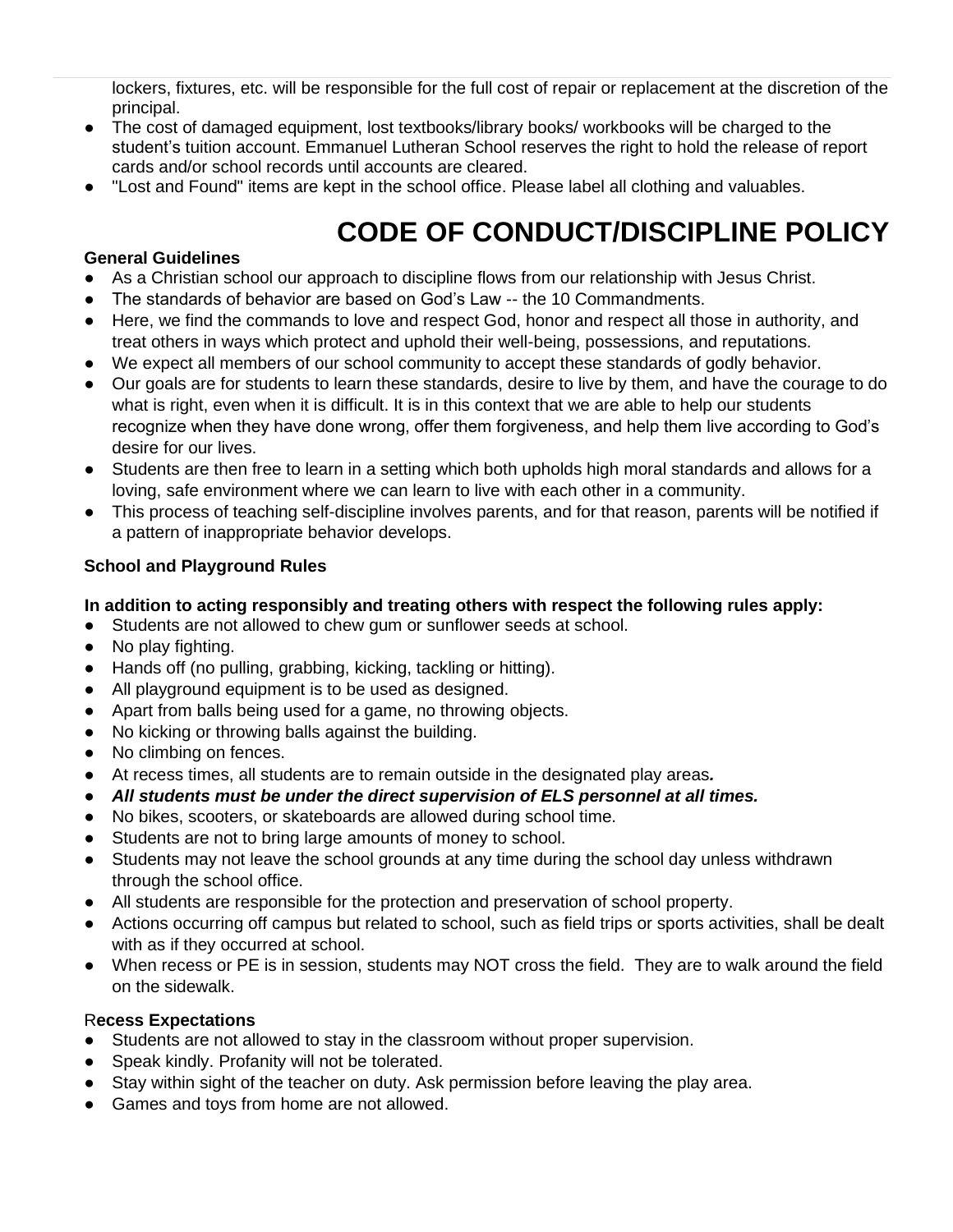lockers, fixtures, etc. will be responsible for the full cost of repair or replacement at the discretion of the principal.

- The cost of damaged equipment, lost textbooks/library books/ workbooks will be charged to the student's tuition account. Emmanuel Lutheran School reserves the right to hold the release of report cards and/or school records until accounts are cleared.
- "Lost and Found" items are kept in the school office. Please label all clothing and valuables.

# CODE OF CONDUCT/DISCIPLINE POLICY

**General Guidelines**

- As a Christian school our approach to discipline flows from our relationship with Jesus Christ.
- The standards of behavior are based on God's Law -- the 10 Commandments.
- Here, we find the commands to love and respect God, honor and respect all those in authority, and treat others in ways which protect and uphold their well-being, possessions, and reputations.
- We expect all members of our school community to accept these standards of godly behavior.
- Our goals are for students to learn these standards, desire to live by them, and have the courage to do what is right, even when it is difficult. It is in this context that we are able to help our students recognize when they have done wrong, offer them forgiveness, and help them live according to God's desire for our lives.
- Students are then free to learn in a setting which both upholds high moral standards and allows for a loving, safe environment where we can learn to live with each other in a community.
- This process of teaching self-discipline involves parents, and for that reason, parents will be notified if a pattern of inappropriate behavior develops.

**School and Playground Rules**

**In addition to acting responsibly and treating others with respect the following rules apply:**

- Students are not allowed to chew gum or sunflower seeds at school.
- No play fighting.
- Hands off (no pulling, grabbing, kicking, tackling or hitting).
- All playground equipment is to be used as designed.
- Apart from balls being used for a game, no throwing objects.
- No kicking or throwing balls against the building.
- No climbing on fences.
- At recess times, all students are to remain outside in the designated play areas***.***
- ***All students must be under the direct supervision of ELS personnel at all times.***
- No bikes, scooters, or skateboards are allowed during school time.
- Students are not to bring large amounts of money to school.
- Students may not leave the school grounds at any time during the school day unless withdrawn through the school office.
- All students are responsible for the protection and preservation of school property.
- Actions occurring off campus but related to school, such as field trips or sports activities, shall be dealt with as if they occurred at school.
- When recess or PE is in session, students may NOT cross the field. They are to walk around the field on the sidewalk.

R**ecess Expectations**

- Students are not allowed to stay in the classroom without proper supervision.
- Speak kindly. Profanity will not be tolerated.
- Stay within sight of the teacher on duty. Ask permission before leaving the play area.
- Games and toys from home are not allowed.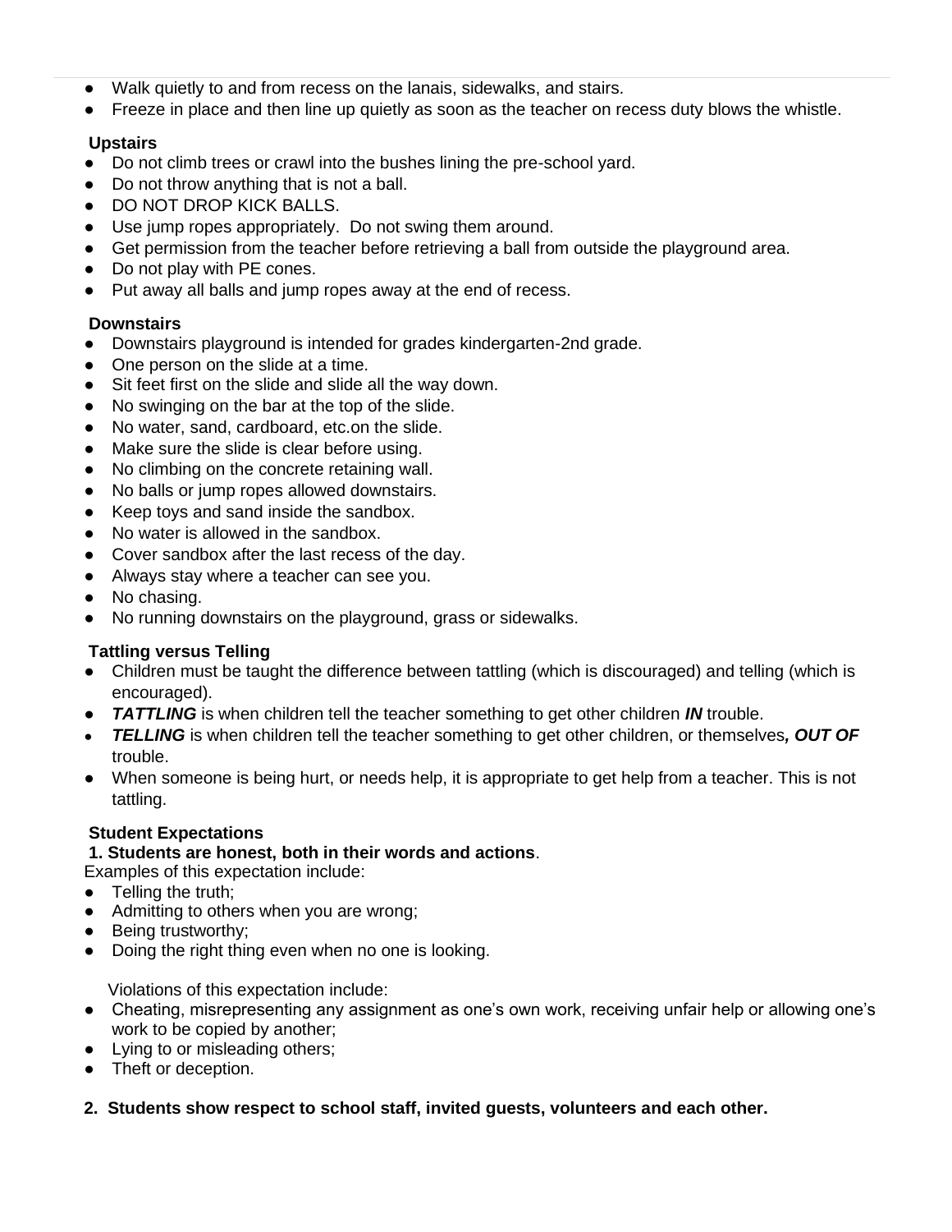- Walk quietly to and from recess on the lanais, sidewalks, and stairs.
- Freeze in place and then line up quietly as soon as the teacher on recess duty blows the whistle.

**Upstairs**

- Do not climb trees or crawl into the bushes lining the pre-school yard.
- Do not throw anything that is not a ball.
- DO NOT DROP KICK BALLS.
- Use jump ropes appropriately. Do not swing them around.
- Get permission from the teacher before retrieving a ball from outside the playground area.
- Do not play with PE cones.
- Put away all balls and jump ropes away at the end of recess.

**Downstairs**

- Downstairs playground is intended for grades kindergarten-2nd grade.
- One person on the slide at a time.
- Sit feet first on the slide and slide all the way down.
- No swinging on the bar at the top of the slide.
- No water, sand, cardboard, etc.on the slide.
- Make sure the slide is clear before using.
- No climbing on the concrete retaining wall.
- No balls or jump ropes allowed downstairs.
- Keep toys and sand inside the sandbox.
- No water is allowed in the sandbox.
- Cover sandbox after the last recess of the day.
- Always stay where a teacher can see you.
- No chasing.
- No running downstairs on the playground, grass or sidewalks.

**Tattling versus Telling**

- Children must be taught the difference between tattling (which is discouraged) and telling (which is encouraged).
- ***TATTLING*** is when children tell the teacher something to get other children ***IN*** trouble.
- ***TELLING*** is when children tell the teacher something to get other children, or themselves***, OUT OF*** trouble.
- When someone is being hurt, or needs help, it is appropriate to get help from a teacher. This is not tattling.

**Student Expectations**

**1. Students are honest, both in their words and actions**.

Examples of this expectation include:

- Telling the truth;
- Admitting to others when you are wrong;
- Being trustworthy;
- Doing the right thing even when no one is looking.

Violations of this expectation include:

- Cheating, misrepresenting any assignment as one's own work, receiving unfair help or allowing one's work to be copied by another;
- Lying to or misleading others;
- Theft or deception.

**2. Students show respect to school staff, invited guests, volunteers and each other.**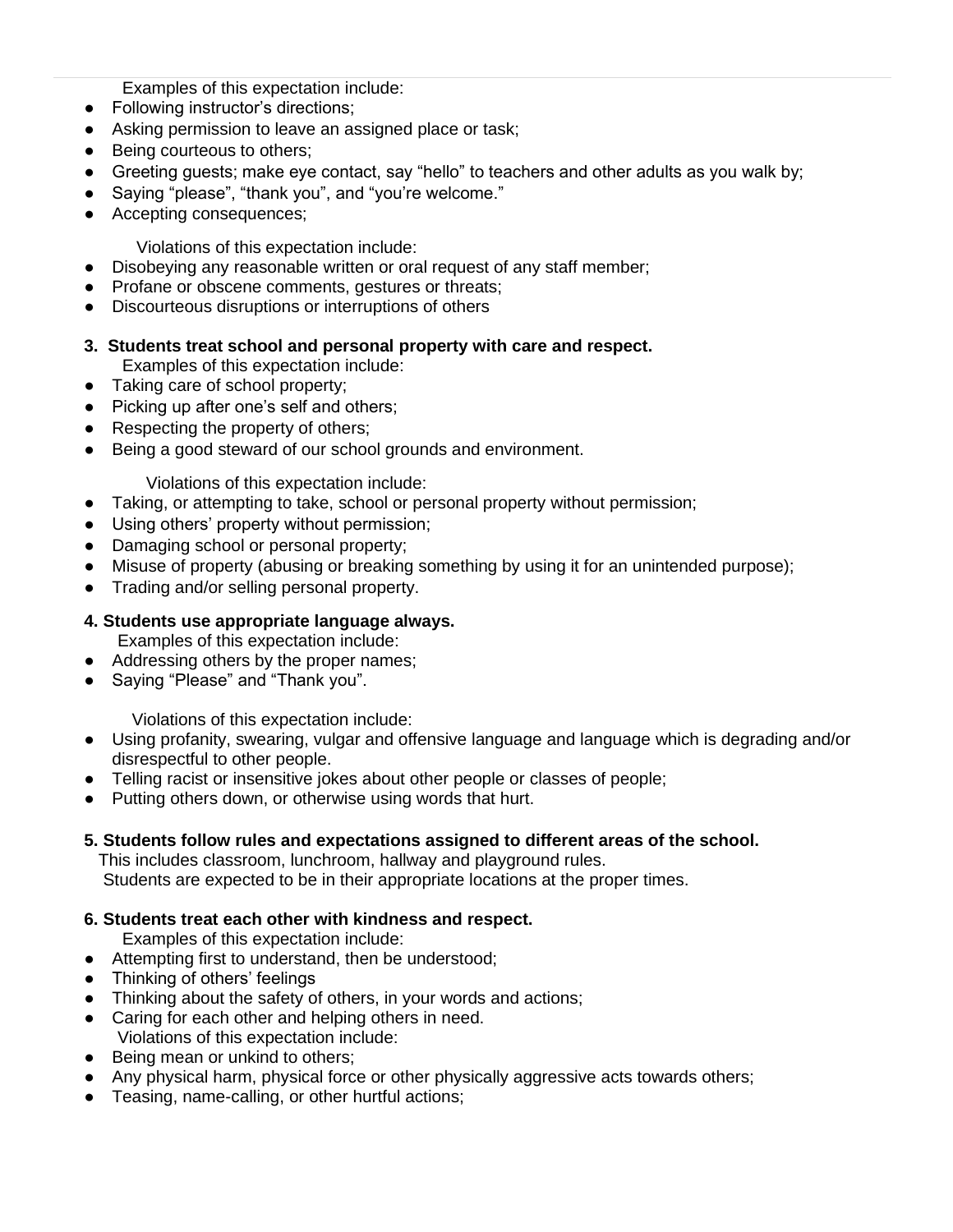Examples of this expectation include:

- Following instructor's directions;
- Asking permission to leave an assigned place or task;
- Being courteous to others;
- Greeting guests; make eye contact, say "hello" to teachers and other adults as you walk by;
- Saying "please", "thank you", and "you're welcome."
- Accepting consequences;

Violations of this expectation include:

- Disobeying any reasonable written or oral request of any staff member;
- Profane or obscene comments, gestures or threats;
- Discourteous disruptions or interruptions of others

**3. Students treat school and personal property with care and respect.**

Examples of this expectation include:

- Taking care of school property;
- Picking up after one's self and others;
- Respecting the property of others;
- Being a good steward of our school grounds and environment.

Violations of this expectation include:

- Taking, or attempting to take, school or personal property without permission;
- Using others' property without permission;
- Damaging school or personal property;
- Misuse of property (abusing or breaking something by using it for an unintended purpose);
- Trading and/or selling personal property.

**4. Students use appropriate language always.**

Examples of this expectation include:

- Addressing others by the proper names;
- Saying "Please" and "Thank you".

Violations of this expectation include:

- Using profanity, swearing, vulgar and offensive language and language which is degrading and/or disrespectful to other people.
- Telling racist or insensitive jokes about other people or classes of people;
- Putting others down, or otherwise using words that hurt.

**5. Students follow rules and expectations assigned to different areas of the school.**

This includes classroom, lunchroom, hallway and playground rules.
Students are expected to be in their appropriate locations at the proper times.

**6. Students treat each other with kindness and respect.**

Examples of this expectation include:

- Attempting first to understand, then be understood;
- Thinking of others' feelings
- Thinking about the safety of others, in your words and actions;
- Caring for each other and helping others in need.

Violations of this expectation include:

- Being mean or unkind to others;
- Any physical harm, physical force or other physically aggressive acts towards others;
- Teasing, name-calling, or other hurtful actions;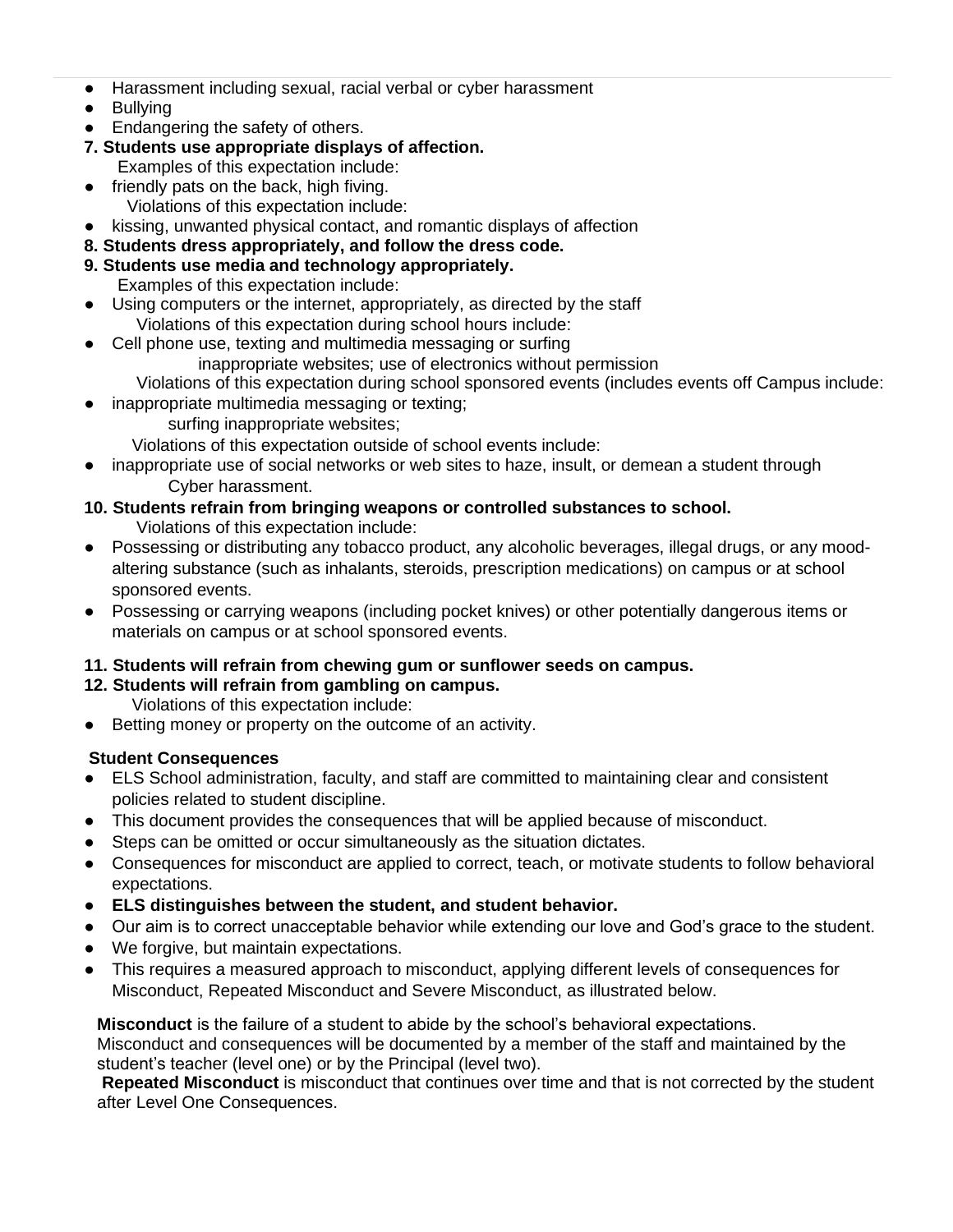- Harassment including sexual, racial verbal or cyber harassment
- Bullying
- Endangering the safety of others.

**7. Students use appropriate displays of affection.**

Examples of this expectation include:

- friendly pats on the back, high fiving.

Violations of this expectation include:

- kissing, unwanted physical contact, and romantic displays of affection

**8. Students dress appropriately, and follow the dress code.**

**9. Students use media and technology appropriately.**

Examples of this expectation include:

- Using computers or the internet, appropriately, as directed by the staff

Violations of this expectation during school hours include:

- Cell phone use, texting and multimedia messaging or surfing inappropriate websites; use of electronics without permission

Violations of this expectation during school sponsored events (includes events off Campus include:

- inappropriate multimedia messaging or texting; surfing inappropriate websites;

Violations of this expectation outside of school events include:

- inappropriate use of social networks or web sites to haze, insult, or demean a student through Cyber harassment.

**10. Students refrain from bringing weapons or controlled substances to school.**

Violations of this expectation include:

- Possessing or distributing any tobacco product, any alcoholic beverages, illegal drugs, or any mood-altering substance (such as inhalants, steroids, prescription medications) on campus or at school sponsored events.
- Possessing or carrying weapons (including pocket knives) or other potentially dangerous items or materials on campus or at school sponsored events.

**11. Students will refrain from chewing gum or sunflower seeds on campus.**

**12. Students will refrain from gambling on campus.**

Violations of this expectation include:

- Betting money or property on the outcome of an activity.

**Student Consequences**

- ELS School administration, faculty, and staff are committed to maintaining clear and consistent policies related to student discipline.
- This document provides the consequences that will be applied because of misconduct.
- Steps can be omitted or occur simultaneously as the situation dictates.
- Consequences for misconduct are applied to correct, teach, or motivate students to follow behavioral expectations.
- **ELS distinguishes between the student, and student behavior.**
- Our aim is to correct unacceptable behavior while extending our love and God's grace to the student.
- We forgive, but maintain expectations.
- This requires a measured approach to misconduct, applying different levels of consequences for Misconduct, Repeated Misconduct and Severe Misconduct, as illustrated below.

**Misconduct** is the failure of a student to abide by the school's behavioral expectations. Misconduct and consequences will be documented by a member of the staff and maintained by the student's teacher (level one) or by the Principal (level two).

**Repeated Misconduct** is misconduct that continues over time and that is not corrected by the student after Level One Consequences.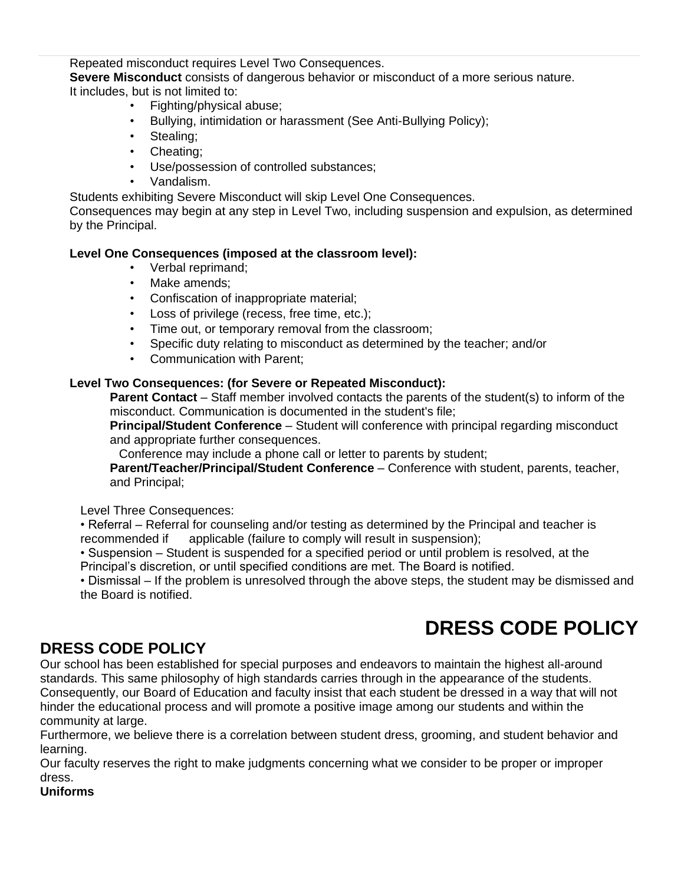Repeated misconduct requires Level Two Consequences.

**Severe Misconduct** consists of dangerous behavior or misconduct of a more serious nature. It includes, but is not limited to:

- Fighting/physical abuse;
- Bullying, intimidation or harassment (See Anti-Bullying Policy);
- Stealing;
- Cheating;
- Use/possession of controlled substances;
- Vandalism.

Students exhibiting Severe Misconduct will skip Level One Consequences.

Consequences may begin at any step in Level Two, including suspension and expulsion, as determined by the Principal.

**Level One Consequences (imposed at the classroom level):**

- Verbal reprimand;
- Make amends;
- Confiscation of inappropriate material;
- Loss of privilege (recess, free time, etc.);
- Time out, or temporary removal from the classroom;
- Specific duty relating to misconduct as determined by the teacher; and/or
- Communication with Parent;

**Level Two Consequences: (for Severe or Repeated Misconduct):**

**Parent Contact** – Staff member involved contacts the parents of the student(s) to inform of the misconduct. Communication is documented in the student's file;

**Principal/Student Conference** – Student will conference with principal regarding misconduct and appropriate further consequences.

Conference may include a phone call or letter to parents by student;

**Parent/Teacher/Principal/Student Conference** – Conference with student, parents, teacher, and Principal;

Level Three Consequences:

- Referral – Referral for counseling and/or testing as determined by the Principal and teacher is recommended if applicable (failure to comply will result in suspension);
- Suspension – Student is suspended for a specified period or until problem is resolved, at the Principal's discretion, or until specified conditions are met. The Board is notified.
- Dismissal – If the problem is unresolved through the above steps, the student may be dismissed and the Board is notified.

# DRESS CODE POLICY

## DRESS CODE POLICY

Our school has been established for special purposes and endeavors to maintain the highest all-around standards. This same philosophy of high standards carries through in the appearance of the students. Consequently, our Board of Education and faculty insist that each student be dressed in a way that will not hinder the educational process and will promote a positive image among our students and within the community at large.

Furthermore, we believe there is a correlation between student dress, grooming, and student behavior and learning.

Our faculty reserves the right to make judgments concerning what we consider to be proper or improper dress.

**Uniforms**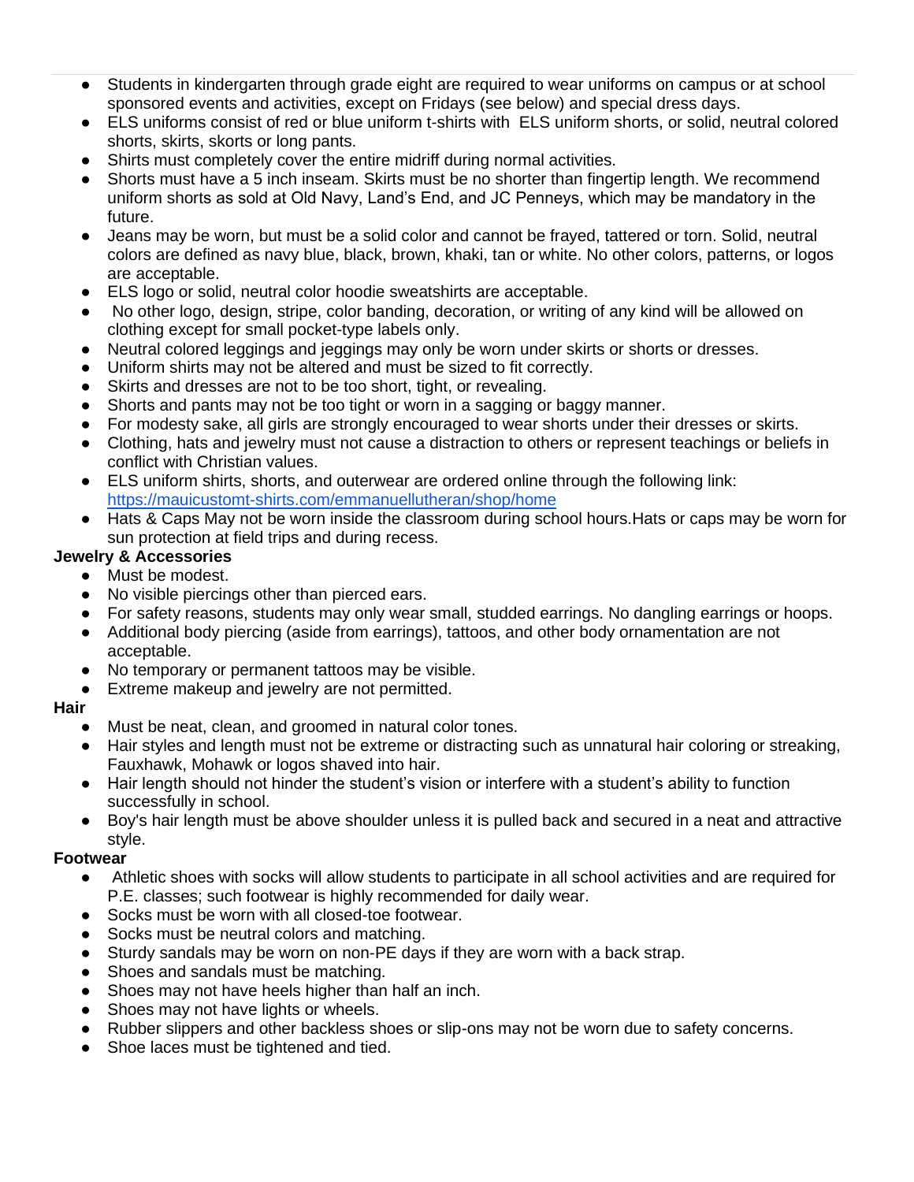- Students in kindergarten through grade eight are required to wear uniforms on campus or at school sponsored events and activities, except on Fridays (see below) and special dress days.
- ELS uniforms consist of red or blue uniform t-shirts with ELS uniform shorts, or solid, neutral colored shorts, skirts, skorts or long pants.
- Shirts must completely cover the entire midriff during normal activities.
- Shorts must have a 5 inch inseam. Skirts must be no shorter than fingertip length. We recommend uniform shorts as sold at Old Navy, Land's End, and JC Penneys, which may be mandatory in the future.
- Jeans may be worn, but must be a solid color and cannot be frayed, tattered or torn. Solid, neutral colors are defined as navy blue, black, brown, khaki, tan or white. No other colors, patterns, or logos are acceptable.
- ELS logo or solid, neutral color hoodie sweatshirts are acceptable.
- No other logo, design, stripe, color banding, decoration, or writing of any kind will be allowed on clothing except for small pocket-type labels only.
- Neutral colored leggings and jeggings may only be worn under skirts or shorts or dresses.
- Uniform shirts may not be altered and must be sized to fit correctly.
- Skirts and dresses are not to be too short, tight, or revealing.
- Shorts and pants may not be too tight or worn in a sagging or baggy manner.
- For modesty sake, all girls are strongly encouraged to wear shorts under their dresses or skirts.
- Clothing, hats and jewelry must not cause a distraction to others or represent teachings or beliefs in conflict with Christian values.
- ELS uniform shirts, shorts, and outerwear are ordered online through the following link: [https://mauicustomt-shirts.com/emmanuellutheran/shop/home](https://mauicustomt-shirts.com/emmanuellutheran/shop/home)
- Hats & Caps May not be worn inside the classroom during school hours.Hats or caps may be worn for sun protection at field trips and during recess.

**Jewelry & Accessories**

- Must be modest.
- No visible piercings other than pierced ears.
- For safety reasons, students may only wear small, studded earrings. No dangling earrings or hoops.
- Additional body piercing (aside from earrings), tattoos, and other body ornamentation are not acceptable.
- No temporary or permanent tattoos may be visible.
- Extreme makeup and jewelry are not permitted.

**Hair**

- Must be neat, clean, and groomed in natural color tones.
- Hair styles and length must not be extreme or distracting such as unnatural hair coloring or streaking, Fauxhawk, Mohawk or logos shaved into hair.
- Hair length should not hinder the student's vision or interfere with a student's ability to function successfully in school.
- Boy's hair length must be above shoulder unless it is pulled back and secured in a neat and attractive style.

**Footwear**

- Athletic shoes with socks will allow students to participate in all school activities and are required for P.E. classes; such footwear is highly recommended for daily wear.
- Socks must be worn with all closed-toe footwear.
- Socks must be neutral colors and matching.
- Sturdy sandals may be worn on non-PE days if they are worn with a back strap.
- Shoes and sandals must be matching.
- Shoes may not have heels higher than half an inch.
- Shoes may not have lights or wheels.
- Rubber slippers and other backless shoes or slip-ons may not be worn due to safety concerns.
- Shoe laces must be tightened and tied.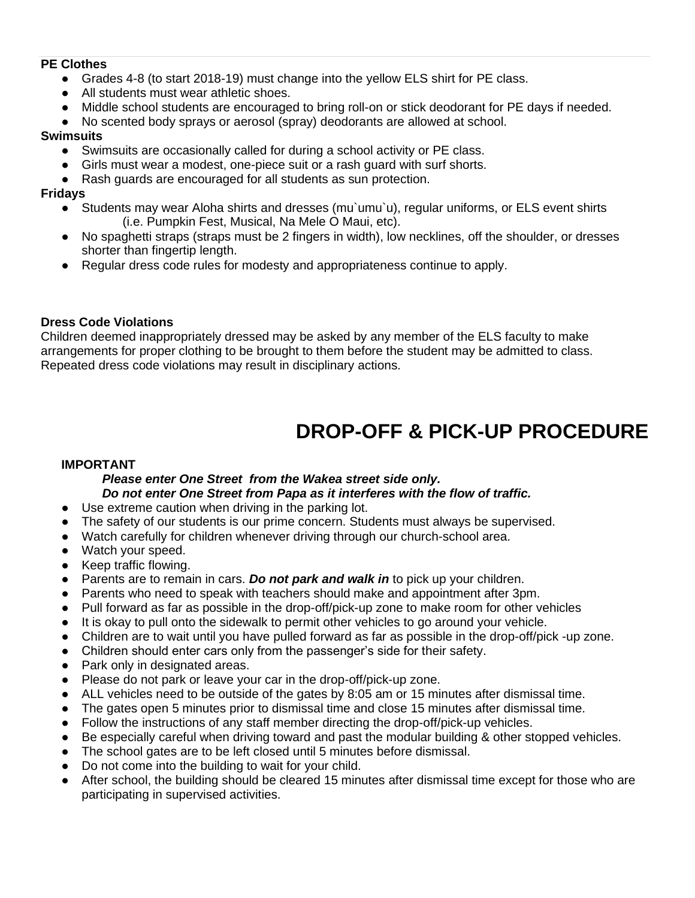**PE Clothes**

- Grades 4-8 (to start 2018-19) must change into the yellow ELS shirt for PE class.
- All students must wear athletic shoes.
- Middle school students are encouraged to bring roll-on or stick deodorant for PE days if needed.
- No scented body sprays or aerosol (spray) deodorants are allowed at school.

**Swimsuits**

- Swimsuits are occasionally called for during a school activity or PE class.
- Girls must wear a modest, one-piece suit or a rash guard with surf shorts.
- Rash guards are encouraged for all students as sun protection.

**Fridays**

- Students may wear Aloha shirts and dresses (mu`umu`u), regular uniforms, or ELS event shirts (i.e. Pumpkin Fest, Musical, Na Mele O Maui, etc).
- No spaghetti straps (straps must be 2 fingers in width), low necklines, off the shoulder, or dresses shorter than fingertip length.
- Regular dress code rules for modesty and appropriateness continue to apply.

**Dress Code Violations**

Children deemed inappropriately dressed may be asked by any member of the ELS faculty to make arrangements for proper clothing to be brought to them before the student may be admitted to class. Repeated dress code violations may result in disciplinary actions.

# DROP-OFF & PICK-UP PROCEDURE

**IMPORTANT**

***Please enter One Street from the Wakea street side only.***
***Do not enter One Street from Papa as it interferes with the flow of traffic.***

- Use extreme caution when driving in the parking lot.
- The safety of our students is our prime concern. Students must always be supervised.
- Watch carefully for children whenever driving through our church-school area.
- Watch your speed.
- Keep traffic flowing.
- Parents are to remain in cars. ***Do not park and walk in*** to pick up your children.
- Parents who need to speak with teachers should make and appointment after 3pm.
- Pull forward as far as possible in the drop-off/pick-up zone to make room for other vehicles
- It is okay to pull onto the sidewalk to permit other vehicles to go around your vehicle.
- Children are to wait until you have pulled forward as far as possible in the drop-off/pick -up zone.
- Children should enter cars only from the passenger's side for their safety.
- Park only in designated areas.
- Please do not park or leave your car in the drop-off/pick-up zone.
- ALL vehicles need to be outside of the gates by 8:05 am or 15 minutes after dismissal time.
- The gates open 5 minutes prior to dismissal time and close 15 minutes after dismissal time.
- Follow the instructions of any staff member directing the drop-off/pick-up vehicles.
- Be especially careful when driving toward and past the modular building & other stopped vehicles.
- The school gates are to be left closed until 5 minutes before dismissal.
- Do not come into the building to wait for your child.
- After school, the building should be cleared 15 minutes after dismissal time except for those who are participating in supervised activities.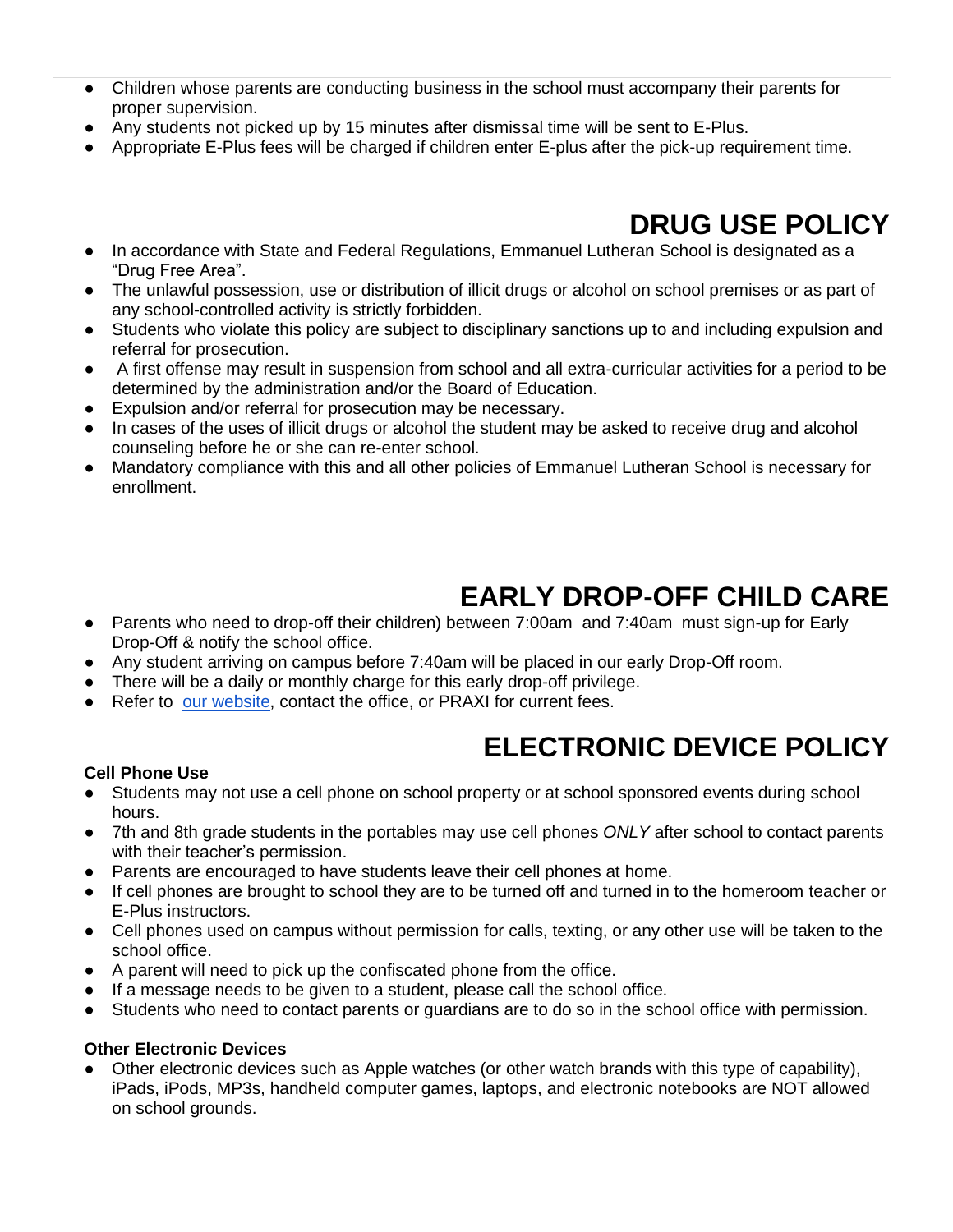- Children whose parents are conducting business in the school must accompany their parents for proper supervision.
- Any students not picked up by 15 minutes after dismissal time will be sent to E-Plus.
- Appropriate E-Plus fees will be charged if children enter E-plus after the pick-up requirement time.

# DRUG USE POLICY

- In accordance with State and Federal Regulations, Emmanuel Lutheran School is designated as a "Drug Free Area".
- The unlawful possession, use or distribution of illicit drugs or alcohol on school premises or as part of any school-controlled activity is strictly forbidden.
- Students who violate this policy are subject to disciplinary sanctions up to and including expulsion and referral for prosecution.
- A first offense may result in suspension from school and all extra-curricular activities for a period to be determined by the administration and/or the Board of Education.
- Expulsion and/or referral for prosecution may be necessary.
- In cases of the uses of illicit drugs or alcohol the student may be asked to receive drug and alcohol counseling before he or she can re-enter school.
- Mandatory compliance with this and all other policies of Emmanuel Lutheran School is necessary for enrollment.

# EARLY DROP-OFF CHILD CARE

- Parents who need to drop-off their children) between 7:00am and 7:40am must sign-up for Early Drop-Off & notify the school office.
- Any student arriving on campus before 7:40am will be placed in our early Drop-Off room.
- There will be a daily or monthly charge for this early drop-off privilege.
- Refer to our website, contact the office, or PRAXI for current fees.

# ELECTRONIC DEVICE POLICY

**Cell Phone Use**

- Students may not use a cell phone on school property or at school sponsored events during school hours.
- 7th and 8th grade students in the portables may use cell phones *ONLY* after school to contact parents with their teacher's permission.
- Parents are encouraged to have students leave their cell phones at home.
- If cell phones are brought to school they are to be turned off and turned in to the homeroom teacher or E-Plus instructors.
- Cell phones used on campus without permission for calls, texting, or any other use will be taken to the school office.
- A parent will need to pick up the confiscated phone from the office.
- If a message needs to be given to a student, please call the school office.
- Students who need to contact parents or guardians are to do so in the school office with permission.

**Other Electronic Devices**

- Other electronic devices such as Apple watches (or other watch brands with this type of capability), iPads, iPods, MP3s, handheld computer games, laptops, and electronic notebooks are NOT allowed on school grounds.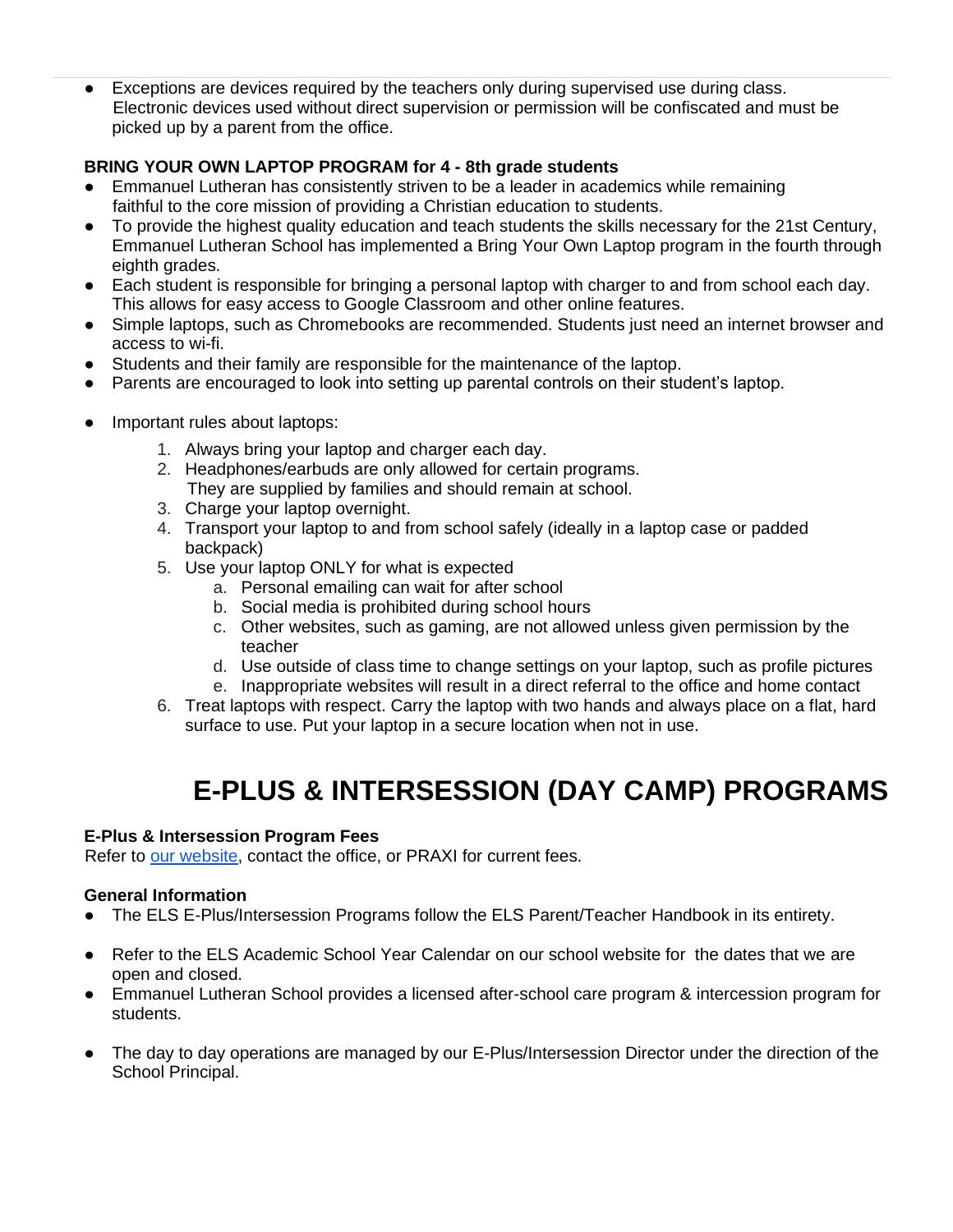- Exceptions are devices required by the teachers only during supervised use during class. Electronic devices used without direct supervision or permission will be confiscated and must be picked up by a parent from the office.

**BRING YOUR OWN LAPTOP PROGRAM for 4 - 8th grade students**

- Emmanuel Lutheran has consistently striven to be a leader in academics while remaining faithful to the core mission of providing a Christian education to students.
- To provide the highest quality education and teach students the skills necessary for the 21st Century, Emmanuel Lutheran School has implemented a Bring Your Own Laptop program in the fourth through eighth grades.
- Each student is responsible for bringing a personal laptop with charger to and from school each day. This allows for easy access to Google Classroom and other online features.
- Simple laptops, such as Chromebooks are recommended. Students just need an internet browser and access to wi-fi.
- Students and their family are responsible for the maintenance of the laptop.
- Parents are encouraged to look into setting up parental controls on their student's laptop.

- Important rules about laptops:
  1. Always bring your laptop and charger each day.
  2. Headphones/earbuds are only allowed for certain programs. They are supplied by families and should remain at school.
  3. Charge your laptop overnight.
  4. Transport your laptop to and from school safely (ideally in a laptop case or padded backpack)
  5. Use your laptop ONLY for what is expected
     a. Personal emailing can wait for after school
     b. Social media is prohibited during school hours
     c. Other websites, such as gaming, are not allowed unless given permission by the teacher
     d. Use outside of class time to change settings on your laptop, such as profile pictures
     e. Inappropriate websites will result in a direct referral to the office and home contact
  6. Treat laptops with respect. Carry the laptop with two hands and always place on a flat, hard surface to use. Put your laptop in a secure location when not in use.

# E-PLUS & INTERSESSION (DAY CAMP) PROGRAMS

**E-Plus & Intersession Program Fees**

Refer to [our website](), contact the office, or PRAXI for current fees.

**General Information**

- The ELS E-Plus/Intersession Programs follow the ELS Parent/Teacher Handbook in its entirety.

- Refer to the ELS Academic School Year Calendar on our school website for the dates that we are open and closed.
- Emmanuel Lutheran School provides a licensed after-school care program & intercession program for students.

- The day to day operations are managed by our E-Plus/Intersession Director under the direction of the School Principal.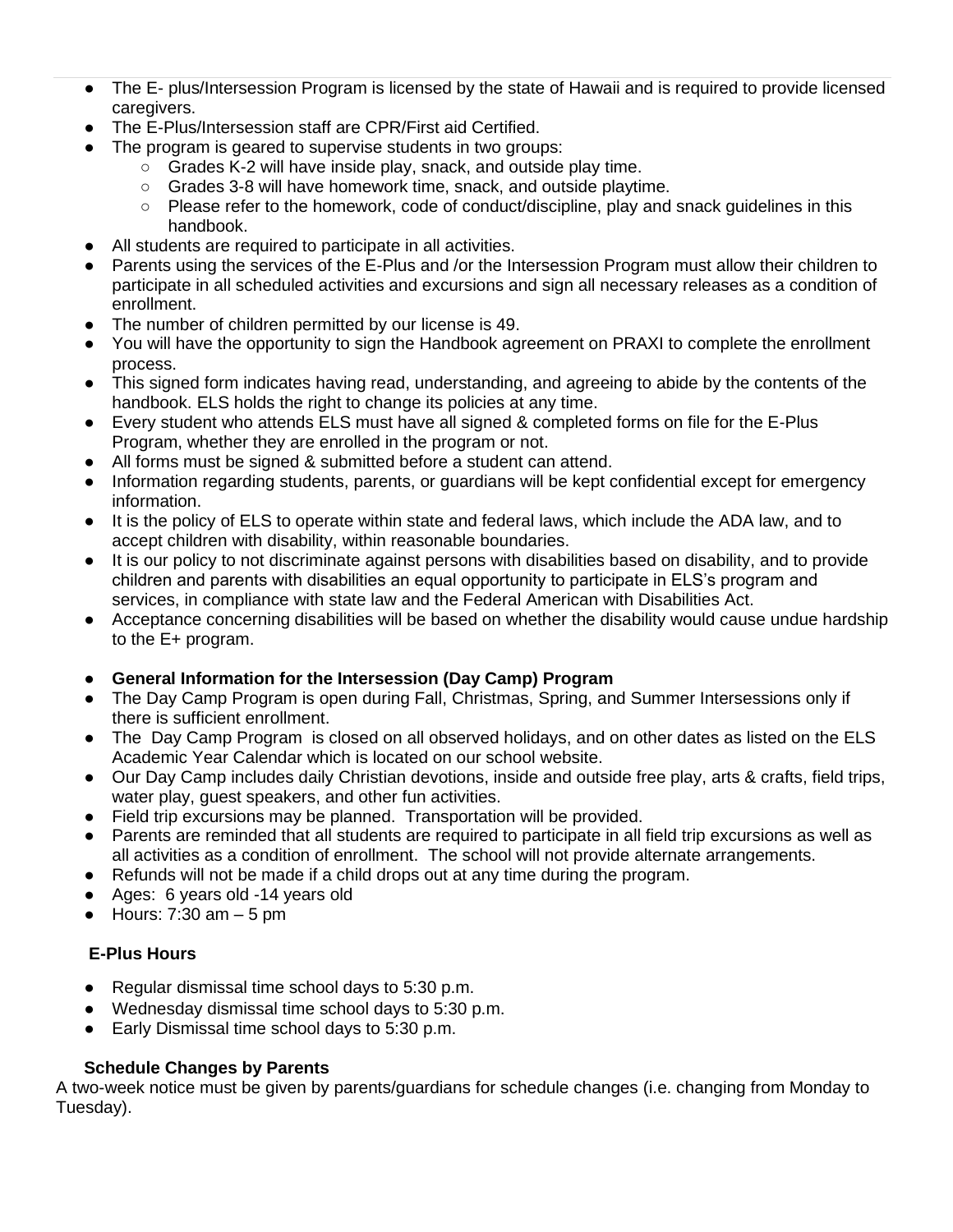- The E- plus/Intersession Program is licensed by the state of Hawaii and is required to provide licensed caregivers.
- The E-Plus/Intersession staff are CPR/First aid Certified.
- The program is geared to supervise students in two groups:
  - Grades K-2 will have inside play, snack, and outside play time.
  - Grades 3-8 will have homework time, snack, and outside playtime.
  - Please refer to the homework, code of conduct/discipline, play and snack guidelines in this handbook.
- All students are required to participate in all activities.
- Parents using the services of the E-Plus and /or the Intersession Program must allow their children to participate in all scheduled activities and excursions and sign all necessary releases as a condition of enrollment.
- The number of children permitted by our license is 49.
- You will have the opportunity to sign the Handbook agreement on PRAXI to complete the enrollment process.
- This signed form indicates having read, understanding, and agreeing to abide by the contents of the handbook. ELS holds the right to change its policies at any time.
- Every student who attends ELS must have all signed & completed forms on file for the E-Plus Program, whether they are enrolled in the program or not.
- All forms must be signed & submitted before a student can attend.
- Information regarding students, parents, or guardians will be kept confidential except for emergency information.
- It is the policy of ELS to operate within state and federal laws, which include the ADA law, and to accept children with disability, within reasonable boundaries.
- It is our policy to not discriminate against persons with disabilities based on disability, and to provide children and parents with disabilities an equal opportunity to participate in ELS's program and services, in compliance with state law and the Federal American with Disabilities Act.
- Acceptance concerning disabilities will be based on whether the disability would cause undue hardship to the E+ program.

- **General Information for the Intersession (Day Camp) Program**
- The Day Camp Program is open during Fall, Christmas, Spring, and Summer Intersessions only if there is sufficient enrollment.
- The Day Camp Program is closed on all observed holidays, and on other dates as listed on the ELS Academic Year Calendar which is located on our school website.
- Our Day Camp includes daily Christian devotions, inside and outside free play, arts & crafts, field trips, water play, guest speakers, and other fun activities.
- Field trip excursions may be planned. Transportation will be provided.
- Parents are reminded that all students are required to participate in all field trip excursions as well as all activities as a condition of enrollment. The school will not provide alternate arrangements.
- Refunds will not be made if a child drops out at any time during the program.
- Ages: 6 years old -14 years old
- Hours: 7:30 am – 5 pm

### E-Plus Hours

- Regular dismissal time school days to 5:30 p.m.
- Wednesday dismissal time school days to 5:30 p.m.
- Early Dismissal time school days to 5:30 p.m.

### Schedule Changes by Parents

A two-week notice must be given by parents/guardians for schedule changes (i.e. changing from Monday to Tuesday).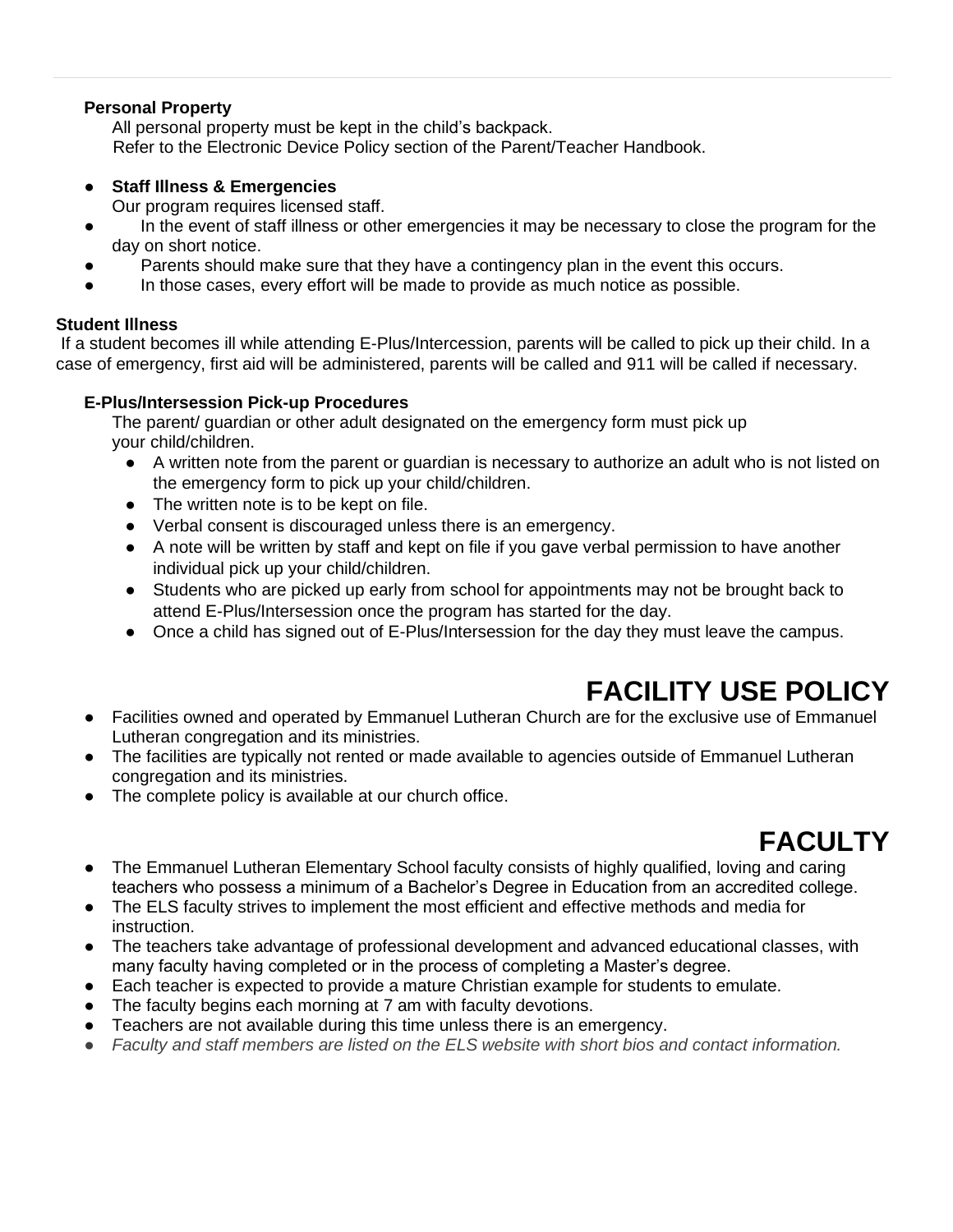**Personal Property**

All personal property must be kept in the child's backpack.
Refer to the Electronic Device Policy section of the Parent/Teacher Handbook.

- **Staff Illness & Emergencies**
  Our program requires licensed staff.
- In the event of staff illness or other emergencies it may be necessary to close the program for the day on short notice.
- Parents should make sure that they have a contingency plan in the event this occurs.
- In those cases, every effort will be made to provide as much notice as possible.

**Student Illness**

If a student becomes ill while attending E-Plus/Intercession, parents will be called to pick up their child. In a case of emergency, first aid will be administered, parents will be called and 911 will be called if necessary.

**E-Plus/Intersession Pick-up Procedures**

The parent/ guardian or other adult designated on the emergency form must pick up your child/children.

- A written note from the parent or guardian is necessary to authorize an adult who is not listed on the emergency form to pick up your child/children.
- The written note is to be kept on file.
- Verbal consent is discouraged unless there is an emergency.
- A note will be written by staff and kept on file if you gave verbal permission to have another individual pick up your child/children.
- Students who are picked up early from school for appointments may not be brought back to attend E-Plus/Intersession once the program has started for the day.
- Once a child has signed out of E-Plus/Intersession for the day they must leave the campus.

# FACILITY USE POLICY

- Facilities owned and operated by Emmanuel Lutheran Church are for the exclusive use of Emmanuel Lutheran congregation and its ministries.
- The facilities are typically not rented or made available to agencies outside of Emmanuel Lutheran congregation and its ministries.
- The complete policy is available at our church office.

# FACULTY

- The Emmanuel Lutheran Elementary School faculty consists of highly qualified, loving and caring teachers who possess a minimum of a Bachelor's Degree in Education from an accredited college.
- The ELS faculty strives to implement the most efficient and effective methods and media for instruction.
- The teachers take advantage of professional development and advanced educational classes, with many faculty having completed or in the process of completing a Master's degree.
- Each teacher is expected to provide a mature Christian example for students to emulate.
- The faculty begins each morning at 7 am with faculty devotions.
- Teachers are not available during this time unless there is an emergency.
- *Faculty and staff members are listed on the ELS website with short bios and contact information.*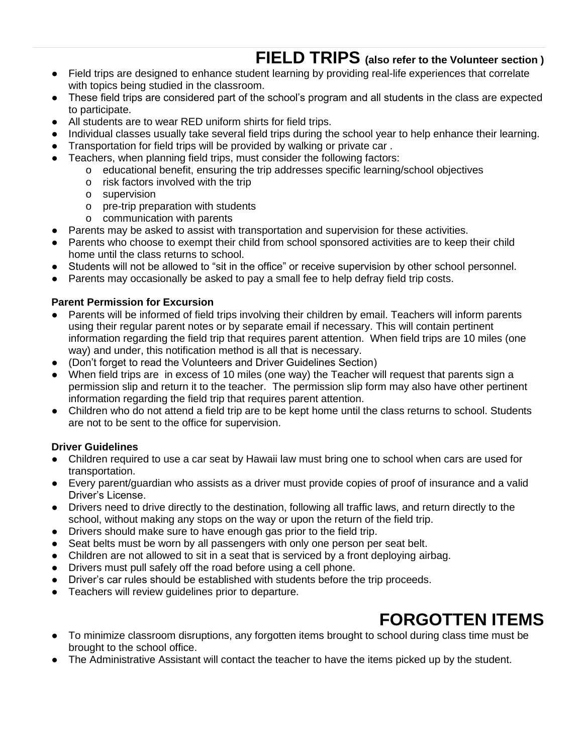# FIELD TRIPS (also refer to the Volunteer section )

- Field trips are designed to enhance student learning by providing real-life experiences that correlate with topics being studied in the classroom.
- These field trips are considered part of the school's program and all students in the class are expected to participate.
- All students are to wear RED uniform shirts for field trips.
- Individual classes usually take several field trips during the school year to help enhance their learning.
- Transportation for field trips will be provided by walking or private car .
- Teachers, when planning field trips, must consider the following factors:
    - educational benefit, ensuring the trip addresses specific learning/school objectives
    - risk factors involved with the trip
    - supervision
    - pre-trip preparation with students
    - communication with parents
- Parents may be asked to assist with transportation and supervision for these activities.
- Parents who choose to exempt their child from school sponsored activities are to keep their child home until the class returns to school.
- Students will not be allowed to "sit in the office" or receive supervision by other school personnel.
- Parents may occasionally be asked to pay a small fee to help defray field trip costs.

**Parent Permission for Excursion**

- Parents will be informed of field trips involving their children by email. Teachers will inform parents using their regular parent notes or by separate email if necessary. This will contain pertinent information regarding the field trip that requires parent attention. When field trips are 10 miles (one way) and under, this notification method is all that is necessary.
- (Don't forget to read the Volunteers and Driver Guidelines Section)
- When field trips are in excess of 10 miles (one way) the Teacher will request that parents sign a permission slip and return it to the teacher. The permission slip form may also have other pertinent information regarding the field trip that requires parent attention.
- Children who do not attend a field trip are to be kept home until the class returns to school. Students are not to be sent to the office for supervision.

**Driver Guidelines**

- Children required to use a car seat by Hawaii law must bring one to school when cars are used for transportation.
- Every parent/guardian who assists as a driver must provide copies of proof of insurance and a valid Driver's License.
- Drivers need to drive directly to the destination, following all traffic laws, and return directly to the school, without making any stops on the way or upon the return of the field trip.
- Drivers should make sure to have enough gas prior to the field trip.
- Seat belts must be worn by all passengers with only one person per seat belt.
- Children are not allowed to sit in a seat that is serviced by a front deploying airbag.
- Drivers must pull safely off the road before using a cell phone.
- Driver's car rules should be established with students before the trip proceeds.
- Teachers will review guidelines prior to departure.

# FORGOTTEN ITEMS

- To minimize classroom disruptions, any forgotten items brought to school during class time must be brought to the school office.
- The Administrative Assistant will contact the teacher to have the items picked up by the student.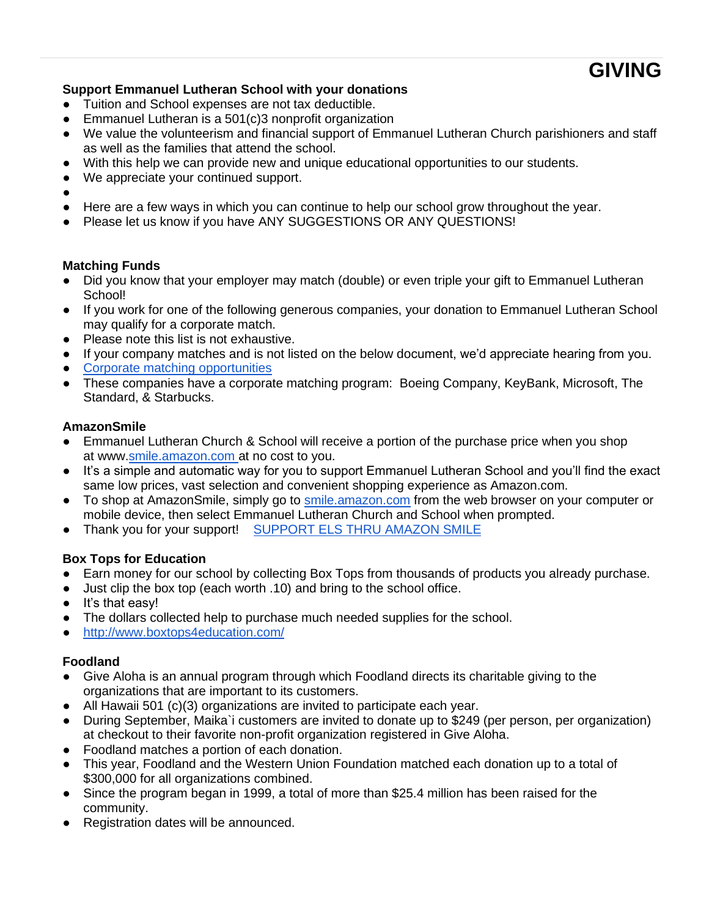# GIVING

**Support Emmanuel Lutheran School with your donations**

- Tuition and School expenses are not tax deductible.
- Emmanuel Lutheran is a 501(c)3 nonprofit organization
- We value the volunteerism and financial support of Emmanuel Lutheran Church parishioners and staff as well as the families that attend the school.
- With this help we can provide new and unique educational opportunities to our students.
- We appreciate your continued support.
- 
- Here are a few ways in which you can continue to help our school grow throughout the year.
- Please let us know if you have ANY SUGGESTIONS OR ANY QUESTIONS!

**Matching Funds**

- Did you know that your employer may match (double) or even triple your gift to Emmanuel Lutheran School!
- If you work for one of the following generous companies, your donation to Emmanuel Lutheran School may qualify for a corporate match.
- Please note this list is not exhaustive.
- If your company matches and is not listed on the below document, we'd appreciate hearing from you.
- Corporate matching opportunities
- These companies have a corporate matching program: Boeing Company, KeyBank, Microsoft, The Standard, & Starbucks.

**AmazonSmile**

- Emmanuel Lutheran Church & School will receive a portion of the purchase price when you shop at www.smile.amazon.com at no cost to you.
- It's a simple and automatic way for you to support Emmanuel Lutheran School and you'll find the exact same low prices, vast selection and convenient shopping experience as Amazon.com.
- To shop at AmazonSmile, simply go to smile.amazon.com from the web browser on your computer or mobile device, then select Emmanuel Lutheran Church and School when prompted.
- Thank you for your support! SUPPORT ELS THRU AMAZON SMILE

**Box Tops for Education**

- Earn money for our school by collecting Box Tops from thousands of products you already purchase.
- Just clip the box top (each worth .10) and bring to the school office.
- It's that easy!
- The dollars collected help to purchase much needed supplies for the school.
- http://www.boxtops4education.com/

**Foodland**

- Give Aloha is an annual program through which Foodland directs its charitable giving to the organizations that are important to its customers.
- All Hawaii 501 (c)(3) organizations are invited to participate each year.
- During September, Maika`i customers are invited to donate up to $249 (per person, per organization) at checkout to their favorite non-profit organization registered in Give Aloha.
- Foodland matches a portion of each donation.
- This year, Foodland and the Western Union Foundation matched each donation up to a total of $300,000 for all organizations combined.
- Since the program began in 1999, a total of more than $25.4 million has been raised for the community.
- Registration dates will be announced.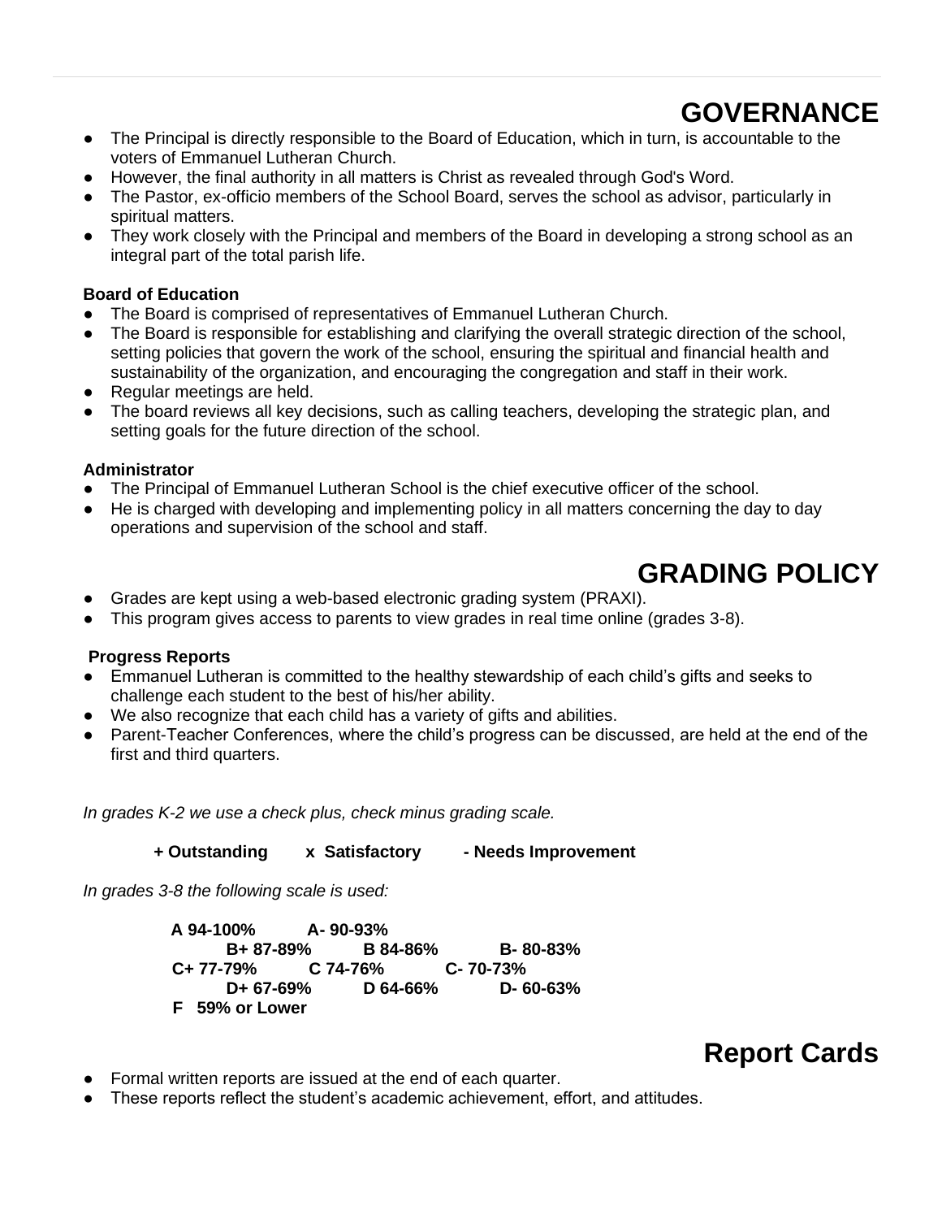# GOVERNANCE

- The Principal is directly responsible to the Board of Education, which in turn, is accountable to the voters of Emmanuel Lutheran Church.
- However, the final authority in all matters is Christ as revealed through God's Word.
- The Pastor, ex-officio members of the School Board, serves the school as advisor, particularly in spiritual matters.
- They work closely with the Principal and members of the Board in developing a strong school as an integral part of the total parish life.

**Board of Education**

- The Board is comprised of representatives of Emmanuel Lutheran Church.
- The Board is responsible for establishing and clarifying the overall strategic direction of the school, setting policies that govern the work of the school, ensuring the spiritual and financial health and sustainability of the organization, and encouraging the congregation and staff in their work.
- Regular meetings are held.
- The board reviews all key decisions, such as calling teachers, developing the strategic plan, and setting goals for the future direction of the school.

**Administrator**

- The Principal of Emmanuel Lutheran School is the chief executive officer of the school.
- He is charged with developing and implementing policy in all matters concerning the day to day operations and supervision of the school and staff.

# GRADING POLICY

- Grades are kept using a web-based electronic grading system (PRAXI).
- This program gives access to parents to view grades in real time online (grades 3-8).

**Progress Reports**

- Emmanuel Lutheran is committed to the healthy stewardship of each child's gifts and seeks to challenge each student to the best of his/her ability.
- We also recognize that each child has a variety of gifts and abilities.
- Parent-Teacher Conferences, where the child's progress can be discussed, are held at the end of the first and third quarters.

*In grades K-2 we use a check plus, check minus grading scale.*

**+ Outstanding    x Satisfactory    - Needs Improvement**

*In grades 3-8 the following scale is used:*

**A 94-100%    A- 90-93%**
**B+ 87-89%    B 84-86%    B- 80-83%**
**C+ 77-79%    C 74-76%    C- 70-73%**
**D+ 67-69%    D 64-66%    D- 60-63%**
**F 59% or Lower**

# Report Cards

- Formal written reports are issued at the end of each quarter.
- These reports reflect the student's academic achievement, effort, and attitudes.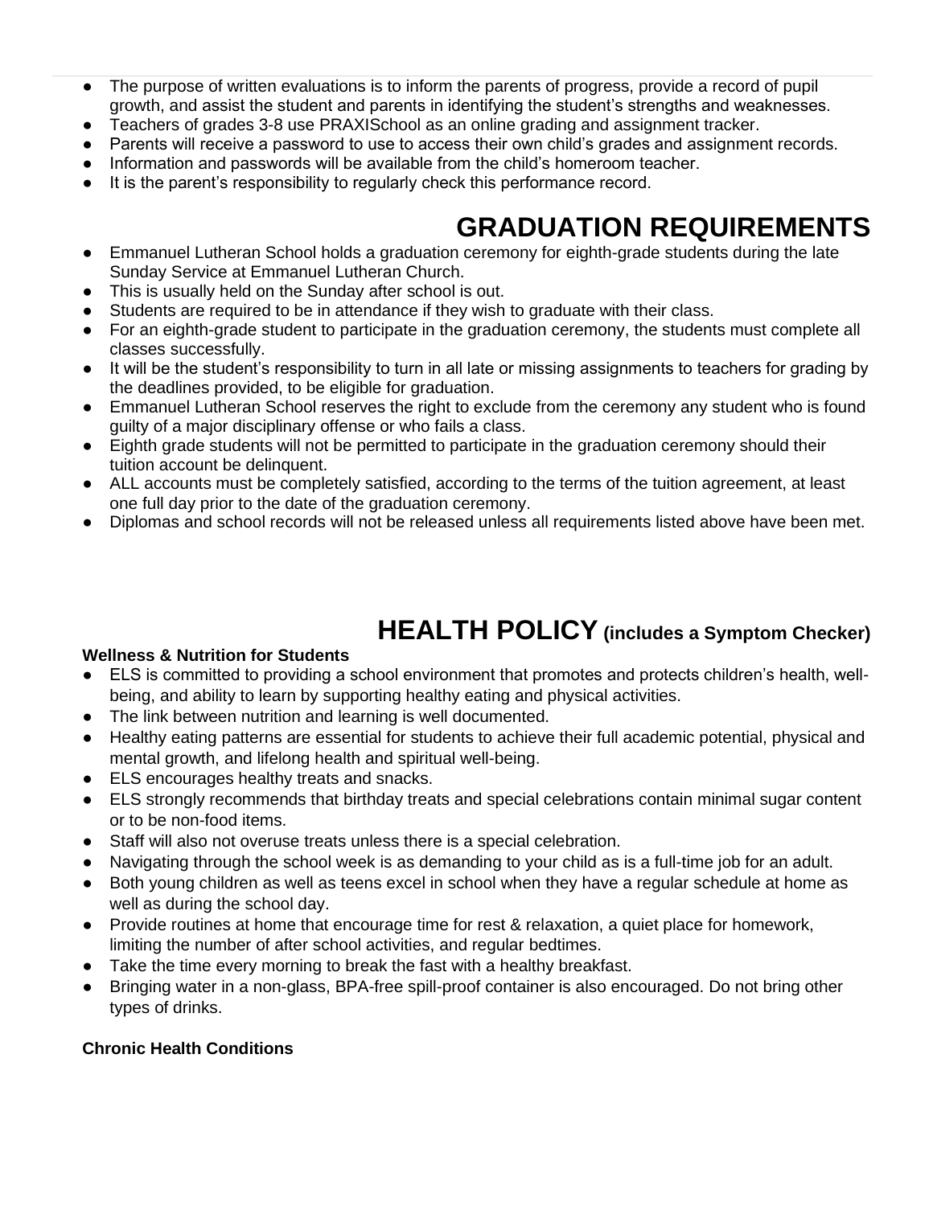- The purpose of written evaluations is to inform the parents of progress, provide a record of pupil growth, and assist the student and parents in identifying the student's strengths and weaknesses.
- Teachers of grades 3-8 use PRAXISchool as an online grading and assignment tracker.
- Parents will receive a password to use to access their own child's grades and assignment records.
- Information and passwords will be available from the child's homeroom teacher.
- It is the parent's responsibility to regularly check this performance record.

# GRADUATION REQUIREMENTS

- Emmanuel Lutheran School holds a graduation ceremony for eighth-grade students during the late Sunday Service at Emmanuel Lutheran Church.
- This is usually held on the Sunday after school is out.
- Students are required to be in attendance if they wish to graduate with their class.
- For an eighth-grade student to participate in the graduation ceremony, the students must complete all classes successfully.
- It will be the student's responsibility to turn in all late or missing assignments to teachers for grading by the deadlines provided, to be eligible for graduation.
- Emmanuel Lutheran School reserves the right to exclude from the ceremony any student who is found guilty of a major disciplinary offense or who fails a class.
- Eighth grade students will not be permitted to participate in the graduation ceremony should their tuition account be delinquent.
- ALL accounts must be completely satisfied, according to the terms of the tuition agreement, at least one full day prior to the date of the graduation ceremony.
- Diplomas and school records will not be released unless all requirements listed above have been met.

# HEALTH POLICY (includes a Symptom Checker)

**Wellness & Nutrition for Students**

- ELS is committed to providing a school environment that promotes and protects children's health, well-being, and ability to learn by supporting healthy eating and physical activities.
- The link between nutrition and learning is well documented.
- Healthy eating patterns are essential for students to achieve their full academic potential, physical and mental growth, and lifelong health and spiritual well-being.
- ELS encourages healthy treats and snacks.
- ELS strongly recommends that birthday treats and special celebrations contain minimal sugar content or to be non-food items.
- Staff will also not overuse treats unless there is a special celebration.
- Navigating through the school week is as demanding to your child as is a full-time job for an adult.
- Both young children as well as teens excel in school when they have a regular schedule at home as well as during the school day.
- Provide routines at home that encourage time for rest & relaxation, a quiet place for homework, limiting the number of after school activities, and regular bedtimes.
- Take the time every morning to break the fast with a healthy breakfast.
- Bringing water in a non-glass, BPA-free spill-proof container is also encouraged. Do not bring other types of drinks.

**Chronic Health Conditions**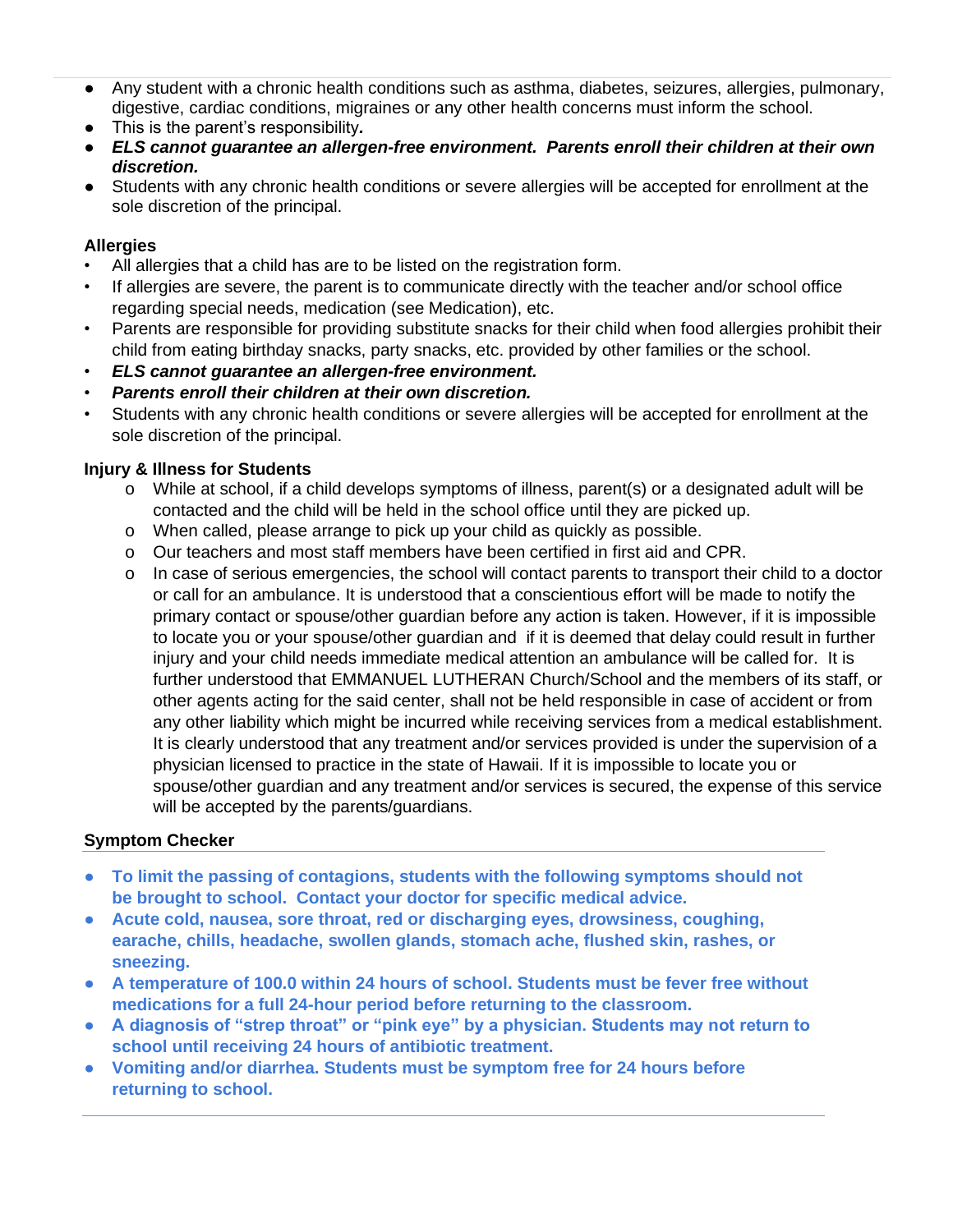- Any student with a chronic health conditions such as asthma, diabetes, seizures, allergies, pulmonary, digestive, cardiac conditions, migraines or any other health concerns must inform the school.
- This is the parent's responsibility*.*
- ***ELS cannot guarantee an allergen-free environment. Parents enroll their children at their own discretion.***
- Students with any chronic health conditions or severe allergies will be accepted for enrollment at the sole discretion of the principal.

**Allergies**

- All allergies that a child has are to be listed on the registration form.
- If allergies are severe, the parent is to communicate directly with the teacher and/or school office regarding special needs, medication (see Medication), etc.
- Parents are responsible for providing substitute snacks for their child when food allergies prohibit their child from eating birthday snacks, party snacks, etc. provided by other families or the school.
- ***ELS cannot guarantee an allergen-free environment.***
- ***Parents enroll their children at their own discretion.***
- Students with any chronic health conditions or severe allergies will be accepted for enrollment at the sole discretion of the principal.

**Injury & Illness for Students**

- While at school, if a child develops symptoms of illness, parent(s) or a designated adult will be contacted and the child will be held in the school office until they are picked up.
- When called, please arrange to pick up your child as quickly as possible.
- Our teachers and most staff members have been certified in first aid and CPR.
- In case of serious emergencies, the school will contact parents to transport their child to a doctor or call for an ambulance. It is understood that a conscientious effort will be made to notify the primary contact or spouse/other guardian before any action is taken. However, if it is impossible to locate you or your spouse/other guardian and if it is deemed that delay could result in further injury and your child needs immediate medical attention an ambulance will be called for. It is further understood that EMMANUEL LUTHERAN Church/School and the members of its staff, or other agents acting for the said center, shall not be held responsible in case of accident or from any other liability which might be incurred while receiving services from a medical establishment. It is clearly understood that any treatment and/or services provided is under the supervision of a physician licensed to practice in the state of Hawaii. If it is impossible to locate you or spouse/other guardian and any treatment and/or services is secured, the expense of this service will be accepted by the parents/guardians.

**Symptom Checker**

- **To limit the passing of contagions, students with the following symptoms should not be brought to school. Contact your doctor for specific medical advice.**
- **Acute cold, nausea, sore throat, red or discharging eyes, drowsiness, coughing, earache, chills, headache, swollen glands, stomach ache, flushed skin, rashes, or sneezing.**
- **A temperature of 100.0 within 24 hours of school. Students must be fever free without medications for a full 24-hour period before returning to the classroom.**
- **A diagnosis of "strep throat" or "pink eye" by a physician. Students may not return to school until receiving 24 hours of antibiotic treatment.**
- **Vomiting and/or diarrhea. Students must be symptom free for 24 hours before returning to school.**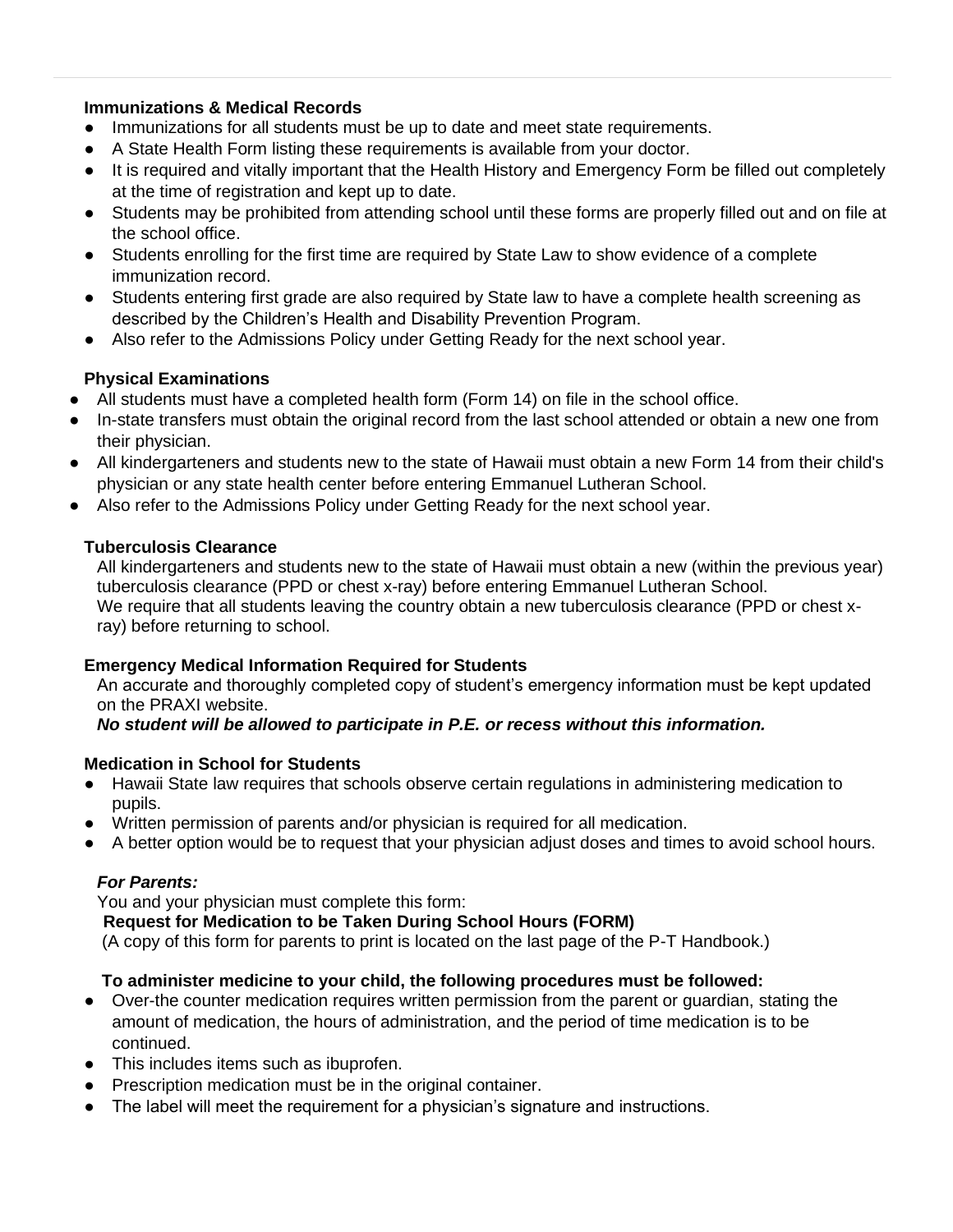### Immunizations & Medical Records

- Immunizations for all students must be up to date and meet state requirements.
- A State Health Form listing these requirements is available from your doctor.
- It is required and vitally important that the Health History and Emergency Form be filled out completely at the time of registration and kept up to date.
- Students may be prohibited from attending school until these forms are properly filled out and on file at the school office.
- Students enrolling for the first time are required by State Law to show evidence of a complete immunization record.
- Students entering first grade are also required by State law to have a complete health screening as described by the Children's Health and Disability Prevention Program.
- Also refer to the Admissions Policy under Getting Ready for the next school year.

### Physical Examinations

- All students must have a completed health form (Form 14) on file in the school office.
- In-state transfers must obtain the original record from the last school attended or obtain a new one from their physician.
- All kindergarteners and students new to the state of Hawaii must obtain a new Form 14 from their child's physician or any state health center before entering Emmanuel Lutheran School.
- Also refer to the Admissions Policy under Getting Ready for the next school year.

### Tuberculosis Clearance

All kindergarteners and students new to the state of Hawaii must obtain a new (within the previous year) tuberculosis clearance (PPD or chest x-ray) before entering Emmanuel Lutheran School.
We require that all students leaving the country obtain a new tuberculosis clearance (PPD or chest x-ray) before returning to school.

### Emergency Medical Information Required for Students

An accurate and thoroughly completed copy of student's emergency information must be kept updated on the PRAXI website.
***No student will be allowed to participate in P.E. or recess without this information.***

### Medication in School for Students

- Hawaii State law requires that schools observe certain regulations in administering medication to pupils.
- Written permission of parents and/or physician is required for all medication.
- A better option would be to request that your physician adjust doses and times to avoid school hours.

***For Parents:***

You and your physician must complete this form:
**Request for Medication to be Taken During School Hours (FORM)**
(A copy of this form for parents to print is located on the last page of the P-T Handbook.)

**To administer medicine to your child, the following procedures must be followed:**

- Over-the counter medication requires written permission from the parent or guardian, stating the amount of medication, the hours of administration, and the period of time medication is to be continued.
- This includes items such as ibuprofen.
- Prescription medication must be in the original container.
- The label will meet the requirement for a physician's signature and instructions.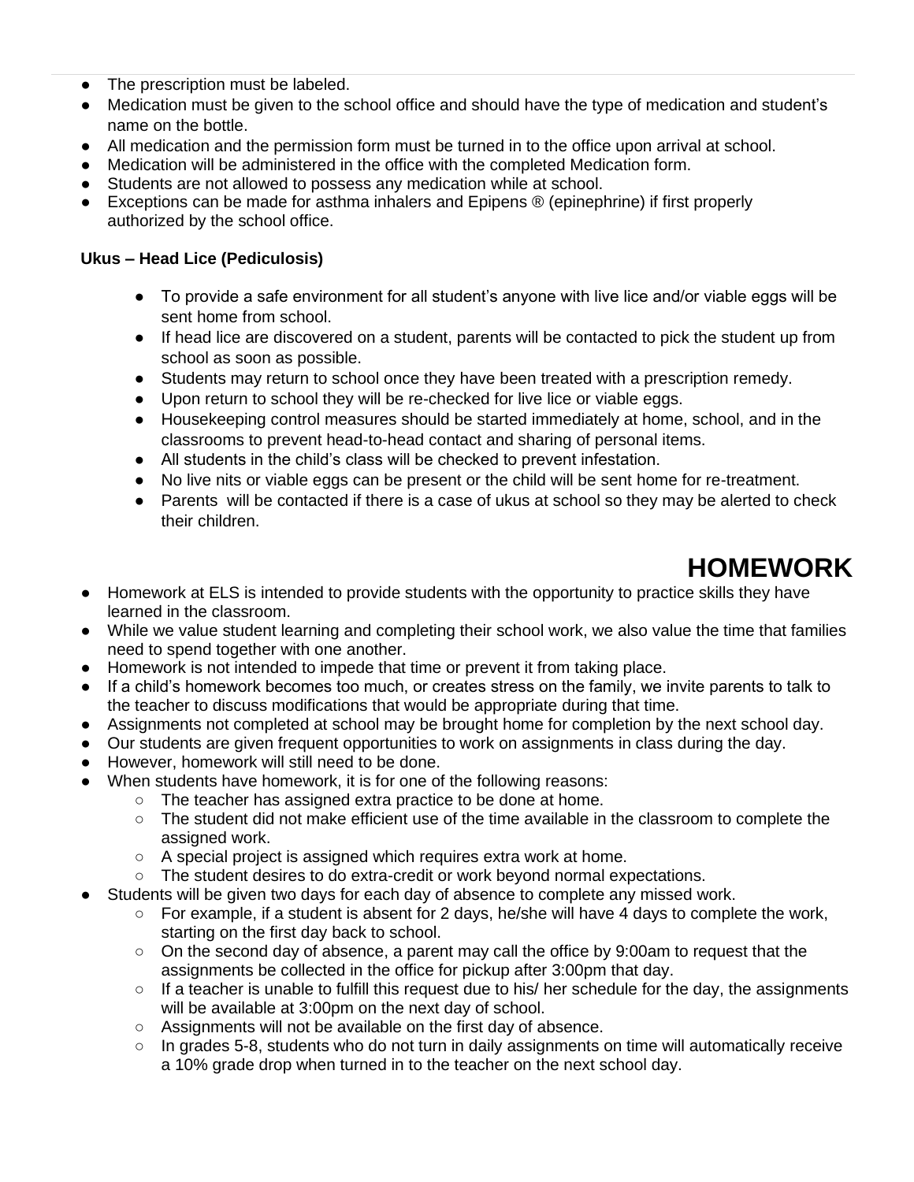- The prescription must be labeled.
- Medication must be given to the school office and should have the type of medication and student's name on the bottle.
- All medication and the permission form must be turned in to the office upon arrival at school.
- Medication will be administered in the office with the completed Medication form.
- Students are not allowed to possess any medication while at school.
- Exceptions can be made for asthma inhalers and Epipens ® (epinephrine) if first properly authorized by the school office.

**Ukus – Head Lice (Pediculosis)**

- To provide a safe environment for all student's anyone with live lice and/or viable eggs will be sent home from school.
- If head lice are discovered on a student, parents will be contacted to pick the student up from school as soon as possible.
- Students may return to school once they have been treated with a prescription remedy.
- Upon return to school they will be re-checked for live lice or viable eggs.
- Housekeeping control measures should be started immediately at home, school, and in the classrooms to prevent head-to-head contact and sharing of personal items.
- All students in the child's class will be checked to prevent infestation.
- No live nits or viable eggs can be present or the child will be sent home for re-treatment.
- Parents will be contacted if there is a case of ukus at school so they may be alerted to check their children.

# HOMEWORK

- Homework at ELS is intended to provide students with the opportunity to practice skills they have learned in the classroom.
- While we value student learning and completing their school work, we also value the time that families need to spend together with one another.
- Homework is not intended to impede that time or prevent it from taking place.
- If a child's homework becomes too much, or creates stress on the family, we invite parents to talk to the teacher to discuss modifications that would be appropriate during that time.
- Assignments not completed at school may be brought home for completion by the next school day.
- Our students are given frequent opportunities to work on assignments in class during the day.
- However, homework will still need to be done.
- When students have homework, it is for one of the following reasons:
    - The teacher has assigned extra practice to be done at home.
    - The student did not make efficient use of the time available in the classroom to complete the assigned work.
    - A special project is assigned which requires extra work at home.
    - The student desires to do extra-credit or work beyond normal expectations.
- Students will be given two days for each day of absence to complete any missed work.
    - For example, if a student is absent for 2 days, he/she will have 4 days to complete the work, starting on the first day back to school.
    - On the second day of absence, a parent may call the office by 9:00am to request that the assignments be collected in the office for pickup after 3:00pm that day.
    - If a teacher is unable to fulfill this request due to his/ her schedule for the day, the assignments will be available at 3:00pm on the next day of school.
    - Assignments will not be available on the first day of absence.
    - In grades 5-8, students who do not turn in daily assignments on time will automatically receive a 10% grade drop when turned in to the teacher on the next school day.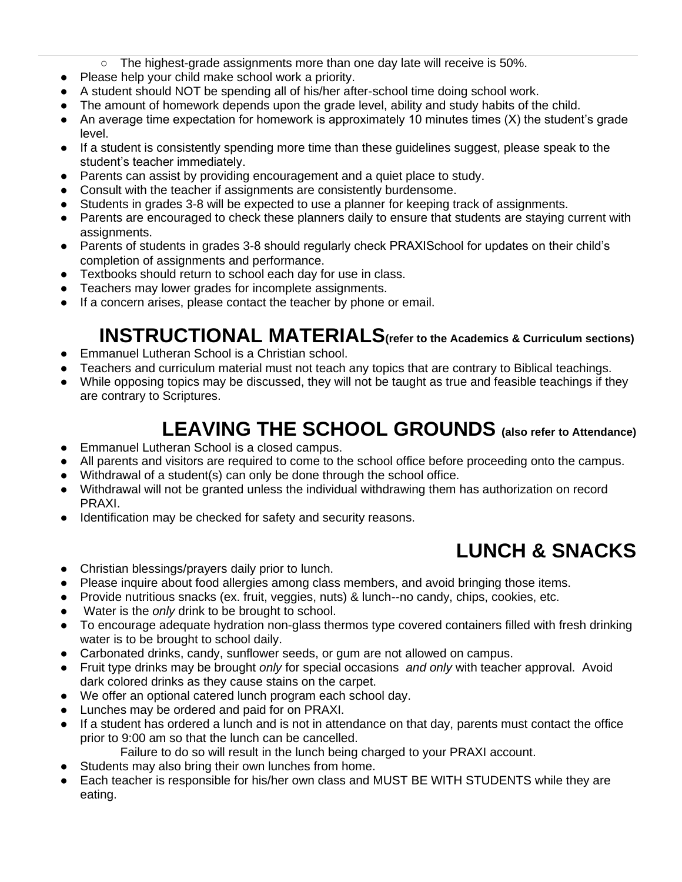- The highest-grade assignments more than one day late will receive is 50%.
- Please help your child make school work a priority.
- A student should NOT be spending all of his/her after-school time doing school work.
- The amount of homework depends upon the grade level, ability and study habits of the child.
- An average time expectation for homework is approximately 10 minutes times (X) the student's grade level.
- If a student is consistently spending more time than these guidelines suggest, please speak to the student's teacher immediately.
- Parents can assist by providing encouragement and a quiet place to study.
- Consult with the teacher if assignments are consistently burdensome.
- Students in grades 3-8 will be expected to use a planner for keeping track of assignments.
- Parents are encouraged to check these planners daily to ensure that students are staying current with assignments.
- Parents of students in grades 3-8 should regularly check PRAXISchool for updates on their child's completion of assignments and performance.
- Textbooks should return to school each day for use in class.
- Teachers may lower grades for incomplete assignments.
- If a concern arises, please contact the teacher by phone or email.

## INSTRUCTIONAL MATERIALS **(refer to the Academics & Curriculum sections)**

- Emmanuel Lutheran School is a Christian school.
- Teachers and curriculum material must not teach any topics that are contrary to Biblical teachings.
- While opposing topics may be discussed, they will not be taught as true and feasible teachings if they are contrary to Scriptures.

## LEAVING THE SCHOOL GROUNDS **(also refer to Attendance)**

- Emmanuel Lutheran School is a closed campus.
- All parents and visitors are required to come to the school office before proceeding onto the campus.
- Withdrawal of a student(s) can only be done through the school office.
- Withdrawal will not be granted unless the individual withdrawing them has authorization on record PRAXI.
- Identification may be checked for safety and security reasons.

## LUNCH & SNACKS

- Christian blessings/prayers daily prior to lunch.
- Please inquire about food allergies among class members, and avoid bringing those items.
- Provide nutritious snacks (ex. fruit, veggies, nuts) & lunch--no candy, chips, cookies, etc.
- Water is the *only* drink to be brought to school.
- To encourage adequate hydration non-glass thermos type covered containers filled with fresh drinking water is to be brought to school daily.
- Carbonated drinks, candy, sunflower seeds, or gum are not allowed on campus.
- Fruit type drinks may be brought *only* for special occasions *and only* with teacher approval. Avoid dark colored drinks as they cause stains on the carpet.
- We offer an optional catered lunch program each school day.
- Lunches may be ordered and paid for on PRAXI.
- If a student has ordered a lunch and is not in attendance on that day, parents must contact the office prior to 9:00 am so that the lunch can be cancelled.

  Failure to do so will result in the lunch being charged to your PRAXI account.
- Students may also bring their own lunches from home.
- Each teacher is responsible for his/her own class and MUST BE WITH STUDENTS while they are eating.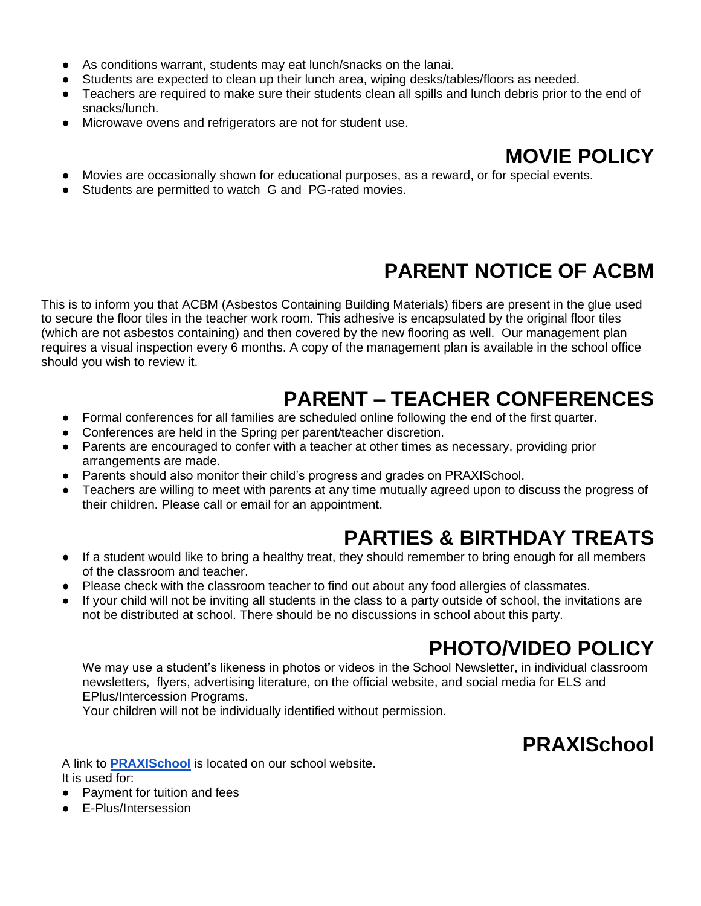- As conditions warrant, students may eat lunch/snacks on the lanai.
- Students are expected to clean up their lunch area, wiping desks/tables/floors as needed.
- Teachers are required to make sure their students clean all spills and lunch debris prior to the end of snacks/lunch.
- Microwave ovens and refrigerators are not for student use.

## MOVIE POLICY

- Movies are occasionally shown for educational purposes, as a reward, or for special events.
- Students are permitted to watch G and PG-rated movies.

## PARENT NOTICE OF ACBM

This is to inform you that ACBM (Asbestos Containing Building Materials) fibers are present in the glue used to secure the floor tiles in the teacher work room. This adhesive is encapsulated by the original floor tiles (which are not asbestos containing) and then covered by the new flooring as well. Our management plan requires a visual inspection every 6 months. A copy of the management plan is available in the school office should you wish to review it.

## PARENT – TEACHER CONFERENCES

- Formal conferences for all families are scheduled online following the end of the first quarter.
- Conferences are held in the Spring per parent/teacher discretion.
- Parents are encouraged to confer with a teacher at other times as necessary, providing prior arrangements are made.
- Parents should also monitor their child's progress and grades on PRAXISchool.
- Teachers are willing to meet with parents at any time mutually agreed upon to discuss the progress of their children. Please call or email for an appointment.

## PARTIES & BIRTHDAY TREATS

- If a student would like to bring a healthy treat, they should remember to bring enough for all members of the classroom and teacher.
- Please check with the classroom teacher to find out about any food allergies of classmates.
- If your child will not be inviting all students in the class to a party outside of school, the invitations are not be distributed at school. There should be no discussions in school about this party.

## PHOTO/VIDEO POLICY

We may use a student's likeness in photos or videos in the School Newsletter, in individual classroom newsletters, flyers, advertising literature, on the official website, and social media for ELS and EPlus/Intercession Programs.
Your children will not be individually identified without permission.

## PRAXISchool

A link to **PRAXISchool** is located on our school website.
It is used for:

- Payment for tuition and fees
- E-Plus/Intersession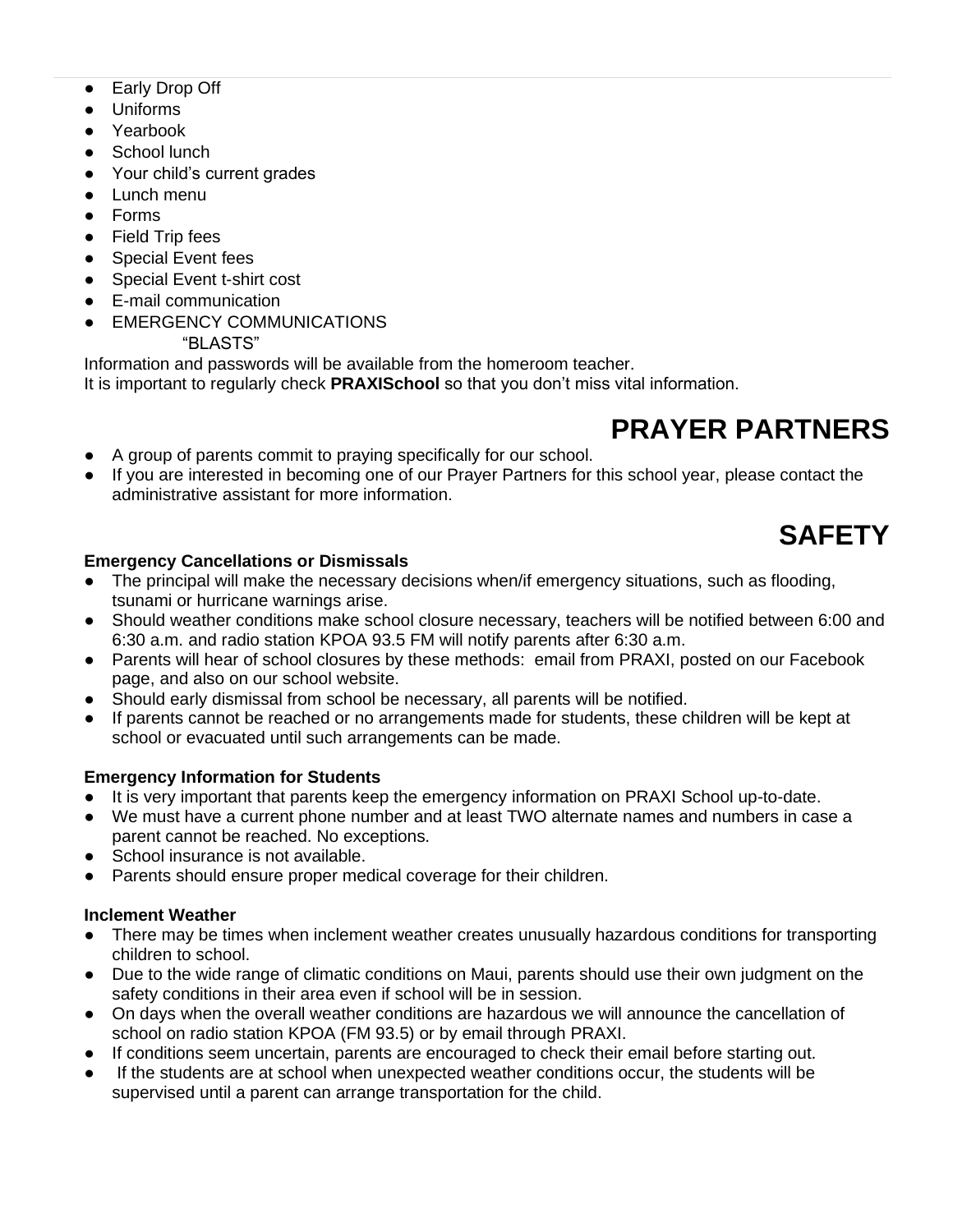- Early Drop Off
- Uniforms
- Yearbook
- School lunch
- Your child's current grades
- Lunch menu
- Forms
- Field Trip fees
- Special Event fees
- Special Event t-shirt cost
- E-mail communication
- EMERGENCY COMMUNICATIONS "BLASTS"

Information and passwords will be available from the homeroom teacher.
It is important to regularly check **PRAXISchool** so that you don't miss vital information.

## PRAYER PARTNERS

- A group of parents commit to praying specifically for our school.
- If you are interested in becoming one of our Prayer Partners for this school year, please contact the administrative assistant for more information.

## SAFETY

**Emergency Cancellations or Dismissals**

- The principal will make the necessary decisions when/if emergency situations, such as flooding, tsunami or hurricane warnings arise.
- Should weather conditions make school closure necessary, teachers will be notified between 6:00 and 6:30 a.m. and radio station KPOA 93.5 FM will notify parents after 6:30 a.m.
- Parents will hear of school closures by these methods: email from PRAXI, posted on our Facebook page, and also on our school website.
- Should early dismissal from school be necessary, all parents will be notified.
- If parents cannot be reached or no arrangements made for students, these children will be kept at school or evacuated until such arrangements can be made.

**Emergency Information for Students**

- It is very important that parents keep the emergency information on PRAXI School up-to-date.
- We must have a current phone number and at least TWO alternate names and numbers in case a parent cannot be reached. No exceptions.
- School insurance is not available.
- Parents should ensure proper medical coverage for their children.

**Inclement Weather**

- There may be times when inclement weather creates unusually hazardous conditions for transporting children to school.
- Due to the wide range of climatic conditions on Maui, parents should use their own judgment on the safety conditions in their area even if school will be in session.
- On days when the overall weather conditions are hazardous we will announce the cancellation of school on radio station KPOA (FM 93.5) or by email through PRAXI.
- If conditions seem uncertain, parents are encouraged to check their email before starting out.
- If the students are at school when unexpected weather conditions occur, the students will be supervised until a parent can arrange transportation for the child.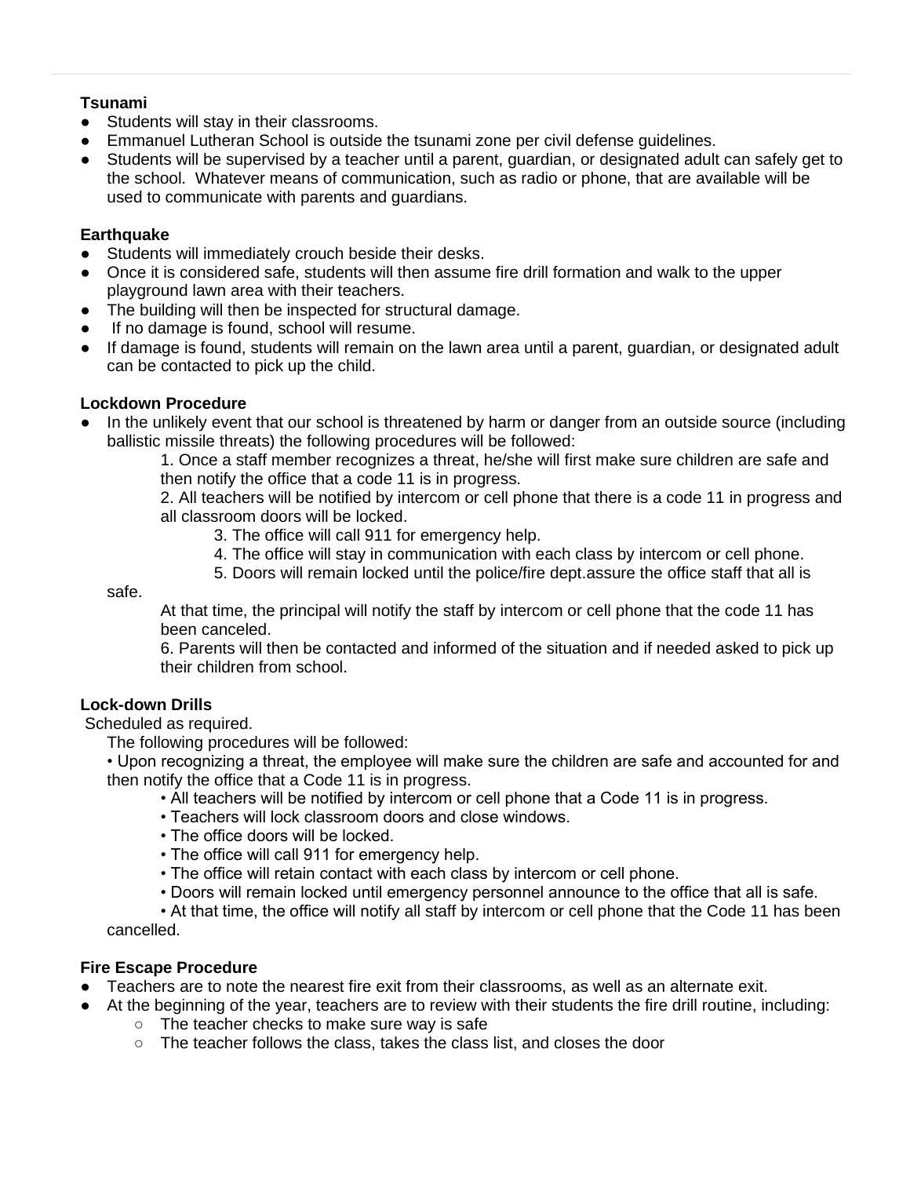**Tsunami**

- Students will stay in their classrooms.
- Emmanuel Lutheran School is outside the tsunami zone per civil defense guidelines.
- Students will be supervised by a teacher until a parent, guardian, or designated adult can safely get to the school. Whatever means of communication, such as radio or phone, that are available will be used to communicate with parents and guardians.

**Earthquake**

- Students will immediately crouch beside their desks.
- Once it is considered safe, students will then assume fire drill formation and walk to the upper playground lawn area with their teachers.
- The building will then be inspected for structural damage.
- If no damage is found, school will resume.
- If damage is found, students will remain on the lawn area until a parent, guardian, or designated adult can be contacted to pick up the child.

**Lockdown Procedure**

- In the unlikely event that our school is threatened by harm or danger from an outside source (including ballistic missile threats) the following procedures will be followed:

    1. Once a staff member recognizes a threat, he/she will first make sure children are safe and then notify the office that a code 11 is in progress.
    2. All teachers will be notified by intercom or cell phone that there is a code 11 in progress and all classroom doors will be locked.
    3. The office will call 911 for emergency help.
    4. The office will stay in communication with each class by intercom or cell phone.
    5. Doors will remain locked until the police/fire dept.assure the office staff that all is safe.

    At that time, the principal will notify the staff by intercom or cell phone that the code 11 has been canceled.

    6. Parents will then be contacted and informed of the situation and if needed asked to pick up their children from school.

**Lock-down Drills**

Scheduled as required.

The following procedures will be followed:

• Upon recognizing a threat, the employee will make sure the children are safe and accounted for and then notify the office that a Code 11 is in progress.

• All teachers will be notified by intercom or cell phone that a Code 11 is in progress.
• Teachers will lock classroom doors and close windows.
• The office doors will be locked.
• The office will call 911 for emergency help.
• The office will retain contact with each class by intercom or cell phone.
• Doors will remain locked until emergency personnel announce to the office that all is safe.
• At that time, the office will notify all staff by intercom or cell phone that the Code 11 has been cancelled.

**Fire Escape Procedure**

- Teachers are to note the nearest fire exit from their classrooms, as well as an alternate exit.
- At the beginning of the year, teachers are to review with their students the fire drill routine, including:
    - The teacher checks to make sure way is safe
    - The teacher follows the class, takes the class list, and closes the door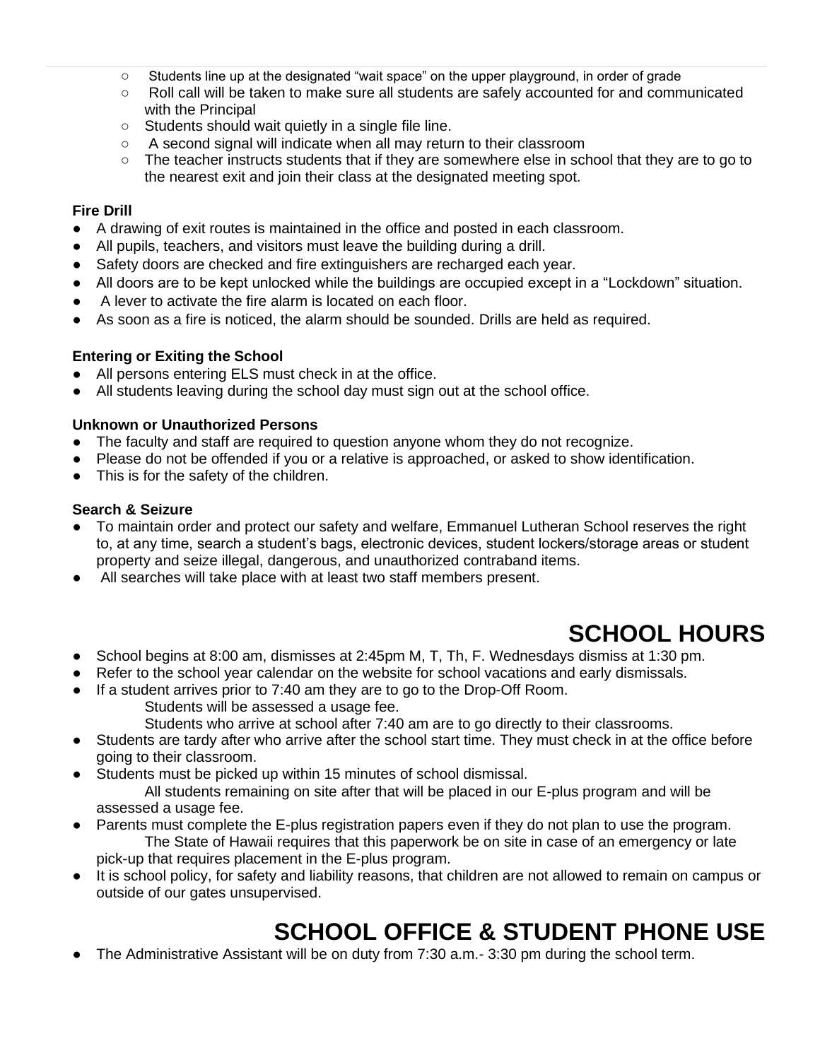- Students line up at the designated "wait space" on the upper playground, in order of grade
  - Roll call will be taken to make sure all students are safely accounted for and communicated with the Principal
  - Students should wait quietly in a single file line.
  - A second signal will indicate when all may return to their classroom
  - The teacher instructs students that if they are somewhere else in school that they are to go to the nearest exit and join their class at the designated meeting spot.

**Fire Drill**

- A drawing of exit routes is maintained in the office and posted in each classroom.
- All pupils, teachers, and visitors must leave the building during a drill.
- Safety doors are checked and fire extinguishers are recharged each year.
- All doors are to be kept unlocked while the buildings are occupied except in a "Lockdown" situation.
- A lever to activate the fire alarm is located on each floor.
- As soon as a fire is noticed, the alarm should be sounded. Drills are held as required.

**Entering or Exiting the School**

- All persons entering ELS must check in at the office.
- All students leaving during the school day must sign out at the school office.

**Unknown or Unauthorized Persons**

- The faculty and staff are required to question anyone whom they do not recognize.
- Please do not be offended if you or a relative is approached, or asked to show identification.
- This is for the safety of the children.

**Search & Seizure**

- To maintain order and protect our safety and welfare, Emmanuel Lutheran School reserves the right to, at any time, search a student's bags, electronic devices, student lockers/storage areas or student property and seize illegal, dangerous, and unauthorized contraband items.
- All searches will take place with at least two staff members present.

# SCHOOL HOURS

- School begins at 8:00 am, dismisses at 2:45pm M, T, Th, F. Wednesdays dismiss at 1:30 pm.
- Refer to the school year calendar on the website for school vacations and early dismissals.
- If a student arrives prior to 7:40 am they are to go to the Drop-Off Room.
  Students will be assessed a usage fee.
  Students who arrive at school after 7:40 am are to go directly to their classrooms.
- Students are tardy after who arrive after the school start time. They must check in at the office before going to their classroom.
- Students must be picked up within 15 minutes of school dismissal.
  All students remaining on site after that will be placed in our E-plus program and will be assessed a usage fee.
- Parents must complete the E-plus registration papers even if they do not plan to use the program.
  The State of Hawaii requires that this paperwork be on site in case of an emergency or late pick-up that requires placement in the E-plus program.
- It is school policy, for safety and liability reasons, that children are not allowed to remain on campus or outside of our gates unsupervised.

# SCHOOL OFFICE & STUDENT PHONE USE

- The Administrative Assistant will be on duty from 7:30 a.m.- 3:30 pm during the school term.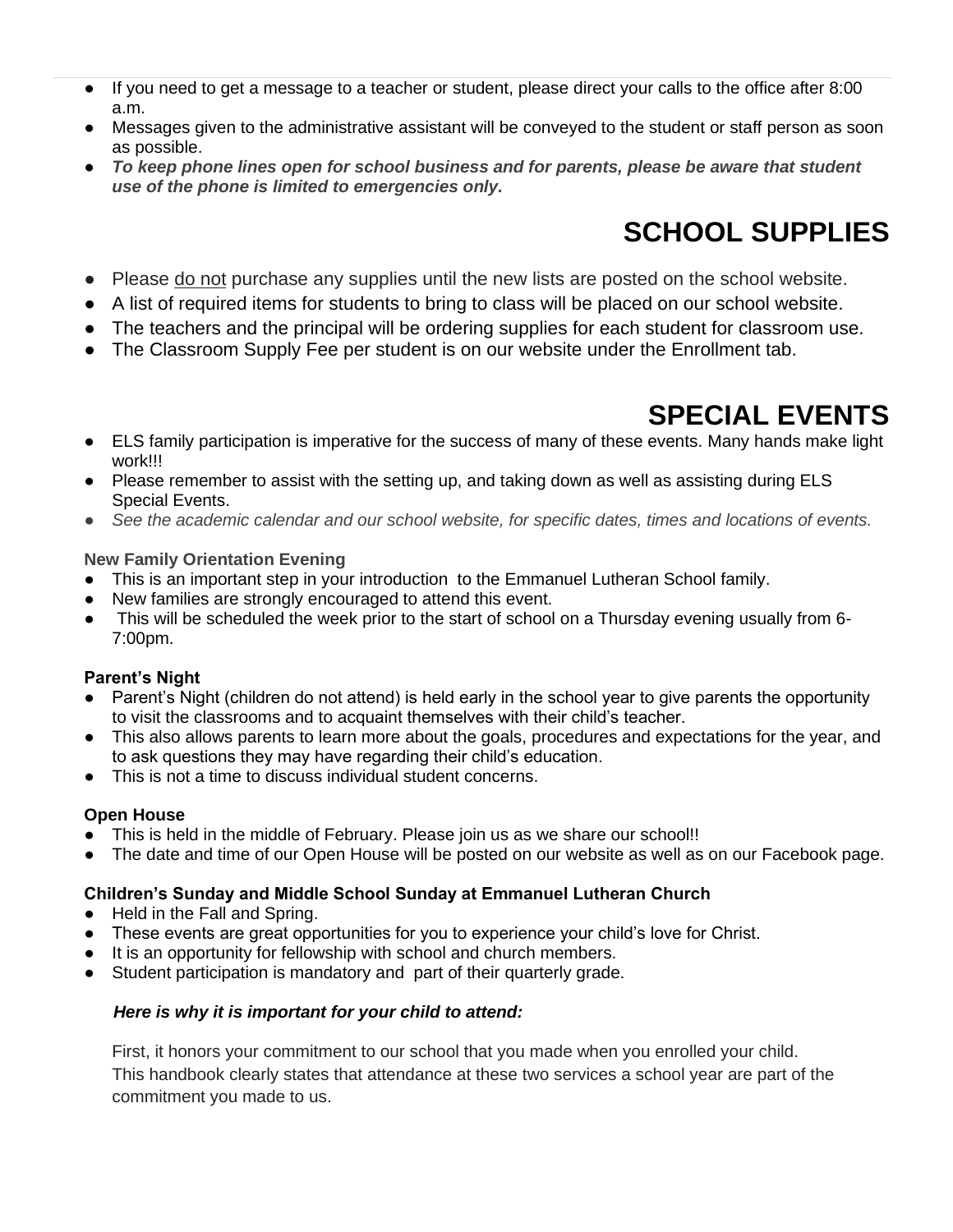- If you need to get a message to a teacher or student, please direct your calls to the office after 8:00 a.m.
- Messages given to the administrative assistant will be conveyed to the student or staff person as soon as possible.
- ***To keep phone lines open for school business and for parents, please be aware that student use of the phone is limited to emergencies only.***

# SCHOOL SUPPLIES

- Please <u>do not</u> purchase any supplies until the new lists are posted on the school website.
- A list of required items for students to bring to class will be placed on our school website.
- The teachers and the principal will be ordering supplies for each student for classroom use.
- The Classroom Supply Fee per student is on our website under the Enrollment tab.

# SPECIAL EVENTS

- ELS family participation is imperative for the success of many of these events. Many hands make light work!!!
- Please remember to assist with the setting up, and taking down as well as assisting during ELS Special Events.
- *See the academic calendar and our school website, for specific dates, times and locations of events.*

**New Family Orientation Evening**

- This is an important step in your introduction to the Emmanuel Lutheran School family.
- New families are strongly encouraged to attend this event.
- This will be scheduled the week prior to the start of school on a Thursday evening usually from 6-7:00pm.

**Parent's Night**

- Parent's Night (children do not attend) is held early in the school year to give parents the opportunity to visit the classrooms and to acquaint themselves with their child's teacher.
- This also allows parents to learn more about the goals, procedures and expectations for the year, and to ask questions they may have regarding their child's education.
- This is not a time to discuss individual student concerns.

**Open House**

- This is held in the middle of February. Please join us as we share our school!!
- The date and time of our Open House will be posted on our website as well as on our Facebook page.

**Children's Sunday and Middle School Sunday at Emmanuel Lutheran Church**

- Held in the Fall and Spring.
- These events are great opportunities for you to experience your child's love for Christ.
- It is an opportunity for fellowship with school and church members.
- Student participation is mandatory and part of their quarterly grade.

***Here is why it is important for your child to attend:***

First, it honors your commitment to our school that you made when you enrolled your child. This handbook clearly states that attendance at these two services a school year are part of the commitment you made to us.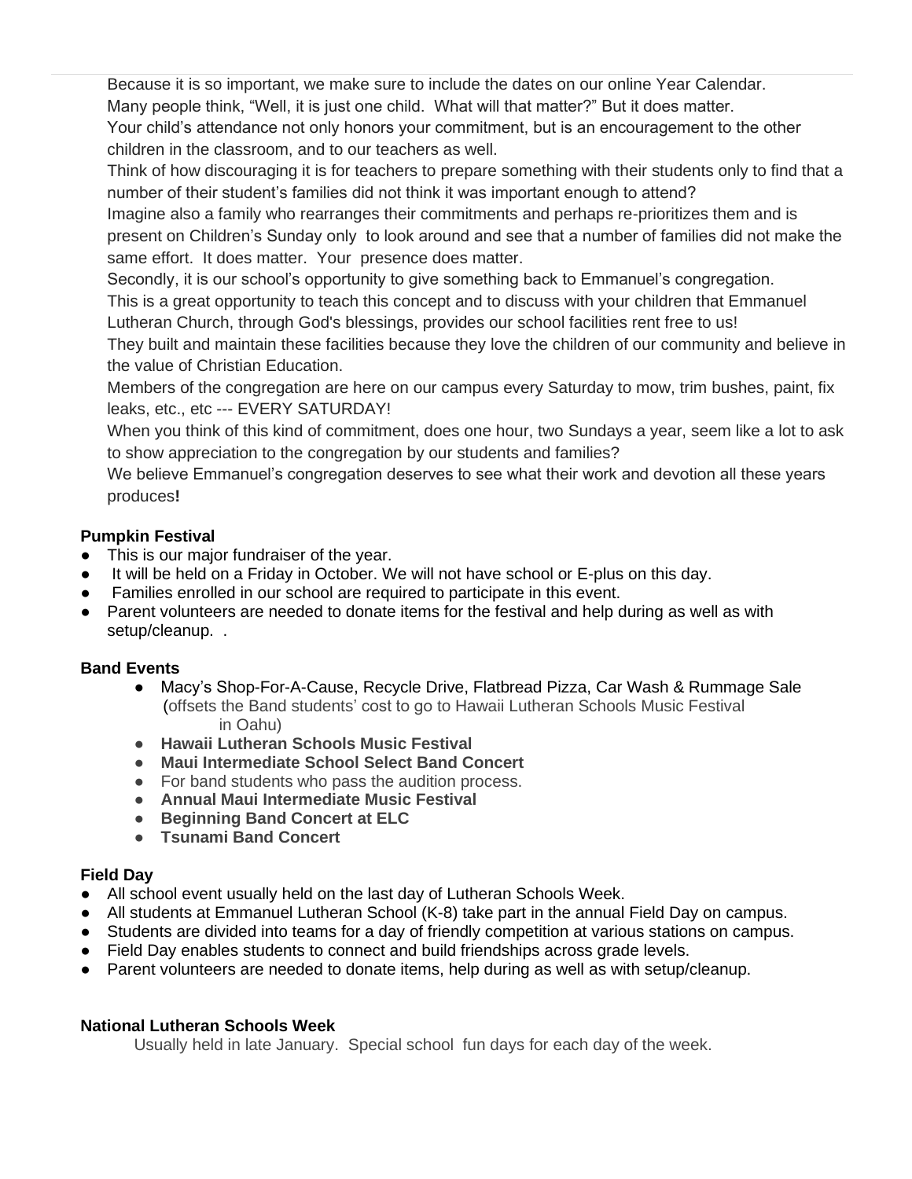Because it is so important, we make sure to include the dates on our online Year Calendar.

Many people think, "Well, it is just one child. What will that matter?" But it does matter.

Your child's attendance not only honors your commitment, but is an encouragement to the other children in the classroom, and to our teachers as well.

Think of how discouraging it is for teachers to prepare something with their students only to find that a number of their student's families did not think it was important enough to attend?

Imagine also a family who rearranges their commitments and perhaps re-prioritizes them and is present on Children's Sunday only to look around and see that a number of families did not make the same effort. It does matter. Your presence does matter.

Secondly, it is our school's opportunity to give something back to Emmanuel's congregation.

This is a great opportunity to teach this concept and to discuss with your children that Emmanuel Lutheran Church, through God's blessings, provides our school facilities rent free to us!

They built and maintain these facilities because they love the children of our community and believe in the value of Christian Education.

Members of the congregation are here on our campus every Saturday to mow, trim bushes, paint, fix leaks, etc., etc --- EVERY SATURDAY!

When you think of this kind of commitment, does one hour, two Sundays a year, seem like a lot to ask to show appreciation to the congregation by our students and families?

We believe Emmanuel's congregation deserves to see what their work and devotion all these years produces**!**

**Pumpkin Festival**

- This is our major fundraiser of the year.
- It will be held on a Friday in October. We will not have school or E-plus on this day.
- Families enrolled in our school are required to participate in this event.
- Parent volunteers are needed to donate items for the festival and help during as well as with setup/cleanup. .

**Band Events**

- Macy's Shop-For-A-Cause, Recycle Drive, Flatbread Pizza, Car Wash & Rummage Sale (offsets the Band students' cost to go to Hawaii Lutheran Schools Music Festival in Oahu)
- **Hawaii Lutheran Schools Music Festival**
- **Maui Intermediate School Select Band Concert**
- For band students who pass the audition process.
- **Annual Maui Intermediate Music Festival**
- **Beginning Band Concert at ELC**
- **Tsunami Band Concert**

**Field Day**

- All school event usually held on the last day of Lutheran Schools Week.
- All students at Emmanuel Lutheran School (K-8) take part in the annual Field Day on campus.
- Students are divided into teams for a day of friendly competition at various stations on campus.
- Field Day enables students to connect and build friendships across grade levels.
- Parent volunteers are needed to donate items, help during as well as with setup/cleanup.

**National Lutheran Schools Week**

Usually held in late January. Special school fun days for each day of the week.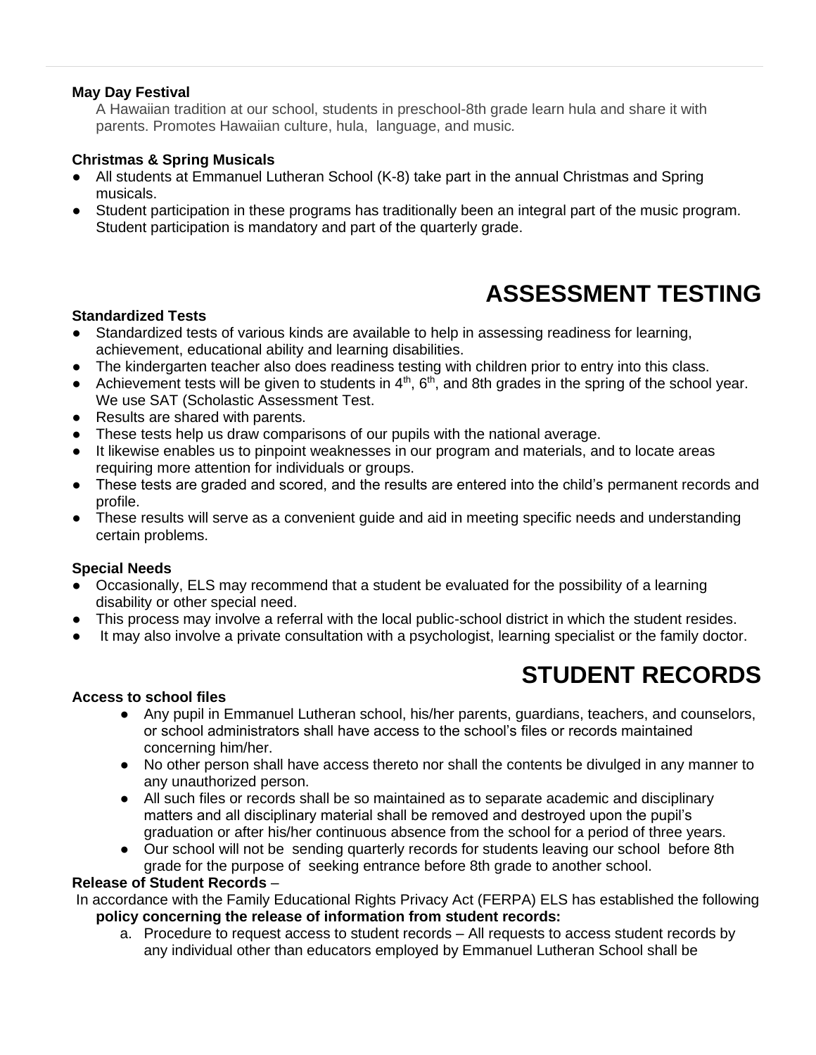**May Day Festival**

A Hawaiian tradition at our school, students in preschool-8th grade learn hula and share it with parents. Promotes Hawaiian culture, hula, language, and music.

**Christmas & Spring Musicals**

- All students at Emmanuel Lutheran School (K-8) take part in the annual Christmas and Spring musicals.
- Student participation in these programs has traditionally been an integral part of the music program. Student participation is mandatory and part of the quarterly grade.

# ASSESSMENT TESTING

**Standardized Tests**

- Standardized tests of various kinds are available to help in assessing readiness for learning, achievement, educational ability and learning disabilities.
- The kindergarten teacher also does readiness testing with children prior to entry into this class.
- Achievement tests will be given to students in 4th, 6th, and 8th grades in the spring of the school year. We use SAT (Scholastic Assessment Test.
- Results are shared with parents.
- These tests help us draw comparisons of our pupils with the national average.
- It likewise enables us to pinpoint weaknesses in our program and materials, and to locate areas requiring more attention for individuals or groups.
- These tests are graded and scored, and the results are entered into the child's permanent records and profile.
- These results will serve as a convenient guide and aid in meeting specific needs and understanding certain problems.

**Special Needs**

- Occasionally, ELS may recommend that a student be evaluated for the possibility of a learning disability or other special need.
- This process may involve a referral with the local public-school district in which the student resides.
- It may also involve a private consultation with a psychologist, learning specialist or the family doctor.

# STUDENT RECORDS

**Access to school files**

- Any pupil in Emmanuel Lutheran school, his/her parents, guardians, teachers, and counselors, or school administrators shall have access to the school's files or records maintained concerning him/her.
- No other person shall have access thereto nor shall the contents be divulged in any manner to any unauthorized person.
- All such files or records shall be so maintained as to separate academic and disciplinary matters and all disciplinary material shall be removed and destroyed upon the pupil's graduation or after his/her continuous absence from the school for a period of three years.
- Our school will not be sending quarterly records for students leaving our school before 8th grade for the purpose of seeking entrance before 8th grade to another school.

**Release of Student Records** –

In accordance with the Family Educational Rights Privacy Act (FERPA) ELS has established the following **policy concerning the release of information from student records:**

a. Procedure to request access to student records – All requests to access student records by any individual other than educators employed by Emmanuel Lutheran School shall be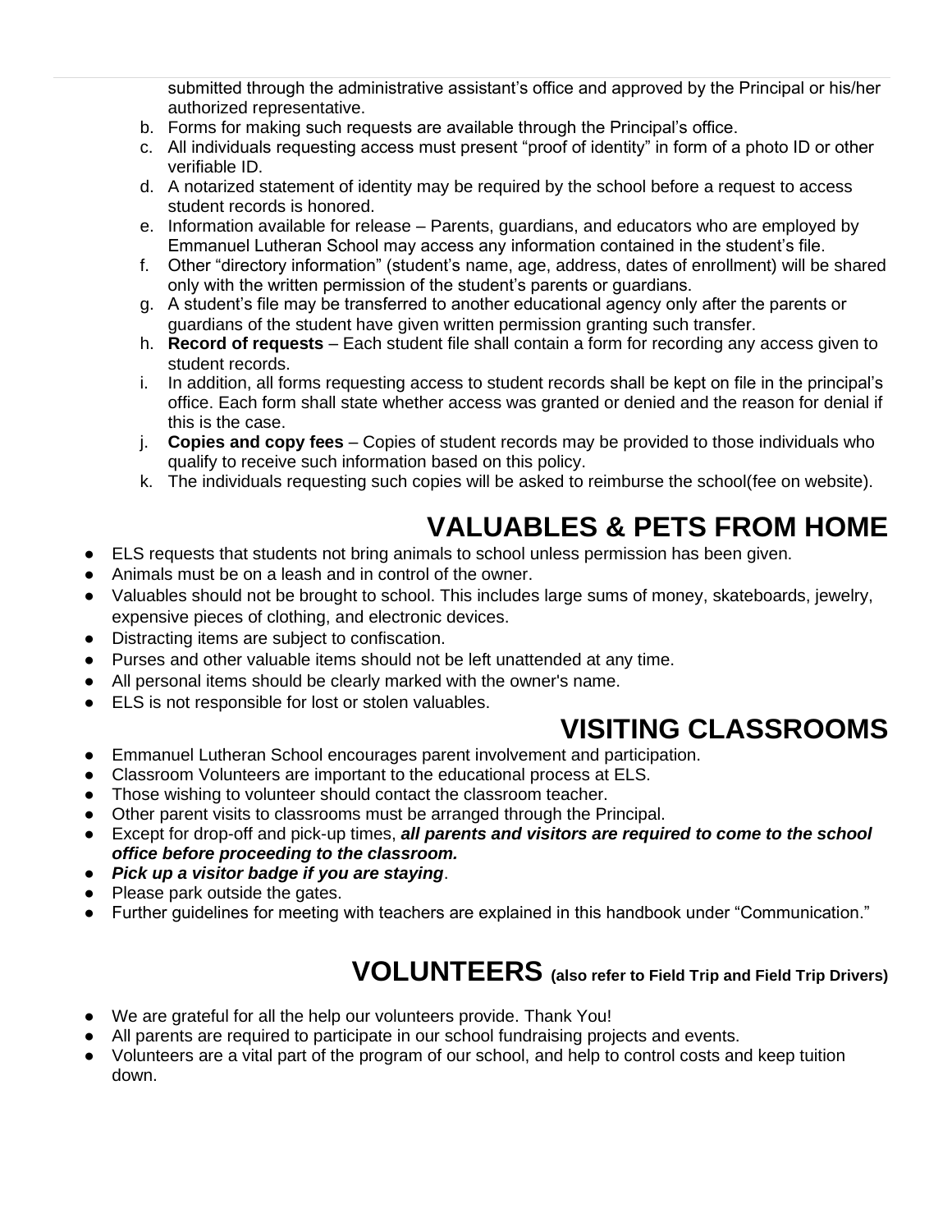submitted through the administrative assistant's office and approved by the Principal or his/her authorized representative.

b. Forms for making such requests are available through the Principal's office.
c. All individuals requesting access must present "proof of identity" in form of a photo ID or other verifiable ID.
d. A notarized statement of identity may be required by the school before a request to access student records is honored.
e. Information available for release – Parents, guardians, and educators who are employed by Emmanuel Lutheran School may access any information contained in the student's file.
f. Other "directory information" (student's name, age, address, dates of enrollment) will be shared only with the written permission of the student's parents or guardians.
g. A student's file may be transferred to another educational agency only after the parents or guardians of the student have given written permission granting such transfer.
h. **Record of requests** – Each student file shall contain a form for recording any access given to student records.
i. In addition, all forms requesting access to student records shall be kept on file in the principal's office. Each form shall state whether access was granted or denied and the reason for denial if this is the case.
j. **Copies and copy fees** – Copies of student records may be provided to those individuals who qualify to receive such information based on this policy.
k. The individuals requesting such copies will be asked to reimburse the school(fee on website).

# VALUABLES & PETS FROM HOME

- ELS requests that students not bring animals to school unless permission has been given.
- Animals must be on a leash and in control of the owner.
- Valuables should not be brought to school. This includes large sums of money, skateboards, jewelry, expensive pieces of clothing, and electronic devices.
- Distracting items are subject to confiscation.
- Purses and other valuable items should not be left unattended at any time.
- All personal items should be clearly marked with the owner's name.
- ELS is not responsible for lost or stolen valuables.

# VISITING CLASSROOMS

- Emmanuel Lutheran School encourages parent involvement and participation.
- Classroom Volunteers are important to the educational process at ELS.
- Those wishing to volunteer should contact the classroom teacher.
- Other parent visits to classrooms must be arranged through the Principal.
- Except for drop-off and pick-up times, ***all parents and visitors are required to come to the school office before proceeding to the classroom.***
- ***Pick up a visitor badge if you are staying***.
- Please park outside the gates.
- Further guidelines for meeting with teachers are explained in this handbook under "Communication."

# VOLUNTEERS (also refer to Field Trip and Field Trip Drivers)

- We are grateful for all the help our volunteers provide. Thank You!
- All parents are required to participate in our school fundraising projects and events.
- Volunteers are a vital part of the program of our school, and help to control costs and keep tuition down.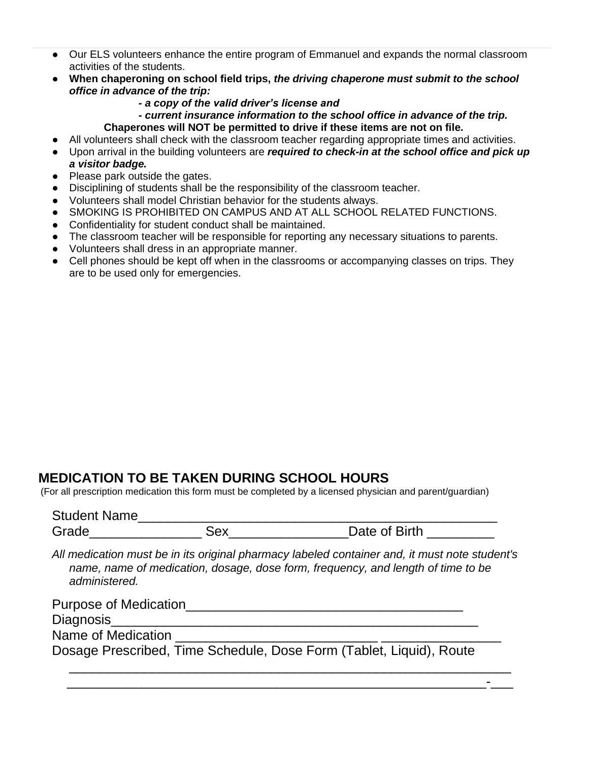- Our ELS volunteers enhance the entire program of Emmanuel and expands the normal classroom activities of the students.
- **When chaperoning on school field trips, *the driving chaperone must submit to the school office in advance of the trip:***
  - ***- a copy of the valid driver's license and***
  - ***- current insurance information to the school office in advance of the trip.***

  **Chaperones will NOT be permitted to drive if these items are not on file.**
- All volunteers shall check with the classroom teacher regarding appropriate times and activities.
- Upon arrival in the building volunteers are ***required to check-in at the school office and pick up a visitor badge.***
- Please park outside the gates.
- Disciplining of students shall be the responsibility of the classroom teacher.
- Volunteers shall model Christian behavior for the students always.
- SMOKING IS PROHIBITED ON CAMPUS AND AT ALL SCHOOL RELATED FUNCTIONS.
- Confidentiality for student conduct shall be maintained.
- The classroom teacher will be responsible for reporting any necessary situations to parents.
- Volunteers shall dress in an appropriate manner.
- Cell phones should be kept off when in the classrooms or accompanying classes on trips. They are to be used only for emergencies.

## MEDICATION TO BE TAKEN DURING SCHOOL HOURS

(For all prescription medication this form must be completed by a licensed physician and parent/guardian)

Student Name_______________________________________________

Grade_______________ Sex________________Date of Birth _________

*All medication must be in its original pharmacy labeled container and, it must note student's name, name of medication, dosage, dose form, frequency, and length of time to be administered.*

Purpose of Medication_____________________________________

Diagnosis_________________________________________________

Name of Medication ___________________________ ________________

Dosage Prescribed, Time Schedule, Dose Form (Tablet, Liquid), Route

___________________________________________________________

________________________________________________________-___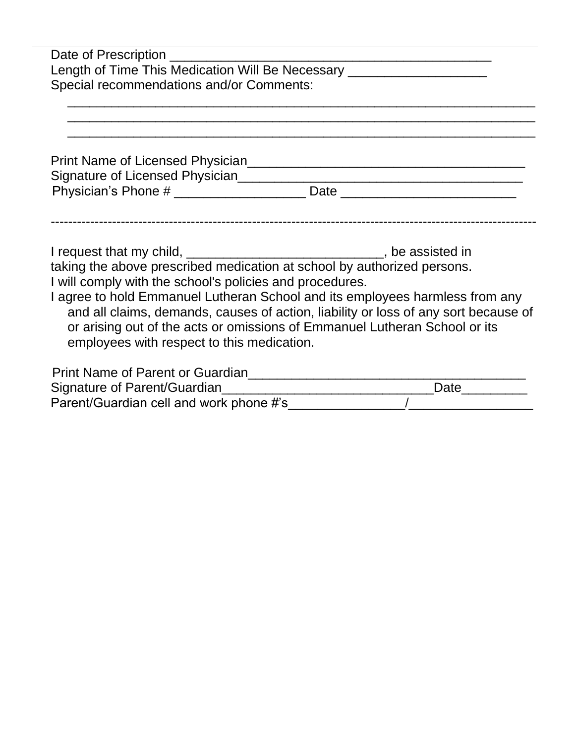Date of Prescription _____________________________________________
Length of Time This Medication Will Be Necessary ___________________
Special recommendations and/or Comments:

_________________________________________________________________
_________________________________________________________________
_________________________________________________________________

Print Name of Licensed Physician______________________________________
Signature of Licensed Physician________________________________________
Physician's Phone # __________________ Date ________________________

-----------------------------------------------------------------------------------------------------------

I request that my child, ___________________________, be assisted in taking the above prescribed medication at school by authorized persons.
I will comply with the school's policies and procedures.
I agree to hold Emmanuel Lutheran School and its employees harmless from any and all claims, demands, causes of action, liability or loss of any sort because of or arising out of the acts or omissions of Emmanuel Lutheran School or its employees with respect to this medication.

Print Name of Parent or Guardian_______________________________________
Signature of Parent/Guardian_____________________________Date_________
Parent/Guardian cell and work phone #'s________________/_________________